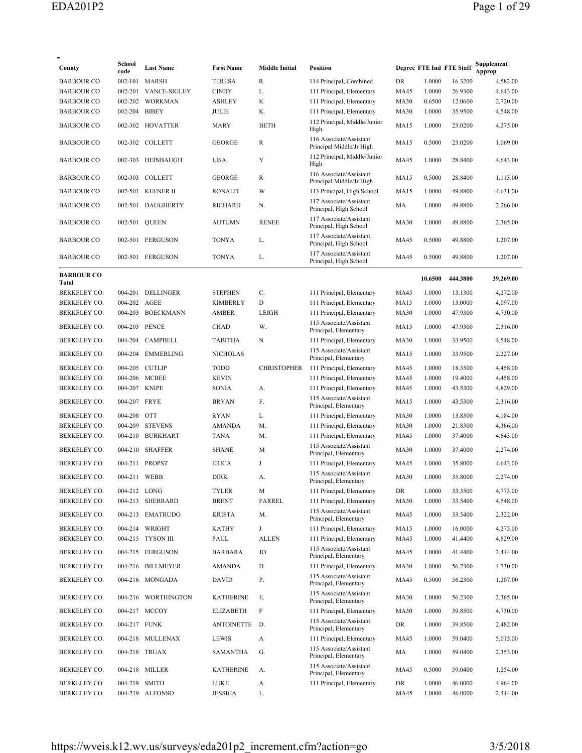-

| County | School code | Last Name | First Name | Middle Initial | Position | Degree | FTE Ind | FTE Staff | Supplement Approp |
|---|---|---|---|---|---|---|---|---|---|
| BARBOUR CO | 002-101 | MARSH | TERESA | R. | 114 Principal, Combined | DR | 1.0000 | 16.3200 | 4,582.00 |
| BARBOUR CO | 002-201 | VANCE-SIGLEY | CINDY | L | 111 Principal, Elementary | MA45 | 1.0000 | 26.9300 | 4,643.00 |
| BARBOUR CO | 002-202 | WORKMAN | ASHLEY | K | 111 Principal, Elementary | MA30 | 0.6500 | 12.0600 | 2,720.00 |
| BARBOUR CO | 002-204 | BIBEY | JULIE | K. | 111 Principal, Elementary | MA30 | 1.0000 | 35.9500 | 4,548.00 |
| BARBOUR CO | 002-302 | HOVATTER | MARY | BETH | 112 Principal, Middle/Junior High | MA15 | 1.0000 | 23.0200 | 4,275.00 |
| BARBOUR CO | 002-302 | COLLETT | GEORGE | R | 116 Associate/Assistant Principal Middle/Jr High | MA15 | 0.5000 | 23.0200 | 1,069.00 |
| BARBOUR CO | 002-303 | HEINBAUGH | LISA | Y | 112 Principal, Middle/Junior High | MA45 | 1.0000 | 28.8400 | 4,643.00 |
| BARBOUR CO | 002-303 | COLLETT | GEORGE | R | 116 Associate/Assistant Principal Middle/Jr High | MA15 | 0.5000 | 28.8400 | 1,113.00 |
| BARBOUR CO | 002-501 | KEENER II | RONALD | W | 113 Principal, High School | MA15 | 1.0000 | 49.8800 | 4,631.00 |
| BARBOUR CO | 002-501 | DAUGHERTY | RICHARD | N. | 117 Associate/Assistant Principal, High School | MA | 1.0000 | 49.8800 | 2,266.00 |
| BARBOUR CO | 002-501 | QUEEN | AUTUMN | RENEE | 117 Associate/Assistant Principal, High School | MA30 | 1.0000 | 49.8800 | 2,365.00 |
| BARBOUR CO | 002-501 | FERGUSON | TONYA | L. | 117 Associate/Assistant Principal, High School | MA45 | 0.5000 | 49.8800 | 1,207.00 |
| BARBOUR CO | 002-501 | FERGUSON | TONYA | L. | 117 Associate/Assistant Principal, High School | MA45 | 0.5000 | 49.8800 | 1,207.00 |
| **BARBOUR CO Total** | | | | | | | **10.6500** | **444.3800** | **39,269.00** |
| BERKELEY CO. | 004-201 | DELLINGER | STEPHEN | C. | 111 Principal, Elementary | MA45 | 1.0000 | 13.1300 | 4,272.00 |
| BERKELEY CO. | 004-202 | AGEE | KIMBERLY | D | 111 Principal, Elementary | MA15 | 1.0000 | 13.0000 | 4,097.00 |
| BERKELEY CO. | 004-203 | BOECKMANN | AMBER | LEIGH | 111 Principal, Elementary | MA30 | 1.0000 | 47.9300 | 4,730.00 |
| BERKELEY CO. | 004-203 | PENCE | CHAD | W. | 115 Associate/Assistant Principal, Elementary | MA15 | 1.0000 | 47.9300 | 2,316.00 |
| BERKELEY CO. | 004-204 | CAMPBELL | TABITHA | N | 111 Principal, Elementary | MA30 | 1.0000 | 33.9500 | 4,548.00 |
| BERKELEY CO. | 004-204 | EMMERLING | NICHOLAS | | 115 Associate/Assistant Principal, Elementary | MA15 | 1.0000 | 33.9500 | 2,227.00 |
| BERKELEY CO. | 004-205 | CUTLIP | TODD | CHRISTOPHER | 111 Principal, Elementary | MA45 | 1.0000 | 18.3500 | 4,458.00 |
| BERKELEY CO. | 004-206 | MCBEE | KEVIN | | 111 Principal, Elementary | MA45 | 1.0000 | 19.4000 | 4,458.00 |
| BERKELEY CO. | 004-207 | KNIPE | SONIA | A. | 111 Principal, Elementary | MA45 | 1.0000 | 43.5300 | 4,829.00 |
| BERKELEY CO. | 004-207 | FRYE | BRYAN | F. | 115 Associate/Assistant Principal, Elementary | MA15 | 1.0000 | 43.5300 | 2,316.00 |
| BERKELEY CO. | 004-208 | OTT | RYAN | L | 111 Principal, Elementary | MA30 | 1.0000 | 13.8300 | 4,184.00 |
| BERKELEY CO. | 004-209 | STEVENS | AMANDA | M. | 111 Principal, Elementary | MA30 | 1.0000 | 21.8300 | 4,366.00 |
| BERKELEY CO. | 004-210 | BURKHART | TANA | M. | 111 Principal, Elementary | MA45 | 1.0000 | 37.4000 | 4,643.00 |
| BERKELEY CO. | 004-210 | SHAFFER | SHANE | M | 115 Associate/Assistant Principal, Elementary | MA30 | 1.0000 | 37.4000 | 2,274.00 |
| BERKELEY CO. | 004-211 | PROPST | ERICA | J | 111 Principal, Elementary | MA45 | 1.0000 | 35.8000 | 4,643.00 |
| BERKELEY CO. | 004-211 | WEBB | DIRK | A. | 115 Associate/Assistant Principal, Elementary | MA30 | 1.0000 | 35.8000 | 2,274.00 |
| BERKELEY CO. | 004-212 | LONG | TYLER | M | 111 Principal, Elementary | DR | 1.0000 | 33.3500 | 4,773.00 |
| BERKELEY CO. | 004-213 | SHERRARD | BRENT | FARREL | 111 Principal, Elementary | MA30 | 1.0000 | 33.5400 | 4,548.00 |
| BERKELEY CO. | 004-213 | EMATRUDO | KRISTA | M. | 115 Associate/Assistant Principal, Elementary | MA45 | 1.0000 | 33.5400 | 2,322.00 |
| BERKELEY CO. | 004-214 | WRIGHT | KATHY | J | 111 Principal, Elementary | MA15 | 1.0000 | 16.0000 | 4,275.00 |
| BERKELEY CO. | 004-215 | TYSON III | PAUL | ALLEN | 111 Principal, Elementary | MA45 | 1.0000 | 41.4400 | 4,829.00 |
| BERKELEY CO. | 004-215 | FERGUSON | BARBARA | JO | 115 Associate/Assistant Principal, Elementary | MA45 | 1.0000 | 41.4400 | 2,414.00 |
| BERKELEY CO. | 004-216 | BILLMEYER | AMANDA | D. | 111 Principal, Elementary | MA30 | 1.0000 | 56.2300 | 4,730.00 |
| BERKELEY CO. | 004-216 | MONGADA | DAVID | P. | 115 Associate/Assistant Principal, Elementary | MA45 | 0.5000 | 56.2300 | 1,207.00 |
| BERKELEY CO. | 004-216 | WORTHINGTON | KATHERINE | E. | 115 Associate/Assistant Principal, Elementary | MA30 | 1.0000 | 56.2300 | 2,365.00 |
| BERKELEY CO. | 004-217 | MCCOY | ELIZABETH | F | 111 Principal, Elementary | MA30 | 1.0000 | 39.8500 | 4,730.00 |
| BERKELEY CO. | 004-217 | FUNK | ANTOINETTE | D. | 115 Associate/Assistant Principal, Elementary | DR | 1.0000 | 39.8500 | 2,482.00 |
| BERKELEY CO. | 004-218 | MULLENAX | LEWIS | A | 111 Principal, Elementary | MA45 | 1.0000 | 59.0400 | 5,015.00 |
| BERKELEY CO. | 004-218 | TRUAX | SAMANTHA | G. | 115 Associate/Assistant Principal, Elementary | MA | 1.0000 | 59.0400 | 2,353.00 |
| BERKELEY CO. | 004-218 | MILLER | KATHERINE | A. | 115 Associate/Assistant Principal, Elementary | MA45 | 0.5000 | 59.0400 | 1,254.00 |
| BERKELEY CO. | 004-219 | SMITH | LUKE | A. | 111 Principal, Elementary | DR | 1.0000 | 46.0000 | 4,964.00 |
| BERKELEY CO. | 004-219 | ALFONSO | JESSICA | L. | | MA45 | 1.0000 | 46.0000 | 2,414.00 |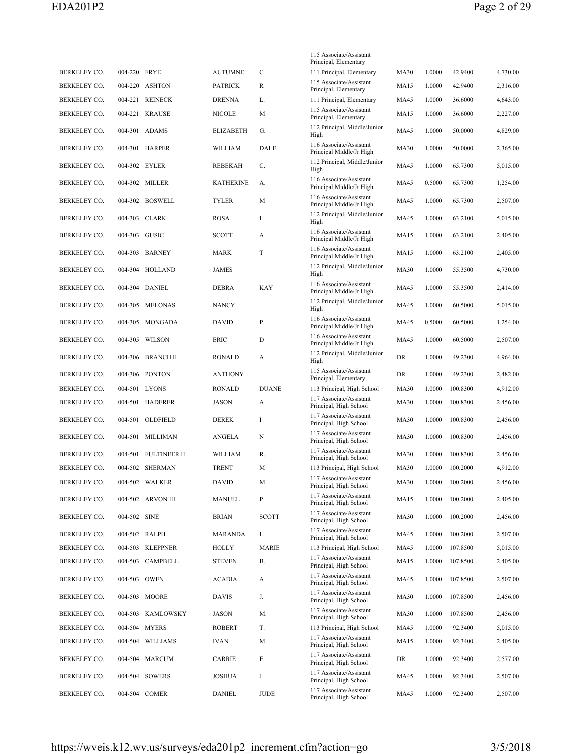| | | | | | | | | | |
|---|---|---|---|---|---|---|---|---|---|
| | | | | | 115 Associate/Assistant Principal, Elementary | | | | |
| BERKELEY CO. | 004-220 | FRYE | AUTUMNE | C | 111 Principal, Elementary | MA30 | 1.0000 | 42.9400 | 4,730.00 |
| BERKELEY CO. | 004-220 | ASHTON | PATRICK | R | 115 Associate/Assistant Principal, Elementary | MA15 | 1.0000 | 42.9400 | 2,316.00 |
| BERKELEY CO. | 004-221 | REINECK | DRENNA | L. | 111 Principal, Elementary | MA45 | 1.0000 | 36.6000 | 4,643.00 |
| BERKELEY CO. | 004-221 | KRAUSE | NICOLE | M | 115 Associate/Assistant Principal, Elementary | MA15 | 1.0000 | 36.6000 | 2,227.00 |
| BERKELEY CO. | 004-301 | ADAMS | ELIZABETH | G. | 112 Principal, Middle/Junior High | MA45 | 1.0000 | 50.0000 | 4,829.00 |
| BERKELEY CO. | 004-301 | HARPER | WILLIAM | DALE | 116 Associate/Assistant Principal Middle/Jr High | MA30 | 1.0000 | 50.0000 | 2,365.00 |
| BERKELEY CO. | 004-302 | EYLER | REBEKAH | C. | 112 Principal, Middle/Junior High | MA45 | 1.0000 | 65.7300 | 5,015.00 |
| BERKELEY CO. | 004-302 | MILLER | KATHERINE | A. | 116 Associate/Assistant Principal Middle/Jr High | MA45 | 0.5000 | 65.7300 | 1,254.00 |
| BERKELEY CO. | 004-302 | BOSWELL | TYLER | M | 116 Associate/Assistant Principal Middle/Jr High | MA45 | 1.0000 | 65.7300 | 2,507.00 |
| BERKELEY CO. | 004-303 | CLARK | ROSA | L | 112 Principal, Middle/Junior High | MA45 | 1.0000 | 63.2100 | 5,015.00 |
| BERKELEY CO. | 004-303 | GUSIC | SCOTT | A | 116 Associate/Assistant Principal Middle/Jr High | MA15 | 1.0000 | 63.2100 | 2,405.00 |
| BERKELEY CO. | 004-303 | BARNEY | MARK | T | 116 Associate/Assistant Principal Middle/Jr High | MA15 | 1.0000 | 63.2100 | 2,405.00 |
| BERKELEY CO. | 004-304 | HOLLAND | JAMES | | 112 Principal, Middle/Junior High | MA30 | 1.0000 | 55.3500 | 4,730.00 |
| BERKELEY CO. | 004-304 | DANIEL | DEBRA | KAY | 116 Associate/Assistant Principal Middle/Jr High | MA45 | 1.0000 | 55.3500 | 2,414.00 |
| BERKELEY CO. | 004-305 | MELONAS | NANCY | | 112 Principal, Middle/Junior High | MA45 | 1.0000 | 60.5000 | 5,015.00 |
| BERKELEY CO. | 004-305 | MONGADA | DAVID | P. | 116 Associate/Assistant Principal Middle/Jr High | MA45 | 0.5000 | 60.5000 | 1,254.00 |
| BERKELEY CO. | 004-305 | WILSON | ERIC | D | 116 Associate/Assistant Principal Middle/Jr High | MA45 | 1.0000 | 60.5000 | 2,507.00 |
| BERKELEY CO. | 004-306 | BRANCH II | RONALD | A | 112 Principal, Middle/Junior High | DR | 1.0000 | 49.2300 | 4,964.00 |
| BERKELEY CO. | 004-306 | PONTON | ANTHONY | | 115 Associate/Assistant Principal, Elementary | DR | 1.0000 | 49.2300 | 2,482.00 |
| BERKELEY CO. | 004-501 | LYONS | RONALD | DUANE | 113 Principal, High School | MA30 | 1.0000 | 100.8300 | 4,912.00 |
| BERKELEY CO. | 004-501 | HADERER | JASON | A. | 117 Associate/Assistant Principal, High School | MA30 | 1.0000 | 100.8300 | 2,456.00 |
| BERKELEY CO. | 004-501 | OLDFIELD | DEREK | I | 117 Associate/Assistant Principal, High School | MA30 | 1.0000 | 100.8300 | 2,456.00 |
| BERKELEY CO. | 004-501 | MILLIMAN | ANGELA | N | 117 Associate/Assistant Principal, High School | MA30 | 1.0000 | 100.8300 | 2,456.00 |
| BERKELEY CO. | 004-501 | FULTINEER II | WILLIAM | R. | 117 Associate/Assistant Principal, High School | MA30 | 1.0000 | 100.8300 | 2,456.00 |
| BERKELEY CO. | 004-502 | SHERMAN | TRENT | M | 113 Principal, High School | MA30 | 1.0000 | 100.2000 | 4,912.00 |
| BERKELEY CO. | 004-502 | WALKER | DAVID | M | 117 Associate/Assistant Principal, High School | MA30 | 1.0000 | 100.2000 | 2,456.00 |
| BERKELEY CO. | 004-502 | ARVON III | MANUEL | P | 117 Associate/Assistant Principal, High School | MA15 | 1.0000 | 100.2000 | 2,405.00 |
| BERKELEY CO. | 004-502 | SINE | BRIAN | SCOTT | 117 Associate/Assistant Principal, High School | MA30 | 1.0000 | 100.2000 | 2,456.00 |
| BERKELEY CO. | 004-502 | RALPH | MARANDA | L | 117 Associate/Assistant Principal, High School | MA45 | 1.0000 | 100.2000 | 2,507.00 |
| BERKELEY CO. | 004-503 | KLEPPNER | HOLLY | MARIE | 113 Principal, High School | MA45 | 1.0000 | 107.8500 | 5,015.00 |
| BERKELEY CO. | 004-503 | CAMPBELL | STEVEN | B. | 117 Associate/Assistant Principal, High School | MA15 | 1.0000 | 107.8500 | 2,405.00 |
| BERKELEY CO. | 004-503 | OWEN | ACADIA | A. | 117 Associate/Assistant Principal, High School | MA45 | 1.0000 | 107.8500 | 2,507.00 |
| BERKELEY CO. | 004-503 | MOORE | DAVIS | J. | 117 Associate/Assistant Principal, High School | MA30 | 1.0000 | 107.8500 | 2,456.00 |
| BERKELEY CO. | 004-503 | KAMLOWSKY | JASON | M. | 117 Associate/Assistant Principal, High School | MA30 | 1.0000 | 107.8500 | 2,456.00 |
| BERKELEY CO. | 004-504 | MYERS | ROBERT | T. | 113 Principal, High School | MA45 | 1.0000 | 92.3400 | 5,015.00 |
| BERKELEY CO. | 004-504 | WILLIAMS | IVAN | M. | 117 Associate/Assistant Principal, High School | MA15 | 1.0000 | 92.3400 | 2,405.00 |
| BERKELEY CO. | 004-504 | MARCUM | CARRIE | E | 117 Associate/Assistant Principal, High School | DR | 1.0000 | 92.3400 | 2,577.00 |
| BERKELEY CO. | 004-504 | SOWERS | JOSHUA | J | 117 Associate/Assistant Principal, High School | MA45 | 1.0000 | 92.3400 | 2,507.00 |
| BERKELEY CO. | 004-504 | COMER | DANIEL | JUDE | 117 Associate/Assistant Principal, High School | MA45 | 1.0000 | 92.3400 | 2,507.00 |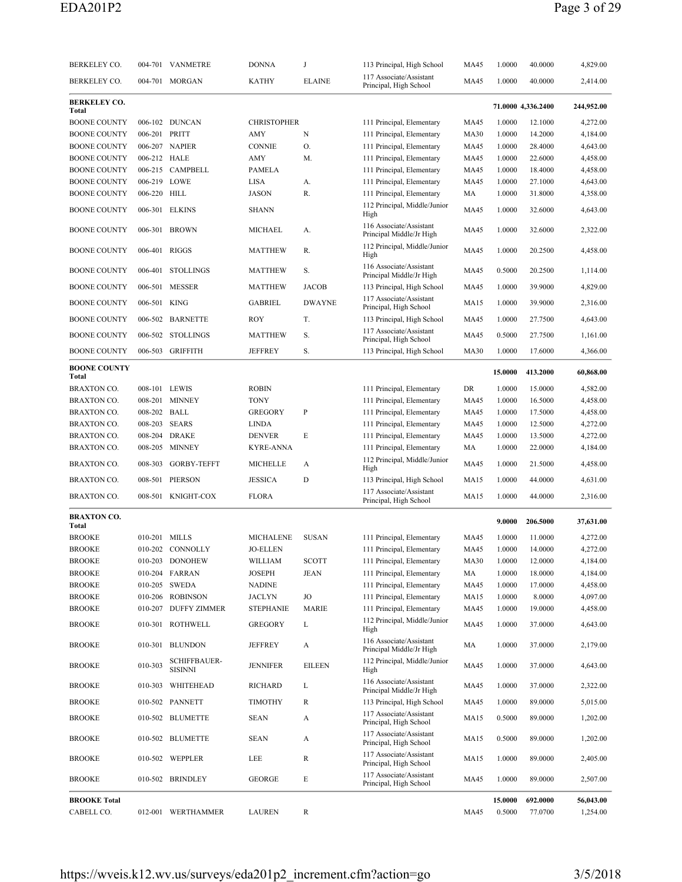| | | | | | | | | | |
|---|---|---|---|---|---|---|---|---|---|
| BERKELEY CO. | 004-701 | VANMETRE | DONNA | J | 113 Principal, High School | MA45 | 1.0000 | 40.0000 | 4,829.00 |
| BERKELEY CO. | 004-701 | MORGAN | KATHY | ELAINE | 117 Associate/Assistant Principal, High School | MA45 | 1.0000 | 40.0000 | 2,414.00 |
| **BERKELEY CO. Total** | | | | | | | **71.0000** | **4,336.2400** | **244,952.00** |
| BOONE COUNTY | 006-102 | DUNCAN | CHRISTOPHER | | 111 Principal, Elementary | MA45 | 1.0000 | 12.1000 | 4,272.00 |
| BOONE COUNTY | 006-201 | PRITT | AMY | N | 111 Principal, Elementary | MA30 | 1.0000 | 14.2000 | 4,184.00 |
| BOONE COUNTY | 006-207 | NAPIER | CONNIE | O. | 111 Principal, Elementary | MA45 | 1.0000 | 28.4000 | 4,643.00 |
| BOONE COUNTY | 006-212 | HALE | AMY | M. | 111 Principal, Elementary | MA45 | 1.0000 | 22.6000 | 4,458.00 |
| BOONE COUNTY | 006-215 | CAMPBELL | PAMELA | | 111 Principal, Elementary | MA45 | 1.0000 | 18.4000 | 4,458.00 |
| BOONE COUNTY | 006-219 | LOWE | LISA | A. | 111 Principal, Elementary | MA45 | 1.0000 | 27.1000 | 4,643.00 |
| BOONE COUNTY | 006-220 | HILL | JASON | R. | 111 Principal, Elementary | MA | 1.0000 | 31.8000 | 4,358.00 |
| BOONE COUNTY | 006-301 | ELKINS | SHANN | | 112 Principal, Middle/Junior High | MA45 | 1.0000 | 32.6000 | 4,643.00 |
| BOONE COUNTY | 006-301 | BROWN | MICHAEL | A. | 116 Associate/Assistant Principal Middle/Jr High | MA45 | 1.0000 | 32.6000 | 2,322.00 |
| BOONE COUNTY | 006-401 | RIGGS | MATTHEW | R. | 112 Principal, Middle/Junior High | MA45 | 1.0000 | 20.2500 | 4,458.00 |
| BOONE COUNTY | 006-401 | STOLLINGS | MATTHEW | S. | 116 Associate/Assistant Principal Middle/Jr High | MA45 | 0.5000 | 20.2500 | 1,114.00 |
| BOONE COUNTY | 006-501 | MESSER | MATTHEW | JACOB | 113 Principal, High School | MA45 | 1.0000 | 39.9000 | 4,829.00 |
| BOONE COUNTY | 006-501 | KING | GABRIEL | DWAYNE | 117 Associate/Assistant Principal, High School | MA15 | 1.0000 | 39.9000 | 2,316.00 |
| BOONE COUNTY | 006-502 | BARNETTE | ROY | T. | 113 Principal, High School | MA45 | 1.0000 | 27.7500 | 4,643.00 |
| BOONE COUNTY | 006-502 | STOLLINGS | MATTHEW | S. | 117 Associate/Assistant Principal, High School | MA45 | 0.5000 | 27.7500 | 1,161.00 |
| BOONE COUNTY | 006-503 | GRIFFITH | JEFFREY | S. | 113 Principal, High School | MA30 | 1.0000 | 17.6000 | 4,366.00 |
| **BOONE COUNTY Total** | | | | | | | **15.0000** | **413.2000** | **60,868.00** |
| BRAXTON CO. | 008-101 | LEWIS | ROBIN | | 111 Principal, Elementary | DR | 1.0000 | 15.0000 | 4,582.00 |
| BRAXTON CO. | 008-201 | MINNEY | TONY | | 111 Principal, Elementary | MA45 | 1.0000 | 16.5000 | 4,458.00 |
| BRAXTON CO. | 008-202 | BALL | GREGORY | P | 111 Principal, Elementary | MA45 | 1.0000 | 17.5000 | 4,458.00 |
| BRAXTON CO. | 008-203 | SEARS | LINDA | | 111 Principal, Elementary | MA45 | 1.0000 | 12.5000 | 4,272.00 |
| BRAXTON CO. | 008-204 | DRAKE | DENVER | E | 111 Principal, Elementary | MA45 | 1.0000 | 13.5000 | 4,272.00 |
| BRAXTON CO. | 008-205 | MINNEY | KYRE-ANNA | | 111 Principal, Elementary | MA | 1.0000 | 22.0000 | 4,184.00 |
| BRAXTON CO. | 008-303 | GORBY-TEFFT | MICHELLE | A | 112 Principal, Middle/Junior High | MA45 | 1.0000 | 21.5000 | 4,458.00 |
| BRAXTON CO. | 008-501 | PIERSON | JESSICA | D | 113 Principal, High School | MA15 | 1.0000 | 44.0000 | 4,631.00 |
| BRAXTON CO. | 008-501 | KNIGHT-COX | FLORA | | 117 Associate/Assistant Principal, High School | MA15 | 1.0000 | 44.0000 | 2,316.00 |
| **BRAXTON CO. Total** | | | | | | | **9.0000** | **206.5000** | **37,631.00** |
| BROOKE | 010-201 | MILLS | MICHALENE | SUSAN | 111 Principal, Elementary | MA45 | 1.0000 | 11.0000 | 4,272.00 |
| BROOKE | 010-202 | CONNOLLY | JO-ELLEN | | 111 Principal, Elementary | MA45 | 1.0000 | 14.0000 | 4,272.00 |
| BROOKE | 010-203 | DONOHEW | WILLIAM | SCOTT | 111 Principal, Elementary | MA30 | 1.0000 | 12.0000 | 4,184.00 |
| BROOKE | 010-204 | FARRAN | JOSEPH | JEAN | 111 Principal, Elementary | MA | 1.0000 | 18.0000 | 4,184.00 |
| BROOKE | 010-205 | SWEDA | NADINE | | 111 Principal, Elementary | MA45 | 1.0000 | 17.0000 | 4,458.00 |
| BROOKE | 010-206 | ROBINSON | JACLYN | JO | 111 Principal, Elementary | MA15 | 1.0000 | 8.0000 | 4,097.00 |
| BROOKE | 010-207 | DUFFY ZIMMER | STEPHANIE | MARIE | 111 Principal, Elementary | MA45 | 1.0000 | 19.0000 | 4,458.00 |
| BROOKE | 010-301 | ROTHWELL | GREGORY | L | 112 Principal, Middle/Junior High | MA45 | 1.0000 | 37.0000 | 4,643.00 |
| BROOKE | 010-301 | BLUNDON | JEFFREY | A | 116 Associate/Assistant Principal Middle/Jr High | MA | 1.0000 | 37.0000 | 2,179.00 |
| BROOKE | 010-303 | SCHIFFBAUER-SISINNI | JENNIFER | EILEEN | 112 Principal, Middle/Junior High | MA45 | 1.0000 | 37.0000 | 4,643.00 |
| BROOKE | 010-303 | WHITEHEAD | RICHARD | L | 116 Associate/Assistant Principal Middle/Jr High | MA45 | 1.0000 | 37.0000 | 2,322.00 |
| BROOKE | 010-502 | PANNETT | TIMOTHY | R | 113 Principal, High School | MA45 | 1.0000 | 89.0000 | 5,015.00 |
| BROOKE | 010-502 | BLUMETTE | SEAN | A | 117 Associate/Assistant Principal, High School | MA15 | 0.5000 | 89.0000 | 1,202.00 |
| BROOKE | 010-502 | BLUMETTE | SEAN | A | 117 Associate/Assistant Principal, High School | MA15 | 0.5000 | 89.0000 | 1,202.00 |
| BROOKE | 010-502 | WEPPLER | LEE | R | 117 Associate/Assistant Principal, High School | MA15 | 1.0000 | 89.0000 | 2,405.00 |
| BROOKE | 010-502 | BRINDLEY | GEORGE | E | 117 Associate/Assistant Principal, High School | MA45 | 1.0000 | 89.0000 | 2,507.00 |
| **BROOKE Total** | | | | | | | **15.0000** | **692.0000** | **56,043.00** |
| CABELL CO. | 012-001 | WERTHAMMER | LAUREN | R | | MA45 | 0.5000 | 77.0700 | 1,254.00 |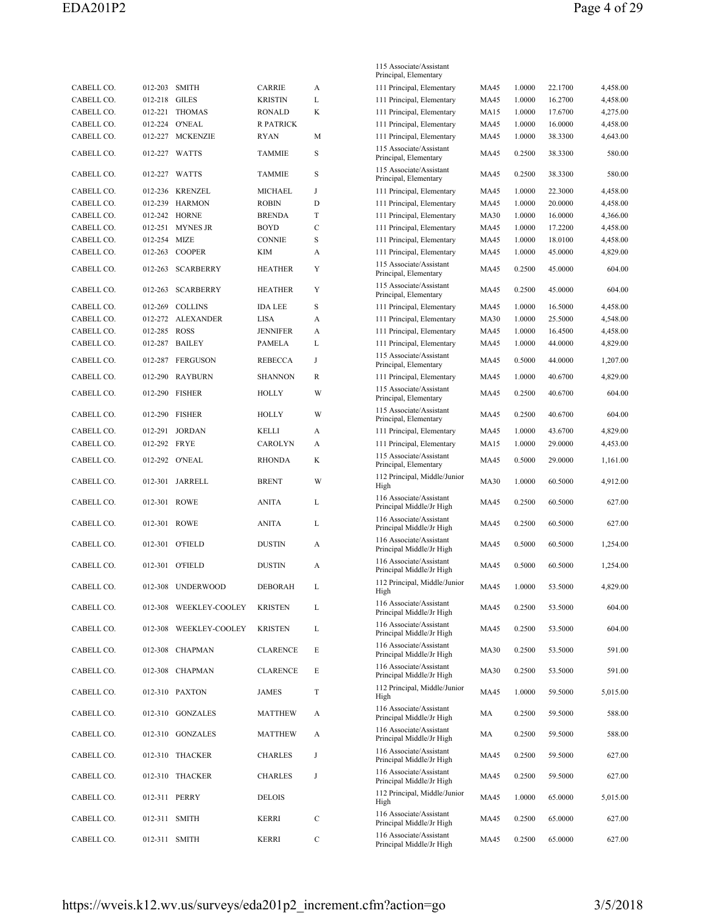| | | | | | 115 Associate/Assistant Principal, Elementary | | | | |
|---|---|---|---|---|---|---|---|---|---|
| CABELL CO. | 012-203 | SMITH | CARRIE | A | 111 Principal, Elementary | MA45 | 1.0000 | 22.1700 | 4,458.00 |
| CABELL CO. | 012-218 | GILES | KRISTIN | L | 111 Principal, Elementary | MA45 | 1.0000 | 16.2700 | 4,458.00 |
| CABELL CO. | 012-221 | THOMAS | RONALD | K | 111 Principal, Elementary | MA15 | 1.0000 | 17.6700 | 4,275.00 |
| CABELL CO. | 012-224 | O'NEAL | R PATRICK | | 111 Principal, Elementary | MA45 | 1.0000 | 16.0000 | 4,458.00 |
| CABELL CO. | 012-227 | MCKENZIE | RYAN | M | 111 Principal, Elementary | MA45 | 1.0000 | 38.3300 | 4,643.00 |
| CABELL CO. | 012-227 | WATTS | TAMMIE | S | 115 Associate/Assistant Principal, Elementary | MA45 | 0.2500 | 38.3300 | 580.00 |
| CABELL CO. | 012-227 | WATTS | TAMMIE | S | 115 Associate/Assistant Principal, Elementary | MA45 | 0.2500 | 38.3300 | 580.00 |
| CABELL CO. | 012-236 | KRENZEL | MICHAEL | J | 111 Principal, Elementary | MA45 | 1.0000 | 22.3000 | 4,458.00 |
| CABELL CO. | 012-239 | HARMON | ROBIN | D | 111 Principal, Elementary | MA45 | 1.0000 | 20.0000 | 4,458.00 |
| CABELL CO. | 012-242 | HORNE | BRENDA | T | 111 Principal, Elementary | MA30 | 1.0000 | 16.0000 | 4,366.00 |
| CABELL CO. | 012-251 | MYNES JR | BOYD | C | 111 Principal, Elementary | MA45 | 1.0000 | 17.2200 | 4,458.00 |
| CABELL CO. | 012-254 | MIZE | CONNIE | S | 111 Principal, Elementary | MA45 | 1.0000 | 18.0100 | 4,458.00 |
| CABELL CO. | 012-263 | COOPER | KIM | A | 111 Principal, Elementary | MA45 | 1.0000 | 45.0000 | 4,829.00 |
| CABELL CO. | 012-263 | SCARBERRY | HEATHER | Y | 115 Associate/Assistant Principal, Elementary | MA45 | 0.2500 | 45.0000 | 604.00 |
| CABELL CO. | 012-263 | SCARBERRY | HEATHER | Y | 115 Associate/Assistant Principal, Elementary | MA45 | 0.2500 | 45.0000 | 604.00 |
| CABELL CO. | 012-269 | COLLINS | IDA LEE | S | 111 Principal, Elementary | MA45 | 1.0000 | 16.5000 | 4,458.00 |
| CABELL CO. | 012-272 | ALEXANDER | LISA | A | 111 Principal, Elementary | MA30 | 1.0000 | 25.5000 | 4,548.00 |
| CABELL CO. | 012-285 | ROSS | JENNIFER | A | 111 Principal, Elementary | MA45 | 1.0000 | 16.4500 | 4,458.00 |
| CABELL CO. | 012-287 | BAILEY | PAMELA | L | 111 Principal, Elementary | MA45 | 1.0000 | 44.0000 | 4,829.00 |
| CABELL CO. | 012-287 | FERGUSON | REBECCA | J | 115 Associate/Assistant Principal, Elementary | MA45 | 0.5000 | 44.0000 | 1,207.00 |
| CABELL CO. | 012-290 | RAYBURN | SHANNON | R | 111 Principal, Elementary | MA45 | 1.0000 | 40.6700 | 4,829.00 |
| CABELL CO. | 012-290 | FISHER | HOLLY | W | 115 Associate/Assistant Principal, Elementary | MA45 | 0.2500 | 40.6700 | 604.00 |
| CABELL CO. | 012-290 | FISHER | HOLLY | W | 115 Associate/Assistant Principal, Elementary | MA45 | 0.2500 | 40.6700 | 604.00 |
| CABELL CO. | 012-291 | JORDAN | KELLI | A | 111 Principal, Elementary | MA45 | 1.0000 | 43.6700 | 4,829.00 |
| CABELL CO. | 012-292 | FRYE | CAROLYN | A | 111 Principal, Elementary | MA15 | 1.0000 | 29.0000 | 4,453.00 |
| CABELL CO. | 012-292 | O'NEAL | RHONDA | K | 115 Associate/Assistant Principal, Elementary | MA45 | 0.5000 | 29.0000 | 1,161.00 |
| CABELL CO. | 012-301 | JARRELL | BRENT | W | 112 Principal, Middle/Junior High | MA30 | 1.0000 | 60.5000 | 4,912.00 |
| CABELL CO. | 012-301 | ROWE | ANITA | L | 116 Associate/Assistant Principal Middle/Jr High | MA45 | 0.2500 | 60.5000 | 627.00 |
| CABELL CO. | 012-301 | ROWE | ANITA | L | 116 Associate/Assistant Principal Middle/Jr High | MA45 | 0.2500 | 60.5000 | 627.00 |
| CABELL CO. | 012-301 | O'FIELD | DUSTIN | A | 116 Associate/Assistant Principal Middle/Jr High | MA45 | 0.5000 | 60.5000 | 1,254.00 |
| CABELL CO. | 012-301 | O'FIELD | DUSTIN | A | 116 Associate/Assistant Principal Middle/Jr High | MA45 | 0.5000 | 60.5000 | 1,254.00 |
| CABELL CO. | 012-308 | UNDERWOOD | DEBORAH | L | 112 Principal, Middle/Junior High | MA45 | 1.0000 | 53.5000 | 4,829.00 |
| CABELL CO. | 012-308 | WEEKLEY-COOLEY | KRISTEN | L | 116 Associate/Assistant Principal Middle/Jr High | MA45 | 0.2500 | 53.5000 | 604.00 |
| CABELL CO. | 012-308 | WEEKLEY-COOLEY | KRISTEN | L | 116 Associate/Assistant Principal Middle/Jr High | MA45 | 0.2500 | 53.5000 | 604.00 |
| CABELL CO. | 012-308 | CHAPMAN | CLARENCE | E | 116 Associate/Assistant Principal Middle/Jr High | MA30 | 0.2500 | 53.5000 | 591.00 |
| CABELL CO. | 012-308 | CHAPMAN | CLARENCE | E | 116 Associate/Assistant Principal Middle/Jr High | MA30 | 0.2500 | 53.5000 | 591.00 |
| CABELL CO. | 012-310 | PAXTON | JAMES | T | 112 Principal, Middle/Junior High | MA45 | 1.0000 | 59.5000 | 5,015.00 |
| CABELL CO. | 012-310 | GONZALES | MATTHEW | A | 116 Associate/Assistant Principal Middle/Jr High | MA | 0.2500 | 59.5000 | 588.00 |
| CABELL CO. | 012-310 | GONZALES | MATTHEW | A | 116 Associate/Assistant Principal Middle/Jr High | MA | 0.2500 | 59.5000 | 588.00 |
| CABELL CO. | 012-310 | THACKER | CHARLES | J | 116 Associate/Assistant Principal Middle/Jr High | MA45 | 0.2500 | 59.5000 | 627.00 |
| CABELL CO. | 012-310 | THACKER | CHARLES | J | 116 Associate/Assistant Principal Middle/Jr High | MA45 | 0.2500 | 59.5000 | 627.00 |
| CABELL CO. | 012-311 | PERRY | DELOIS | | 112 Principal, Middle/Junior High | MA45 | 1.0000 | 65.0000 | 5,015.00 |
| CABELL CO. | 012-311 | SMITH | KERRI | C | 116 Associate/Assistant Principal Middle/Jr High | MA45 | 0.2500 | 65.0000 | 627.00 |
| CABELL CO. | 012-311 | SMITH | KERRI | C | 116 Associate/Assistant Principal Middle/Jr High | MA45 | 0.2500 | 65.0000 | 627.00 |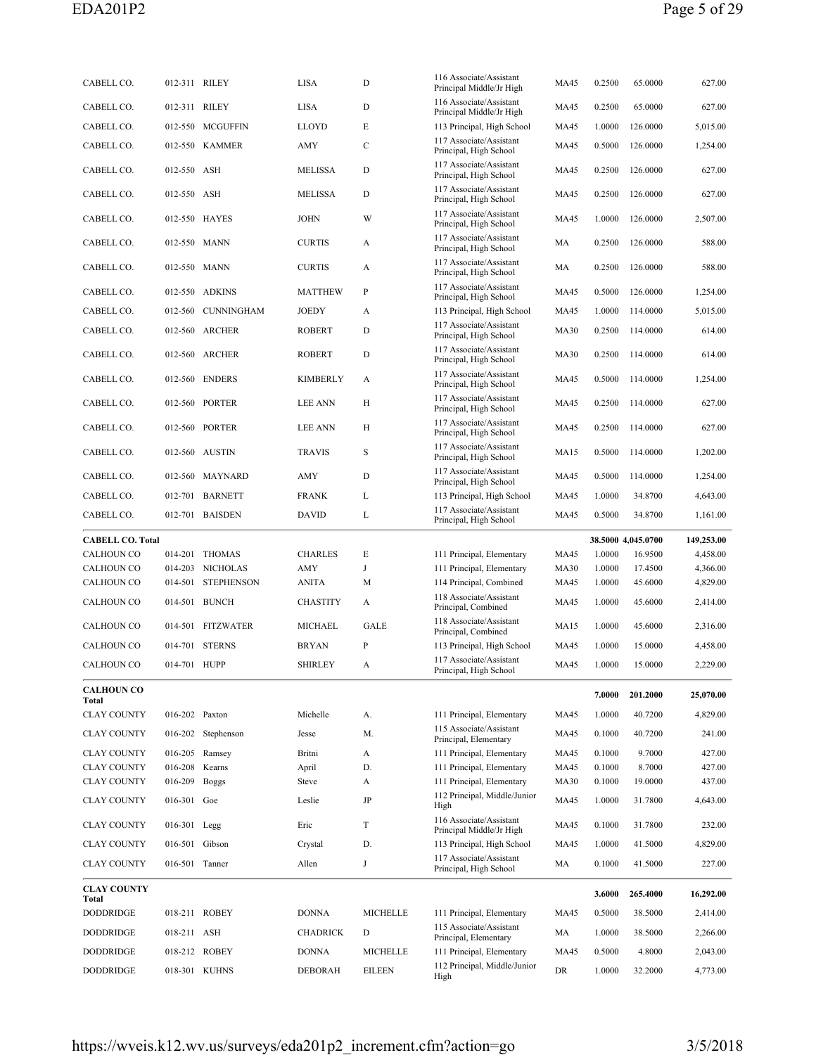| | | | | | | | | | |
|---|---|---|---|---|---|---|---|---|---|
| CABELL CO. | 012-311 | RILEY | LISA | D | 116 Associate/Assistant Principal Middle/Jr High | MA45 | 0.2500 | 65.0000 | 627.00 |
| CABELL CO. | 012-311 | RILEY | LISA | D | 116 Associate/Assistant Principal Middle/Jr High | MA45 | 0.2500 | 65.0000 | 627.00 |
| CABELL CO. | 012-550 | MCGUFFIN | LLOYD | E | 113 Principal, High School | MA45 | 1.0000 | 126.0000 | 5,015.00 |
| CABELL CO. | 012-550 | KAMMER | AMY | C | 117 Associate/Assistant Principal, High School | MA45 | 0.5000 | 126.0000 | 1,254.00 |
| CABELL CO. | 012-550 | ASH | MELISSA | D | 117 Associate/Assistant Principal, High School | MA45 | 0.2500 | 126.0000 | 627.00 |
| CABELL CO. | 012-550 | ASH | MELISSA | D | 117 Associate/Assistant Principal, High School | MA45 | 0.2500 | 126.0000 | 627.00 |
| CABELL CO. | 012-550 | HAYES | JOHN | W | 117 Associate/Assistant Principal, High School | MA45 | 1.0000 | 126.0000 | 2,507.00 |
| CABELL CO. | 012-550 | MANN | CURTIS | A | 117 Associate/Assistant Principal, High School | MA | 0.2500 | 126.0000 | 588.00 |
| CABELL CO. | 012-550 | MANN | CURTIS | A | 117 Associate/Assistant Principal, High School | MA | 0.2500 | 126.0000 | 588.00 |
| CABELL CO. | 012-550 | ADKINS | MATTHEW | P | 117 Associate/Assistant Principal, High School | MA45 | 0.5000 | 126.0000 | 1,254.00 |
| CABELL CO. | 012-560 | CUNNINGHAM | JOEDY | A | 113 Principal, High School | MA45 | 1.0000 | 114.0000 | 5,015.00 |
| CABELL CO. | 012-560 | ARCHER | ROBERT | D | 117 Associate/Assistant Principal, High School | MA30 | 0.2500 | 114.0000 | 614.00 |
| CABELL CO. | 012-560 | ARCHER | ROBERT | D | 117 Associate/Assistant Principal, High School | MA30 | 0.2500 | 114.0000 | 614.00 |
| CABELL CO. | 012-560 | ENDERS | KIMBERLY | A | 117 Associate/Assistant Principal, High School | MA45 | 0.5000 | 114.0000 | 1,254.00 |
| CABELL CO. | 012-560 | PORTER | LEE ANN | H | 117 Associate/Assistant Principal, High School | MA45 | 0.2500 | 114.0000 | 627.00 |
| CABELL CO. | 012-560 | PORTER | LEE ANN | H | 117 Associate/Assistant Principal, High School | MA45 | 0.2500 | 114.0000 | 627.00 |
| CABELL CO. | 012-560 | AUSTIN | TRAVIS | S | 117 Associate/Assistant Principal, High School | MA15 | 0.5000 | 114.0000 | 1,202.00 |
| CABELL CO. | 012-560 | MAYNARD | AMY | D | 117 Associate/Assistant Principal, High School | MA45 | 0.5000 | 114.0000 | 1,254.00 |
| CABELL CO. | 012-701 | BARNETT | FRANK | L | 113 Principal, High School | MA45 | 1.0000 | 34.8700 | 4,643.00 |
| CABELL CO. | 012-701 | BAISDEN | DAVID | L | 117 Associate/Assistant Principal, High School | MA45 | 0.5000 | 34.8700 | 1,161.00 |
| **CABELL CO. Total** | | | | | | | **38.5000** | **4,045.0700** | **149,253.00** |
| CALHOUN CO | 014-201 | THOMAS | CHARLES | E | 111 Principal, Elementary | MA45 | 1.0000 | 16.9500 | 4,458.00 |
| CALHOUN CO | 014-203 | NICHOLAS | AMY | J | 111 Principal, Elementary | MA30 | 1.0000 | 17.4500 | 4,366.00 |
| CALHOUN CO | 014-501 | STEPHENSON | ANITA | M | 114 Principal, Combined | MA45 | 1.0000 | 45.6000 | 4,829.00 |
| CALHOUN CO | 014-501 | BUNCH | CHASTITY | A | 118 Associate/Assistant Principal, Combined | MA45 | 1.0000 | 45.6000 | 2,414.00 |
| CALHOUN CO | 014-501 | FITZWATER | MICHAEL | GALE | 118 Associate/Assistant Principal, Combined | MA15 | 1.0000 | 45.6000 | 2,316.00 |
| CALHOUN CO | 014-701 | STERNS | BRYAN | P | 113 Principal, High School | MA45 | 1.0000 | 15.0000 | 4,458.00 |
| CALHOUN CO | 014-701 | HUPP | SHIRLEY | A | 117 Associate/Assistant Principal, High School | MA45 | 1.0000 | 15.0000 | 2,229.00 |
| **CALHOUN CO Total** | | | | | | | **7.0000** | **201.2000** | **25,070.00** |
| CLAY COUNTY | 016-202 | Paxton | Michelle | A. | 111 Principal, Elementary | MA45 | 1.0000 | 40.7200 | 4,829.00 |
| CLAY COUNTY | 016-202 | Stephenson | Jesse | M. | 115 Associate/Assistant Principal, Elementary | MA45 | 0.1000 | 40.7200 | 241.00 |
| CLAY COUNTY | 016-205 | Ramsey | Britni | A | 111 Principal, Elementary | MA45 | 0.1000 | 9.7000 | 427.00 |
| CLAY COUNTY | 016-208 | Kearns | April | D. | 111 Principal, Elementary | MA45 | 0.1000 | 8.7000 | 427.00 |
| CLAY COUNTY | 016-209 | Boggs | Steve | A | 111 Principal, Elementary | MA30 | 0.1000 | 19.0000 | 437.00 |
| CLAY COUNTY | 016-301 | Goe | Leslie | JP | 112 Principal, Middle/Junior High | MA45 | 1.0000 | 31.7800 | 4,643.00 |
| CLAY COUNTY | 016-301 | Legg | Eric | T | 116 Associate/Assistant Principal Middle/Jr High | MA45 | 0.1000 | 31.7800 | 232.00 |
| CLAY COUNTY | 016-501 | Gibson | Crystal | D. | 113 Principal, High School | MA45 | 1.0000 | 41.5000 | 4,829.00 |
| CLAY COUNTY | 016-501 | Tanner | Allen | J | 117 Associate/Assistant Principal, High School | MA | 0.1000 | 41.5000 | 227.00 |
| **CLAY COUNTY Total** | | | | | | | **3.6000** | **265.4000** | **16,292.00** |
| DODDRIDGE | 018-211 | ROBEY | DONNA | MICHELLE | 111 Principal, Elementary | MA45 | 0.5000 | 38.5000 | 2,414.00 |
| DODDRIDGE | 018-211 | ASH | CHADRICK | D | 115 Associate/Assistant Principal, Elementary | MA | 1.0000 | 38.5000 | 2,266.00 |
| DODDRIDGE | 018-212 | ROBEY | DONNA | MICHELLE | 111 Principal, Elementary | MA45 | 0.5000 | 4.8000 | 2,043.00 |
| DODDRIDGE | 018-301 | KUHNS | DEBORAH | EILEEN | 112 Principal, Middle/Junior High | DR | 1.0000 | 32.2000 | 4,773.00 |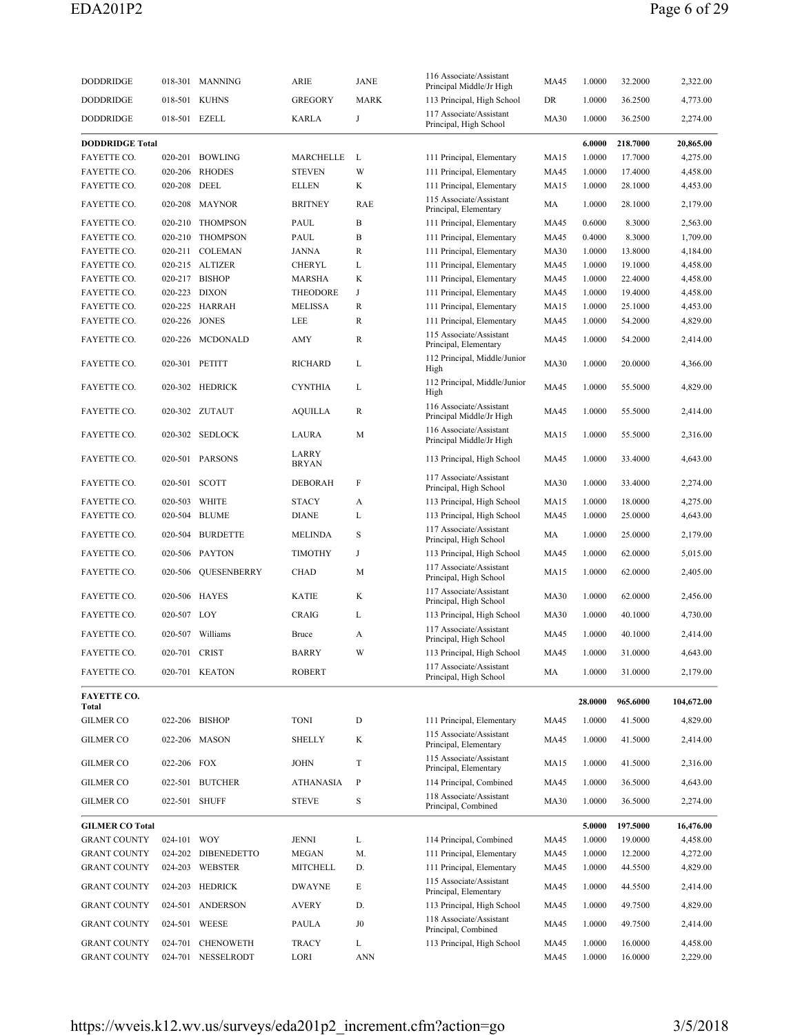| | | | | | | | | | |
|---|---|---|---|---|---|---|---|---|---|
| DODDRIDGE | 018-301 | MANNING | ARIE | JANE | 116 Associate/Assistant Principal Middle/Jr High | MA45 | 1.0000 | 32.2000 | 2,322.00 |
| DODDRIDGE | 018-501 | KUHNS | GREGORY | MARK | 113 Principal, High School | DR | 1.0000 | 36.2500 | 4,773.00 |
| DODDRIDGE | 018-501 | EZELL | KARLA | J | 117 Associate/Assistant Principal, High School | MA30 | 1.0000 | 36.2500 | 2,274.00 |
| **DODDRIDGE Total** | | | | | | | **6.0000** | **218.7000** | **20,865.00** |
| FAYETTE CO. | 020-201 | BOWLING | MARCHELLE | L | 111 Principal, Elementary | MA15 | 1.0000 | 17.7000 | 4,275.00 |
| FAYETTE CO. | 020-206 | RHODES | STEVEN | W | 111 Principal, Elementary | MA45 | 1.0000 | 17.4000 | 4,458.00 |
| FAYETTE CO. | 020-208 | DEEL | ELLEN | K | 111 Principal, Elementary | MA15 | 1.0000 | 28.1000 | 4,453.00 |
| FAYETTE CO. | 020-208 | MAYNOR | BRITNEY | RAE | 115 Associate/Assistant Principal, Elementary | MA | 1.0000 | 28.1000 | 2,179.00 |
| FAYETTE CO. | 020-210 | THOMPSON | PAUL | B | 111 Principal, Elementary | MA45 | 0.6000 | 8.3000 | 2,563.00 |
| FAYETTE CO. | 020-210 | THOMPSON | PAUL | B | 111 Principal, Elementary | MA45 | 0.4000 | 8.3000 | 1,709.00 |
| FAYETTE CO. | 020-211 | COLEMAN | JANNA | R | 111 Principal, Elementary | MA30 | 1.0000 | 13.8000 | 4,184.00 |
| FAYETTE CO. | 020-215 | ALTIZER | CHERYL | L | 111 Principal, Elementary | MA45 | 1.0000 | 19.1000 | 4,458.00 |
| FAYETTE CO. | 020-217 | BISHOP | MARSHA | K | 111 Principal, Elementary | MA45 | 1.0000 | 22.4000 | 4,458.00 |
| FAYETTE CO. | 020-223 | DIXON | THEODORE | J | 111 Principal, Elementary | MA45 | 1.0000 | 19.4000 | 4,458.00 |
| FAYETTE CO. | 020-225 | HARRAH | MELISSA | R | 111 Principal, Elementary | MA15 | 1.0000 | 25.1000 | 4,453.00 |
| FAYETTE CO. | 020-226 | JONES | LEE | R | 111 Principal, Elementary | MA45 | 1.0000 | 54.2000 | 4,829.00 |
| FAYETTE CO. | 020-226 | MCDONALD | AMY | R | 115 Associate/Assistant Principal, Elementary | MA45 | 1.0000 | 54.2000 | 2,414.00 |
| FAYETTE CO. | 020-301 | PETITT | RICHARD | L | 112 Principal, Middle/Junior High | MA30 | 1.0000 | 20.0000 | 4,366.00 |
| FAYETTE CO. | 020-302 | HEDRICK | CYNTHIA | L | 112 Principal, Middle/Junior High | MA45 | 1.0000 | 55.5000 | 4,829.00 |
| FAYETTE CO. | 020-302 | ZUTAUT | AQUILLA | R | 116 Associate/Assistant Principal Middle/Jr High | MA45 | 1.0000 | 55.5000 | 2,414.00 |
| FAYETTE CO. | 020-302 | SEDLOCK | LAURA | M | 116 Associate/Assistant Principal Middle/Jr High | MA15 | 1.0000 | 55.5000 | 2,316.00 |
| FAYETTE CO. | 020-501 | PARSONS | LARRY BRYAN | | 113 Principal, High School | MA45 | 1.0000 | 33.4000 | 4,643.00 |
| FAYETTE CO. | 020-501 | SCOTT | DEBORAH | F | 117 Associate/Assistant Principal, High School | MA30 | 1.0000 | 33.4000 | 2,274.00 |
| FAYETTE CO. | 020-503 | WHITE | STACY | A | 113 Principal, High School | MA15 | 1.0000 | 18.0000 | 4,275.00 |
| FAYETTE CO. | 020-504 | BLUME | DIANE | L | 113 Principal, High School | MA45 | 1.0000 | 25.0000 | 4,643.00 |
| FAYETTE CO. | 020-504 | BURDETTE | MELINDA | S | 117 Associate/Assistant Principal, High School | MA | 1.0000 | 25.0000 | 2,179.00 |
| FAYETTE CO. | 020-506 | PAYTON | TIMOTHY | J | 113 Principal, High School | MA45 | 1.0000 | 62.0000 | 5,015.00 |
| FAYETTE CO. | 020-506 | QUESENBERRY | CHAD | M | 117 Associate/Assistant Principal, High School | MA15 | 1.0000 | 62.0000 | 2,405.00 |
| FAYETTE CO. | 020-506 | HAYES | KATIE | K | 117 Associate/Assistant Principal, High School | MA30 | 1.0000 | 62.0000 | 2,456.00 |
| FAYETTE CO. | 020-507 | LOY | CRAIG | L | 113 Principal, High School | MA30 | 1.0000 | 40.1000 | 4,730.00 |
| FAYETTE CO. | 020-507 | Williams | Bruce | A | 117 Associate/Assistant Principal, High School | MA45 | 1.0000 | 40.1000 | 2,414.00 |
| FAYETTE CO. | 020-701 | CRIST | BARRY | W | 113 Principal, High School | MA45 | 1.0000 | 31.0000 | 4,643.00 |
| FAYETTE CO. | 020-701 | KEATON | ROBERT | | 117 Associate/Assistant Principal, High School | MA | 1.0000 | 31.0000 | 2,179.00 |
| **FAYETTE CO. Total** | | | | | | | **28.0000** | **965.6000** | **104,672.00** |
| GILMER CO | 022-206 | BISHOP | TONI | D | 111 Principal, Elementary | MA45 | 1.0000 | 41.5000 | 4,829.00 |
| GILMER CO | 022-206 | MASON | SHELLY | K | 115 Associate/Assistant Principal, Elementary | MA45 | 1.0000 | 41.5000 | 2,414.00 |
| GILMER CO | 022-206 | FOX | JOHN | T | 115 Associate/Assistant Principal, Elementary | MA15 | 1.0000 | 41.5000 | 2,316.00 |
| GILMER CO | 022-501 | BUTCHER | ATHANASIA | P | 114 Principal, Combined | MA45 | 1.0000 | 36.5000 | 4,643.00 |
| GILMER CO | 022-501 | SHUFF | STEVE | S | 118 Associate/Assistant Principal, Combined | MA30 | 1.0000 | 36.5000 | 2,274.00 |
| **GILMER CO Total** | | | | | | | **5.0000** | **197.5000** | **16,476.00** |
| GRANT COUNTY | 024-101 | WOY | JENNI | L | 114 Principal, Combined | MA45 | 1.0000 | 19.0000 | 4,458.00 |
| GRANT COUNTY | 024-202 | DIBENEDETTO | MEGAN | M. | 111 Principal, Elementary | MA45 | 1.0000 | 12.2000 | 4,272.00 |
| GRANT COUNTY | 024-203 | WEBSTER | MITCHELL | D. | 111 Principal, Elementary | MA45 | 1.0000 | 44.5500 | 4,829.00 |
| GRANT COUNTY | 024-203 | HEDRICK | DWAYNE | E | 115 Associate/Assistant Principal, Elementary | MA45 | 1.0000 | 44.5500 | 2,414.00 |
| GRANT COUNTY | 024-501 | ANDERSON | AVERY | D. | 113 Principal, High School | MA45 | 1.0000 | 49.7500 | 4,829.00 |
| GRANT COUNTY | 024-501 | WEESE | PAULA | J0 | 118 Associate/Assistant Principal, Combined | MA45 | 1.0000 | 49.7500 | 2,414.00 |
| GRANT COUNTY | 024-701 | CHENOWETH | TRACY | L | 113 Principal, High School | MA45 | 1.0000 | 16.0000 | 4,458.00 |
| GRANT COUNTY | 024-701 | NESSELRODT | LORI | ANN | | MA45 | 1.0000 | 16.0000 | 2,229.00 |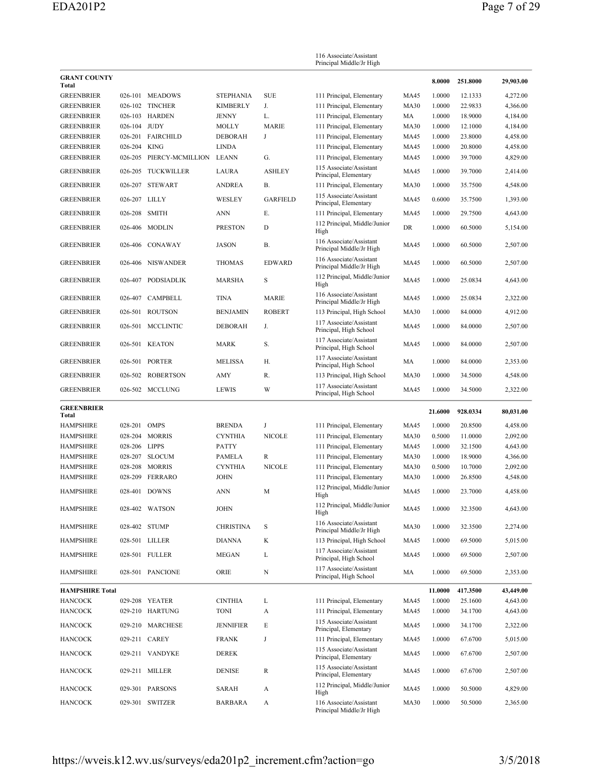| | | | | | | | | | |
|---|---|---|---|---|---|---|---|---|---|
| | | | | | 116 Associate/Assistant Principal Middle/Jr High | | | | |
| **GRANT COUNTY Total** | | | | | | | 8.0000 | 251.8000 | 29,903.00 |
| GREENBRIER | 026-101 | MEADOWS | STEPHANIA | SUE | 111 Principal, Elementary | MA45 | 1.0000 | 12.1333 | 4,272.00 |
| GREENBRIER | 026-102 | TINCHER | KIMBERLY | J. | 111 Principal, Elementary | MA30 | 1.0000 | 22.9833 | 4,366.00 |
| GREENBRIER | 026-103 | HARDEN | JENNY | L. | 111 Principal, Elementary | MA | 1.0000 | 18.9000 | 4,184.00 |
| GREENBRIER | 026-104 | JUDY | MOLLY | MARIE | 111 Principal, Elementary | MA30 | 1.0000 | 12.1000 | 4,184.00 |
| GREENBRIER | 026-201 | FAIRCHILD | DEBORAH | J | 111 Principal, Elementary | MA45 | 1.0000 | 23.8000 | 4,458.00 |
| GREENBRIER | 026-204 | KING | LINDA | | 111 Principal, Elementary | MA45 | 1.0000 | 20.8000 | 4,458.00 |
| GREENBRIER | 026-205 | PIERCY-MCMILLION | LEANN | G. | 111 Principal, Elementary | MA45 | 1.0000 | 39.7000 | 4,829.00 |
| GREENBRIER | 026-205 | TUCKWILLER | LAURA | ASHLEY | 115 Associate/Assistant Principal, Elementary | MA45 | 1.0000 | 39.7000 | 2,414.00 |
| GREENBRIER | 026-207 | STEWART | ANDREA | B. | 111 Principal, Elementary | MA30 | 1.0000 | 35.7500 | 4,548.00 |
| GREENBRIER | 026-207 | LILLY | WESLEY | GARFIELD | 115 Associate/Assistant Principal, Elementary | MA45 | 0.6000 | 35.7500 | 1,393.00 |
| GREENBRIER | 026-208 | SMITH | ANN | E. | 111 Principal, Elementary | MA45 | 1.0000 | 29.7500 | 4,643.00 |
| GREENBRIER | 026-406 | MODLIN | PRESTON | D | 112 Principal, Middle/Junior High | DR | 1.0000 | 60.5000 | 5,154.00 |
| GREENBRIER | 026-406 | CONAWAY | JASON | B. | 116 Associate/Assistant Principal Middle/Jr High | MA45 | 1.0000 | 60.5000 | 2,507.00 |
| GREENBRIER | 026-406 | NISWANDER | THOMAS | EDWARD | 116 Associate/Assistant Principal Middle/Jr High | MA45 | 1.0000 | 60.5000 | 2,507.00 |
| GREENBRIER | 026-407 | PODSIADLIK | MARSHA | S | 112 Principal, Middle/Junior High | MA45 | 1.0000 | 25.0834 | 4,643.00 |
| GREENBRIER | 026-407 | CAMPBELL | TINA | MARIE | 116 Associate/Assistant Principal Middle/Jr High | MA45 | 1.0000 | 25.0834 | 2,322.00 |
| GREENBRIER | 026-501 | ROUTSON | BENJAMIN | ROBERT | 113 Principal, High School | MA30 | 1.0000 | 84.0000 | 4,912.00 |
| GREENBRIER | 026-501 | MCCLINTIC | DEBORAH | J. | 117 Associate/Assistant Principal, High School | MA45 | 1.0000 | 84.0000 | 2,507.00 |
| GREENBRIER | 026-501 | KEATON | MARK | S. | 117 Associate/Assistant Principal, High School | MA45 | 1.0000 | 84.0000 | 2,507.00 |
| GREENBRIER | 026-501 | PORTER | MELISSA | H. | 117 Associate/Assistant Principal, High School | MA | 1.0000 | 84.0000 | 2,353.00 |
| GREENBRIER | 026-502 | ROBERTSON | AMY | R. | 113 Principal, High School | MA30 | 1.0000 | 34.5000 | 4,548.00 |
| GREENBRIER | 026-502 | MCCLUNG | LEWIS | W | 117 Associate/Assistant Principal, High School | MA45 | 1.0000 | 34.5000 | 2,322.00 |
| **GREENBRIER Total** | | | | | | | 21.6000 | 928.0334 | 80,031.00 |
| HAMPSHIRE | 028-201 | OMPS | BRENDA | J | 111 Principal, Elementary | MA45 | 1.0000 | 20.8500 | 4,458.00 |
| HAMPSHIRE | 028-204 | MORRIS | CYNTHIA | NICOLE | 111 Principal, Elementary | MA30 | 0.5000 | 11.0000 | 2,092.00 |
| HAMPSHIRE | 028-206 | LIPPS | PATTY | | 111 Principal, Elementary | MA45 | 1.0000 | 32.1500 | 4,643.00 |
| HAMPSHIRE | 028-207 | SLOCUM | PAMELA | R | 111 Principal, Elementary | MA30 | 1.0000 | 18.9000 | 4,366.00 |
| HAMPSHIRE | 028-208 | MORRIS | CYNTHIA | NICOLE | 111 Principal, Elementary | MA30 | 0.5000 | 10.7000 | 2,092.00 |
| HAMPSHIRE | 028-209 | FERRARO | JOHN | | 111 Principal, Elementary | MA30 | 1.0000 | 26.8500 | 4,548.00 |
| HAMPSHIRE | 028-401 | DOWNS | ANN | M | 112 Principal, Middle/Junior High | MA45 | 1.0000 | 23.7000 | 4,458.00 |
| HAMPSHIRE | 028-402 | WATSON | JOHN | | 112 Principal, Middle/Junior High | MA45 | 1.0000 | 32.3500 | 4,643.00 |
| HAMPSHIRE | 028-402 | STUMP | CHRISTINA | S | 116 Associate/Assistant Principal Middle/Jr High | MA30 | 1.0000 | 32.3500 | 2,274.00 |
| HAMPSHIRE | 028-501 | LILLER | DIANNA | K | 113 Principal, High School | MA45 | 1.0000 | 69.5000 | 5,015.00 |
| HAMPSHIRE | 028-501 | FULLER | MEGAN | L | 117 Associate/Assistant Principal, High School | MA45 | 1.0000 | 69.5000 | 2,507.00 |
| HAMPSHIRE | 028-501 | PANCIONE | ORIE | N | 117 Associate/Assistant Principal, High School | MA | 1.0000 | 69.5000 | 2,353.00 |
| **HAMPSHIRE Total** | | | | | | | 11.0000 | 417.3500 | 43,449.00 |
| HANCOCK | 029-208 | YEATER | CINTHIA | L | 111 Principal, Elementary | MA45 | 1.0000 | 25.1600 | 4,643.00 |
| HANCOCK | 029-210 | HARTUNG | TONI | A | 111 Principal, Elementary | MA45 | 1.0000 | 34.1700 | 4,643.00 |
| HANCOCK | 029-210 | MARCHESE | JENNIFIER | E | 115 Associate/Assistant Principal, Elementary | MA45 | 1.0000 | 34.1700 | 2,322.00 |
| HANCOCK | 029-211 | CAREY | FRANK | J | 111 Principal, Elementary | MA45 | 1.0000 | 67.6700 | 5,015.00 |
| HANCOCK | 029-211 | VANDYKE | DEREK | | 115 Associate/Assistant Principal, Elementary | MA45 | 1.0000 | 67.6700 | 2,507.00 |
| HANCOCK | 029-211 | MILLER | DENISE | R | 115 Associate/Assistant Principal, Elementary | MA45 | 1.0000 | 67.6700 | 2,507.00 |
| HANCOCK | 029-301 | PARSONS | SARAH | A | 112 Principal, Middle/Junior High | MA45 | 1.0000 | 50.5000 | 4,829.00 |
| HANCOCK | 029-301 | SWITZER | BARBARA | A | 116 Associate/Assistant Principal Middle/Jr High | MA30 | 1.0000 | 50.5000 | 2,365.00 |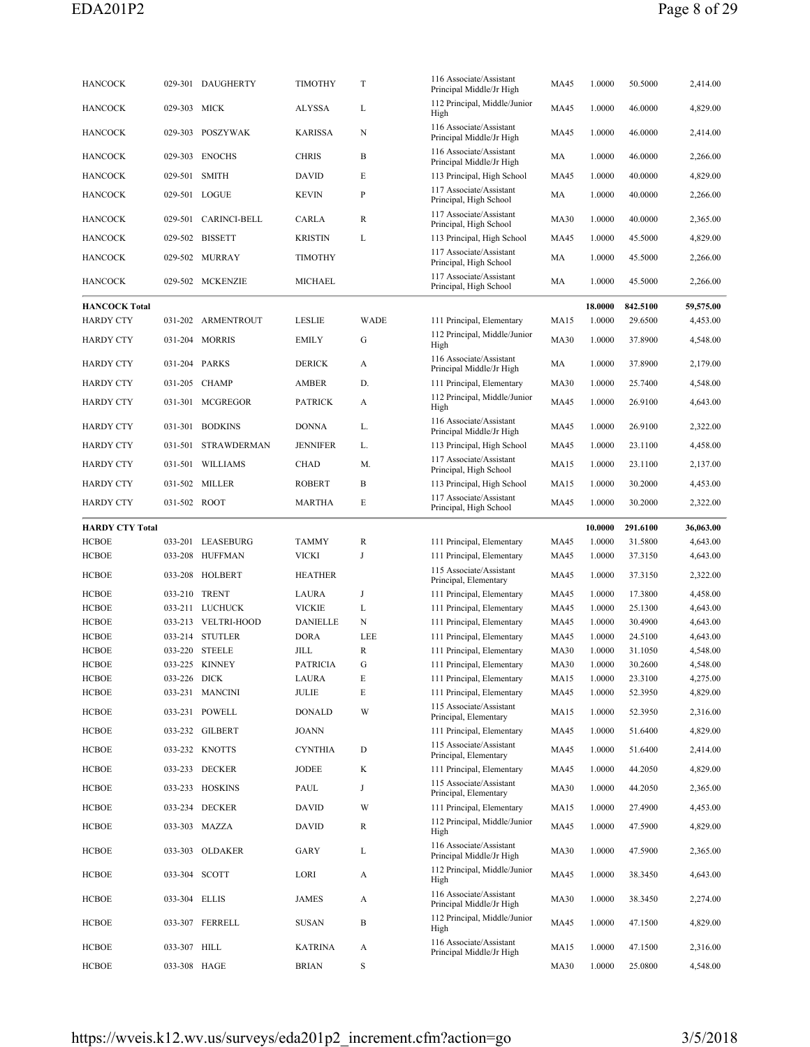| | | | | | | | | | |
|---|---|---|---|---|---|---|---|---|---|
| HANCOCK | 029-301 | DAUGHERTY | TIMOTHY | T | 116 Associate/Assistant Principal Middle/Jr High | MA45 | 1.0000 | 50.5000 | 2,414.00 |
| HANCOCK | 029-303 | MICK | ALYSSA | L | 112 Principal, Middle/Junior High | MA45 | 1.0000 | 46.0000 | 4,829.00 |
| HANCOCK | 029-303 | POSZYWAK | KARISSA | N | 116 Associate/Assistant Principal Middle/Jr High | MA45 | 1.0000 | 46.0000 | 2,414.00 |
| HANCOCK | 029-303 | ENOCHS | CHRIS | B | 116 Associate/Assistant Principal Middle/Jr High | MA | 1.0000 | 46.0000 | 2,266.00 |
| HANCOCK | 029-501 | SMITH | DAVID | E | 113 Principal, High School | MA45 | 1.0000 | 40.0000 | 4,829.00 |
| HANCOCK | 029-501 | LOGUE | KEVIN | P | 117 Associate/Assistant Principal, High School | MA | 1.0000 | 40.0000 | 2,266.00 |
| HANCOCK | 029-501 | CARINCI-BELL | CARLA | R | 117 Associate/Assistant Principal, High School | MA30 | 1.0000 | 40.0000 | 2,365.00 |
| HANCOCK | 029-502 | BISSETT | KRISTIN | L | 113 Principal, High School | MA45 | 1.0000 | 45.5000 | 4,829.00 |
| HANCOCK | 029-502 | MURRAY | TIMOTHY | | 117 Associate/Assistant Principal, High School | MA | 1.0000 | 45.5000 | 2,266.00 |
| HANCOCK | 029-502 | MCKENZIE | MICHAEL | | 117 Associate/Assistant Principal, High School | MA | 1.0000 | 45.5000 | 2,266.00 |
| **HANCOCK Total** | | | | | | | **18.0000** | **842.5100** | **59,575.00** |
| HARDY CTY | 031-202 | ARMENTROUT | LESLIE | WADE | 111 Principal, Elementary | MA15 | 1.0000 | 29.6500 | 4,453.00 |
| HARDY CTY | 031-204 | MORRIS | EMILY | G | 112 Principal, Middle/Junior High | MA30 | 1.0000 | 37.8900 | 4,548.00 |
| HARDY CTY | 031-204 | PARKS | DERICK | A | 116 Associate/Assistant Principal Middle/Jr High | MA | 1.0000 | 37.8900 | 2,179.00 |
| HARDY CTY | 031-205 | CHAMP | AMBER | D. | 111 Principal, Elementary | MA30 | 1.0000 | 25.7400 | 4,548.00 |
| HARDY CTY | 031-301 | MCGREGOR | PATRICK | A | 112 Principal, Middle/Junior High | MA45 | 1.0000 | 26.9100 | 4,643.00 |
| HARDY CTY | 031-301 | BODKINS | DONNA | L. | 116 Associate/Assistant Principal Middle/Jr High | MA45 | 1.0000 | 26.9100 | 2,322.00 |
| HARDY CTY | 031-501 | STRAWDERMAN | JENNIFER | L. | 113 Principal, High School | MA45 | 1.0000 | 23.1100 | 4,458.00 |
| HARDY CTY | 031-501 | WILLIAMS | CHAD | M. | 117 Associate/Assistant Principal, High School | MA15 | 1.0000 | 23.1100 | 2,137.00 |
| HARDY CTY | 031-502 | MILLER | ROBERT | B | 113 Principal, High School | MA15 | 1.0000 | 30.2000 | 4,453.00 |
| HARDY CTY | 031-502 | ROOT | MARTHA | E | 117 Associate/Assistant Principal, High School | MA45 | 1.0000 | 30.2000 | 2,322.00 |
| **HARDY CTY Total** | | | | | | | **10.0000** | **291.6100** | **36,063.00** |
| HCBOE | 033-201 | LEASEBURG | TAMMY | R | 111 Principal, Elementary | MA45 | 1.0000 | 31.5800 | 4,643.00 |
| HCBOE | 033-208 | HUFFMAN | VICKI | J | 111 Principal, Elementary | MA45 | 1.0000 | 37.3150 | 4,643.00 |
| HCBOE | 033-208 | HOLBERT | HEATHER | | 115 Associate/Assistant Principal, Elementary | MA45 | 1.0000 | 37.3150 | 2,322.00 |
| HCBOE | 033-210 | TRENT | LAURA | J | 111 Principal, Elementary | MA45 | 1.0000 | 17.3800 | 4,458.00 |
| HCBOE | 033-211 | LUCHUCK | VICKIE | L | 111 Principal, Elementary | MA45 | 1.0000 | 25.1300 | 4,643.00 |
| HCBOE | 033-213 | VELTRI-HOOD | DANIELLE | N | 111 Principal, Elementary | MA45 | 1.0000 | 30.4900 | 4,643.00 |
| HCBOE | 033-214 | STUTLER | DORA | LEE | 111 Principal, Elementary | MA45 | 1.0000 | 24.5100 | 4,643.00 |
| HCBOE | 033-220 | STEELE | JILL | R | 111 Principal, Elementary | MA30 | 1.0000 | 31.1050 | 4,548.00 |
| HCBOE | 033-225 | KINNEY | PATRICIA | G | 111 Principal, Elementary | MA30 | 1.0000 | 30.2600 | 4,548.00 |
| HCBOE | 033-226 | DICK | LAURA | E | 111 Principal, Elementary | MA15 | 1.0000 | 23.3100 | 4,275.00 |
| HCBOE | 033-231 | MANCINI | JULIE | E | 111 Principal, Elementary | MA45 | 1.0000 | 52.3950 | 4,829.00 |
| HCBOE | 033-231 | POWELL | DONALD | W | 115 Associate/Assistant Principal, Elementary | MA15 | 1.0000 | 52.3950 | 2,316.00 |
| HCBOE | 033-232 | GILBERT | JOANN | | 111 Principal, Elementary | MA45 | 1.0000 | 51.6400 | 4,829.00 |
| HCBOE | 033-232 | KNOTTS | CYNTHIA | D | 115 Associate/Assistant Principal, Elementary | MA45 | 1.0000 | 51.6400 | 2,414.00 |
| HCBOE | 033-233 | DECKER | JODEE | K | 111 Principal, Elementary | MA45 | 1.0000 | 44.2050 | 4,829.00 |
| HCBOE | 033-233 | HOSKINS | PAUL | J | 115 Associate/Assistant Principal, Elementary | MA30 | 1.0000 | 44.2050 | 2,365.00 |
| HCBOE | 033-234 | DECKER | DAVID | W | 111 Principal, Elementary | MA15 | 1.0000 | 27.4900 | 4,453.00 |
| HCBOE | 033-303 | MAZZA | DAVID | R | 112 Principal, Middle/Junior High | MA45 | 1.0000 | 47.5900 | 4,829.00 |
| HCBOE | 033-303 | OLDAKER | GARY | L | 116 Associate/Assistant Principal Middle/Jr High | MA30 | 1.0000 | 47.5900 | 2,365.00 |
| HCBOE | 033-304 | SCOTT | LORI | A | 112 Principal, Middle/Junior High | MA45 | 1.0000 | 38.3450 | 4,643.00 |
| HCBOE | 033-304 | ELLIS | JAMES | A | 116 Associate/Assistant Principal Middle/Jr High | MA30 | 1.0000 | 38.3450 | 2,274.00 |
| HCBOE | 033-307 | FERRELL | SUSAN | B | 112 Principal, Middle/Junior High | MA45 | 1.0000 | 47.1500 | 4,829.00 |
| HCBOE | 033-307 | HILL | KATRINA | A | 116 Associate/Assistant Principal Middle/Jr High | MA15 | 1.0000 | 47.1500 | 2,316.00 |
| HCBOE | 033-308 | HAGE | BRIAN | S | | MA30 | 1.0000 | 25.0800 | 4,548.00 |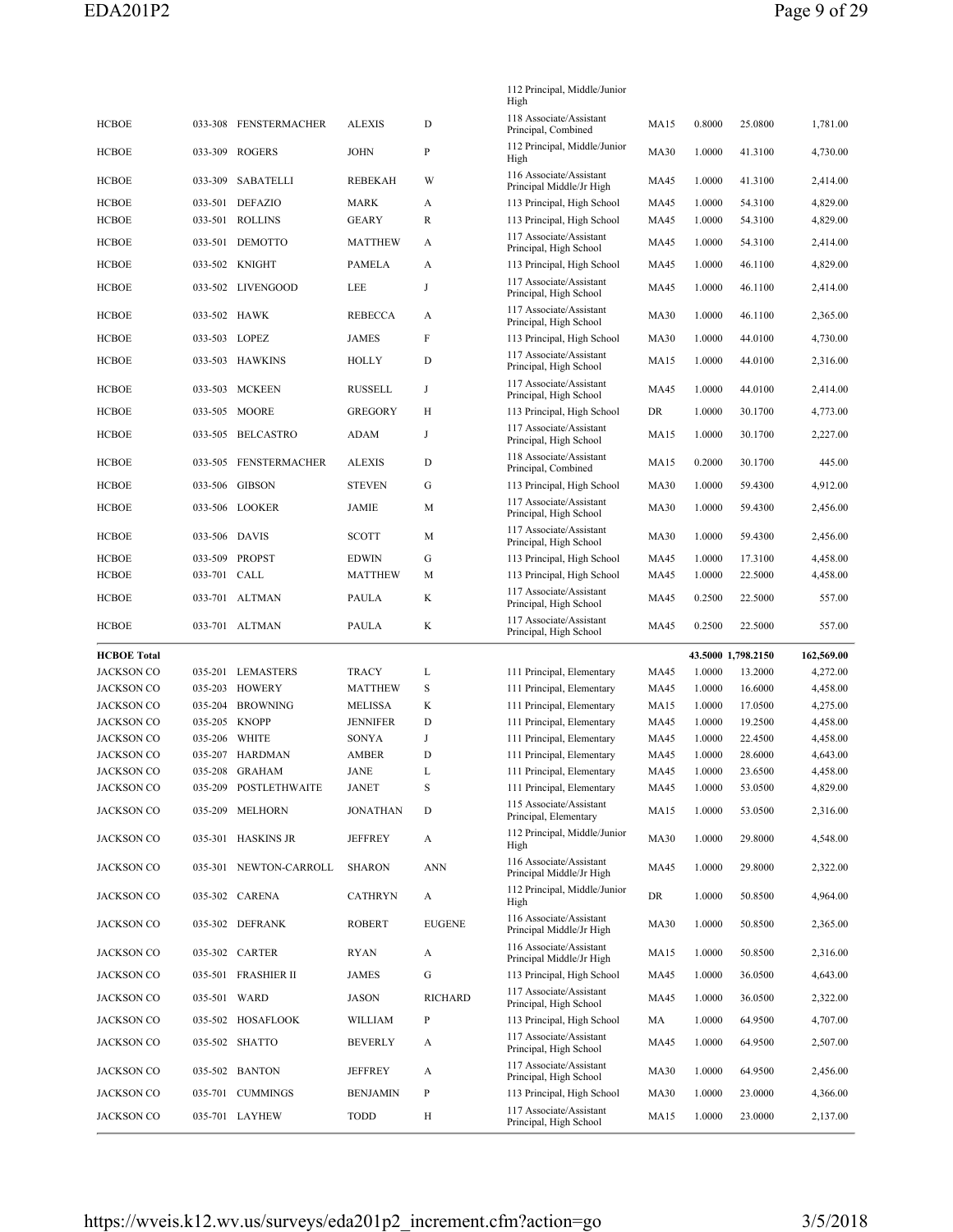| | | | | | | | | | |
|---|---|---|---|---|---|---|---|---|---|
| | | | | | 112 Principal, Middle/Junior High | | | | |
| HCBOE | 033-308 | FENSTERMACHER | ALEXIS | D | 118 Associate/Assistant Principal, Combined | MA15 | 0.8000 | 25.0800 | 1,781.00 |
| HCBOE | 033-309 | ROGERS | JOHN | P | 112 Principal, Middle/Junior High | MA30 | 1.0000 | 41.3100 | 4,730.00 |
| HCBOE | 033-309 | SABATELLI | REBEKAH | W | 116 Associate/Assistant Principal Middle/Jr High | MA45 | 1.0000 | 41.3100 | 2,414.00 |
| HCBOE | 033-501 | DEFAZIO | MARK | A | 113 Principal, High School | MA45 | 1.0000 | 54.3100 | 4,829.00 |
| HCBOE | 033-501 | ROLLINS | GEARY | R | 113 Principal, High School | MA45 | 1.0000 | 54.3100 | 4,829.00 |
| HCBOE | 033-501 | DEMOTTO | MATTHEW | A | 117 Associate/Assistant Principal, High School | MA45 | 1.0000 | 54.3100 | 2,414.00 |
| HCBOE | 033-502 | KNIGHT | PAMELA | A | 113 Principal, High School | MA45 | 1.0000 | 46.1100 | 4,829.00 |
| HCBOE | 033-502 | LIVENGOOD | LEE | J | 117 Associate/Assistant Principal, High School | MA45 | 1.0000 | 46.1100 | 2,414.00 |
| HCBOE | 033-502 | HAWK | REBECCA | A | 117 Associate/Assistant Principal, High School | MA30 | 1.0000 | 46.1100 | 2,365.00 |
| HCBOE | 033-503 | LOPEZ | JAMES | F | 113 Principal, High School | MA30 | 1.0000 | 44.0100 | 4,730.00 |
| HCBOE | 033-503 | HAWKINS | HOLLY | D | 117 Associate/Assistant Principal, High School | MA15 | 1.0000 | 44.0100 | 2,316.00 |
| HCBOE | 033-503 | MCKEEN | RUSSELL | J | 117 Associate/Assistant Principal, High School | MA45 | 1.0000 | 44.0100 | 2,414.00 |
| HCBOE | 033-505 | MOORE | GREGORY | H | 113 Principal, High School | DR | 1.0000 | 30.1700 | 4,773.00 |
| HCBOE | 033-505 | BELCASTRO | ADAM | J | 117 Associate/Assistant Principal, High School | MA15 | 1.0000 | 30.1700 | 2,227.00 |
| HCBOE | 033-505 | FENSTERMACHER | ALEXIS | D | 118 Associate/Assistant Principal, Combined | MA15 | 0.2000 | 30.1700 | 445.00 |
| HCBOE | 033-506 | GIBSON | STEVEN | G | 113 Principal, High School | MA30 | 1.0000 | 59.4300 | 4,912.00 |
| HCBOE | 033-506 | LOOKER | JAMIE | M | 117 Associate/Assistant Principal, High School | MA30 | 1.0000 | 59.4300 | 2,456.00 |
| HCBOE | 033-506 | DAVIS | SCOTT | M | 117 Associate/Assistant Principal, High School | MA30 | 1.0000 | 59.4300 | 2,456.00 |
| HCBOE | 033-509 | PROPST | EDWIN | G | 113 Principal, High School | MA45 | 1.0000 | 17.3100 | 4,458.00 |
| HCBOE | 033-701 | CALL | MATTHEW | M | 113 Principal, High School | MA45 | 1.0000 | 22.5000 | 4,458.00 |
| HCBOE | 033-701 | ALTMAN | PAULA | K | 117 Associate/Assistant Principal, High School | MA45 | 0.2500 | 22.5000 | 557.00 |
| HCBOE | 033-701 | ALTMAN | PAULA | K | 117 Associate/Assistant Principal, High School | MA45 | 0.2500 | 22.5000 | 557.00 |
| **HCBOE Total** | | | | | | | **43.5000** | **1,798.2150** | **162,569.00** |
| JACKSON CO | 035-201 | LEMASTERS | TRACY | L | 111 Principal, Elementary | MA45 | 1.0000 | 13.2000 | 4,272.00 |
| JACKSON CO | 035-203 | HOWERY | MATTHEW | S | 111 Principal, Elementary | MA45 | 1.0000 | 16.6000 | 4,458.00 |
| JACKSON CO | 035-204 | BROWNING | MELISSA | K | 111 Principal, Elementary | MA15 | 1.0000 | 17.0500 | 4,275.00 |
| JACKSON CO | 035-205 | KNOPP | JENNIFER | D | 111 Principal, Elementary | MA45 | 1.0000 | 19.2500 | 4,458.00 |
| JACKSON CO | 035-206 | WHITE | SONYA | J | 111 Principal, Elementary | MA45 | 1.0000 | 22.4500 | 4,458.00 |
| JACKSON CO | 035-207 | HARDMAN | AMBER | D | 111 Principal, Elementary | MA45 | 1.0000 | 28.6000 | 4,643.00 |
| JACKSON CO | 035-208 | GRAHAM | JANE | L | 111 Principal, Elementary | MA45 | 1.0000 | 23.6500 | 4,458.00 |
| JACKSON CO | 035-209 | POSTLETHWAITE | JANET | S | 111 Principal, Elementary | MA45 | 1.0000 | 53.0500 | 4,829.00 |
| JACKSON CO | 035-209 | MELHORN | JONATHAN | D | 115 Associate/Assistant Principal, Elementary | MA15 | 1.0000 | 53.0500 | 2,316.00 |
| JACKSON CO | 035-301 | HASKINS JR | JEFFREY | A | 112 Principal, Middle/Junior High | MA30 | 1.0000 | 29.8000 | 4,548.00 |
| JACKSON CO | 035-301 | NEWTON-CARROLL | SHARON | ANN | 116 Associate/Assistant Principal Middle/Jr High | MA45 | 1.0000 | 29.8000 | 2,322.00 |
| JACKSON CO | 035-302 | CARENA | CATHRYN | A | 112 Principal, Middle/Junior High | DR | 1.0000 | 50.8500 | 4,964.00 |
| JACKSON CO | 035-302 | DEFRANK | ROBERT | EUGENE | 116 Associate/Assistant Principal Middle/Jr High | MA30 | 1.0000 | 50.8500 | 2,365.00 |
| JACKSON CO | 035-302 | CARTER | RYAN | A | 116 Associate/Assistant Principal Middle/Jr High | MA15 | 1.0000 | 50.8500 | 2,316.00 |
| JACKSON CO | 035-501 | FRASHIER II | JAMES | G | 113 Principal, High School | MA45 | 1.0000 | 36.0500 | 4,643.00 |
| JACKSON CO | 035-501 | WARD | JASON | RICHARD | 117 Associate/Assistant Principal, High School | MA45 | 1.0000 | 36.0500 | 2,322.00 |
| JACKSON CO | 035-502 | HOSAFLOOK | WILLIAM | P | 113 Principal, High School | MA | 1.0000 | 64.9500 | 4,707.00 |
| JACKSON CO | 035-502 | SHATTO | BEVERLY | A | 117 Associate/Assistant Principal, High School | MA45 | 1.0000 | 64.9500 | 2,507.00 |
| JACKSON CO | 035-502 | BANTON | JEFFREY | A | 117 Associate/Assistant Principal, High School | MA30 | 1.0000 | 64.9500 | 2,456.00 |
| JACKSON CO | 035-701 | CUMMINGS | BENJAMIN | P | 113 Principal, High School | MA30 | 1.0000 | 23.0000 | 4,366.00 |
| JACKSON CO | 035-701 | LAYHEW | TODD | H | 117 Associate/Assistant Principal, High School | MA15 | 1.0000 | 23.0000 | 2,137.00 |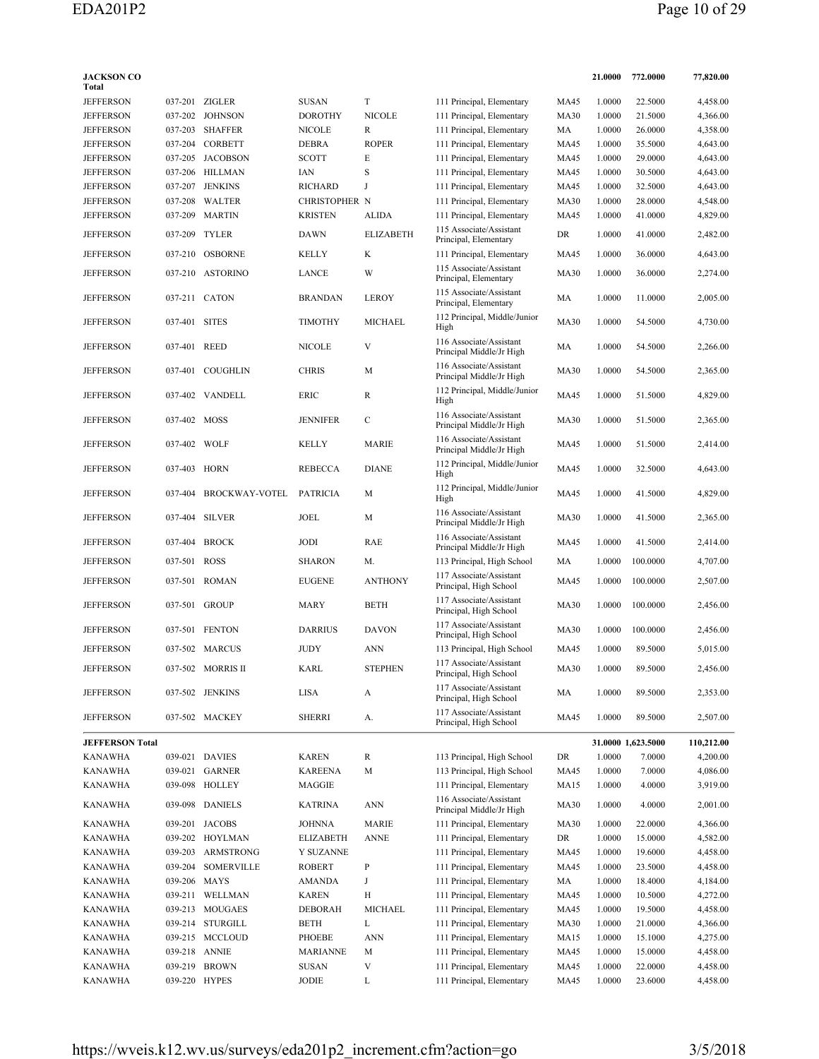| County | School | Last Name | First Name | Middle Name | Position | Degree | FTE | Days | Amount |
|---|---|---|---|---|---|---|---|---|---|
| **JACKSON CO Total** | | | | | | | 21.0000 | 772.0000 | 77,820.00 |
| JEFFERSON | 037-201 | ZIGLER | SUSAN | T | 111 Principal, Elementary | MA45 | 1.0000 | 22.5000 | 4,458.00 |
| JEFFERSON | 037-202 | JOHNSON | DOROTHY | NICOLE | 111 Principal, Elementary | MA30 | 1.0000 | 21.5000 | 4,366.00 |
| JEFFERSON | 037-203 | SHAFFER | NICOLE | R | 111 Principal, Elementary | MA | 1.0000 | 26.0000 | 4,358.00 |
| JEFFERSON | 037-204 | CORBETT | DEBRA | ROPER | 111 Principal, Elementary | MA45 | 1.0000 | 35.5000 | 4,643.00 |
| JEFFERSON | 037-205 | JACOBSON | SCOTT | E | 111 Principal, Elementary | MA45 | 1.0000 | 29.0000 | 4,643.00 |
| JEFFERSON | 037-206 | HILLMAN | IAN | S | 111 Principal, Elementary | MA45 | 1.0000 | 30.5000 | 4,643.00 |
| JEFFERSON | 037-207 | JENKINS | RICHARD | J | 111 Principal, Elementary | MA45 | 1.0000 | 32.5000 | 4,643.00 |
| JEFFERSON | 037-208 | WALTER | CHRISTOPHER | N | 111 Principal, Elementary | MA30 | 1.0000 | 28.0000 | 4,548.00 |
| JEFFERSON | 037-209 | MARTIN | KRISTEN | ALIDA | 111 Principal, Elementary | MA45 | 1.0000 | 41.0000 | 4,829.00 |
| JEFFERSON | 037-209 | TYLER | DAWN | ELIZABETH | 115 Associate/Assistant Principal, Elementary | DR | 1.0000 | 41.0000 | 2,482.00 |
| JEFFERSON | 037-210 | OSBORNE | KELLY | K | 111 Principal, Elementary | MA45 | 1.0000 | 36.0000 | 4,643.00 |
| JEFFERSON | 037-210 | ASTORINO | LANCE | W | 115 Associate/Assistant Principal, Elementary | MA30 | 1.0000 | 36.0000 | 2,274.00 |
| JEFFERSON | 037-211 | CATON | BRANDAN | LEROY | 115 Associate/Assistant Principal, Elementary | MA | 1.0000 | 11.0000 | 2,005.00 |
| JEFFERSON | 037-401 | SITES | TIMOTHY | MICHAEL | 112 Principal, Middle/Junior High | MA30 | 1.0000 | 54.5000 | 4,730.00 |
| JEFFERSON | 037-401 | REED | NICOLE | V | 116 Associate/Assistant Principal Middle/Jr High | MA | 1.0000 | 54.5000 | 2,266.00 |
| JEFFERSON | 037-401 | COUGHLIN | CHRIS | M | 116 Associate/Assistant Principal Middle/Jr High | MA30 | 1.0000 | 54.5000 | 2,365.00 |
| JEFFERSON | 037-402 | VANDELL | ERIC | R | 112 Principal, Middle/Junior High | MA45 | 1.0000 | 51.5000 | 4,829.00 |
| JEFFERSON | 037-402 | MOSS | JENNIFER | C | 116 Associate/Assistant Principal Middle/Jr High | MA30 | 1.0000 | 51.5000 | 2,365.00 |
| JEFFERSON | 037-402 | WOLF | KELLY | MARIE | 116 Associate/Assistant Principal Middle/Jr High | MA45 | 1.0000 | 51.5000 | 2,414.00 |
| JEFFERSON | 037-403 | HORN | REBECCA | DIANE | 112 Principal, Middle/Junior High | MA45 | 1.0000 | 32.5000 | 4,643.00 |
| JEFFERSON | 037-404 | BROCKWAY-VOTEL | PATRICIA | M | 112 Principal, Middle/Junior High | MA45 | 1.0000 | 41.5000 | 4,829.00 |
| JEFFERSON | 037-404 | SILVER | JOEL | M | 116 Associate/Assistant Principal Middle/Jr High | MA30 | 1.0000 | 41.5000 | 2,365.00 |
| JEFFERSON | 037-404 | BROCK | JODI | RAE | 116 Associate/Assistant Principal Middle/Jr High | MA45 | 1.0000 | 41.5000 | 2,414.00 |
| JEFFERSON | 037-501 | ROSS | SHARON | M. | 113 Principal, High School | MA | 1.0000 | 100.0000 | 4,707.00 |
| JEFFERSON | 037-501 | ROMAN | EUGENE | ANTHONY | 117 Associate/Assistant Principal, High School | MA45 | 1.0000 | 100.0000 | 2,507.00 |
| JEFFERSON | 037-501 | GROUP | MARY | BETH | 117 Associate/Assistant Principal, High School | MA30 | 1.0000 | 100.0000 | 2,456.00 |
| JEFFERSON | 037-501 | FENTON | DARRIUS | DAVON | 117 Associate/Assistant Principal, High School | MA30 | 1.0000 | 100.0000 | 2,456.00 |
| JEFFERSON | 037-502 | MARCUS | JUDY | ANN | 113 Principal, High School | MA45 | 1.0000 | 89.5000 | 5,015.00 |
| JEFFERSON | 037-502 | MORRIS II | KARL | STEPHEN | 117 Associate/Assistant Principal, High School | MA30 | 1.0000 | 89.5000 | 2,456.00 |
| JEFFERSON | 037-502 | JENKINS | LISA | A | 117 Associate/Assistant Principal, High School | MA | 1.0000 | 89.5000 | 2,353.00 |
| JEFFERSON | 037-502 | MACKEY | SHERRI | A. | 117 Associate/Assistant Principal, High School | MA45 | 1.0000 | 89.5000 | 2,507.00 |
| **JEFFERSON Total** | | | | | | | 31.0000 | 1,623.5000 | 110,212.00 |
| KANAWHA | 039-021 | DAVIES | KAREN | R | 113 Principal, High School | DR | 1.0000 | 7.0000 | 4,200.00 |
| KANAWHA | 039-021 | GARNER | KAREENA | M | 113 Principal, High School | MA45 | 1.0000 | 7.0000 | 4,086.00 |
| KANAWHA | 039-098 | HOLLEY | MAGGIE | | 111 Principal, Elementary | MA15 | 1.0000 | 4.0000 | 3,919.00 |
| KANAWHA | 039-098 | DANIELS | KATRINA | ANN | 116 Associate/Assistant Principal Middle/Jr High | MA30 | 1.0000 | 4.0000 | 2,001.00 |
| KANAWHA | 039-201 | JACOBS | JOHNNA | MARIE | 111 Principal, Elementary | MA30 | 1.0000 | 22.0000 | 4,366.00 |
| KANAWHA | 039-202 | HOYLMAN | ELIZABETH | ANNE | 111 Principal, Elementary | DR | 1.0000 | 15.0000 | 4,582.00 |
| KANAWHA | 039-203 | ARMSTRONG | Y SUZANNE | | 111 Principal, Elementary | MA45 | 1.0000 | 19.6000 | 4,458.00 |
| KANAWHA | 039-204 | SOMERVILLE | ROBERT | P | 111 Principal, Elementary | MA45 | 1.0000 | 23.5000 | 4,458.00 |
| KANAWHA | 039-206 | MAYS | AMANDA | J | 111 Principal, Elementary | MA | 1.0000 | 18.4000 | 4,184.00 |
| KANAWHA | 039-211 | WELLMAN | KAREN | H | 111 Principal, Elementary | MA45 | 1.0000 | 10.5000 | 4,272.00 |
| KANAWHA | 039-213 | MOUGAES | DEBORAH | MICHAEL | 111 Principal, Elementary | MA45 | 1.0000 | 19.5000 | 4,458.00 |
| KANAWHA | 039-214 | STURGILL | BETH | L | 111 Principal, Elementary | MA30 | 1.0000 | 21.0000 | 4,366.00 |
| KANAWHA | 039-215 | MCCLOUD | PHOEBE | ANN | 111 Principal, Elementary | MA15 | 1.0000 | 15.1000 | 4,275.00 |
| KANAWHA | 039-218 | ANNIE | MARIANNE | M | 111 Principal, Elementary | MA45 | 1.0000 | 15.0000 | 4,458.00 |
| KANAWHA | 039-219 | BROWN | SUSAN | V | 111 Principal, Elementary | MA45 | 1.0000 | 22.0000 | 4,458.00 |
| KANAWHA | 039-220 | HYPES | JODIE | L | 111 Principal, Elementary | MA45 | 1.0000 | 23.6000 | 4,458.00 |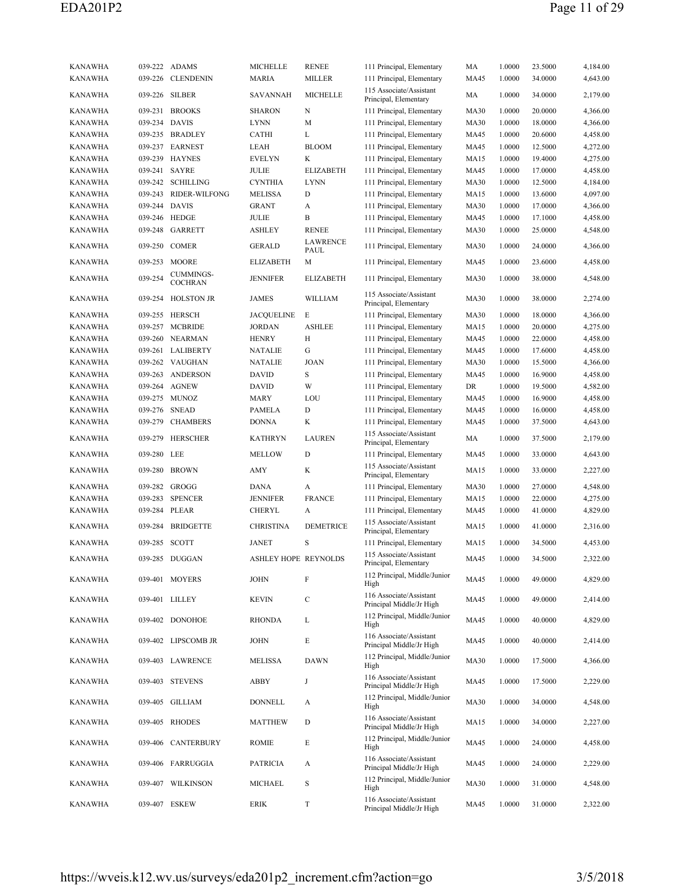| | | | | | | | | | |
|---|---|---|---|---|---|---|---|---|---|
| KANAWHA | 039-222 | ADAMS | MICHELLE | RENEE | 111 Principal, Elementary | MA | 1.0000 | 23.5000 | 4,184.00 |
| KANAWHA | 039-226 | CLENDENIN | MARIA | MILLER | 111 Principal, Elementary | MA45 | 1.0000 | 34.0000 | 4,643.00 |
| KANAWHA | 039-226 | SILBER | SAVANNAH | MICHELLE | 115 Associate/Assistant Principal, Elementary | MA | 1.0000 | 34.0000 | 2,179.00 |
| KANAWHA | 039-231 | BROOKS | SHARON | N | 111 Principal, Elementary | MA30 | 1.0000 | 20.0000 | 4,366.00 |
| KANAWHA | 039-234 | DAVIS | LYNN | M | 111 Principal, Elementary | MA30 | 1.0000 | 18.0000 | 4,366.00 |
| KANAWHA | 039-235 | BRADLEY | CATHI | L | 111 Principal, Elementary | MA45 | 1.0000 | 20.6000 | 4,458.00 |
| KANAWHA | 039-237 | EARNEST | LEAH | BLOOM | 111 Principal, Elementary | MA45 | 1.0000 | 12.5000 | 4,272.00 |
| KANAWHA | 039-239 | HAYNES | EVELYN | K | 111 Principal, Elementary | MA15 | 1.0000 | 19.4000 | 4,275.00 |
| KANAWHA | 039-241 | SAYRE | JULIE | ELIZABETH | 111 Principal, Elementary | MA45 | 1.0000 | 17.0000 | 4,458.00 |
| KANAWHA | 039-242 | SCHILLING | CYNTHIA | LYNN | 111 Principal, Elementary | MA30 | 1.0000 | 12.5000 | 4,184.00 |
| KANAWHA | 039-243 | RIDER-WILFONG | MELISSA | D | 111 Principal, Elementary | MA15 | 1.0000 | 13.6000 | 4,097.00 |
| KANAWHA | 039-244 | DAVIS | GRANT | A | 111 Principal, Elementary | MA30 | 1.0000 | 17.0000 | 4,366.00 |
| KANAWHA | 039-246 | HEDGE | JULIE | B | 111 Principal, Elementary | MA45 | 1.0000 | 17.1000 | 4,458.00 |
| KANAWHA | 039-248 | GARRETT | ASHLEY | RENEE | 111 Principal, Elementary | MA30 | 1.0000 | 25.0000 | 4,548.00 |
| KANAWHA | 039-250 | COMER | GERALD | LAWRENCE PAUL | 111 Principal, Elementary | MA30 | 1.0000 | 24.0000 | 4,366.00 |
| KANAWHA | 039-253 | MOORE | ELIZABETH | M | 111 Principal, Elementary | MA45 | 1.0000 | 23.6000 | 4,458.00 |
| KANAWHA | 039-254 | CUMMINGS-COCHRAN | JENNIFER | ELIZABETH | 111 Principal, Elementary | MA30 | 1.0000 | 38.0000 | 4,548.00 |
| KANAWHA | 039-254 | HOLSTON JR | JAMES | WILLIAM | 115 Associate/Assistant Principal, Elementary | MA30 | 1.0000 | 38.0000 | 2,274.00 |
| KANAWHA | 039-255 | HERSCH | JACQUELINE | E | 111 Principal, Elementary | MA30 | 1.0000 | 18.0000 | 4,366.00 |
| KANAWHA | 039-257 | MCBRIDE | JORDAN | ASHLEE | 111 Principal, Elementary | MA15 | 1.0000 | 20.0000 | 4,275.00 |
| KANAWHA | 039-260 | NEARMAN | HENRY | H | 111 Principal, Elementary | MA45 | 1.0000 | 22.0000 | 4,458.00 |
| KANAWHA | 039-261 | LALIBERTY | NATALIE | G | 111 Principal, Elementary | MA45 | 1.0000 | 17.6000 | 4,458.00 |
| KANAWHA | 039-262 | VAUGHAN | NATALIE | JOAN | 111 Principal, Elementary | MA30 | 1.0000 | 15.5000 | 4,366.00 |
| KANAWHA | 039-263 | ANDERSON | DAVID | S | 111 Principal, Elementary | MA45 | 1.0000 | 16.9000 | 4,458.00 |
| KANAWHA | 039-264 | AGNEW | DAVID | W | 111 Principal, Elementary | DR | 1.0000 | 19.5000 | 4,582.00 |
| KANAWHA | 039-275 | MUNOZ | MARY | LOU | 111 Principal, Elementary | MA45 | 1.0000 | 16.9000 | 4,458.00 |
| KANAWHA | 039-276 | SNEAD | PAMELA | D | 111 Principal, Elementary | MA45 | 1.0000 | 16.0000 | 4,458.00 |
| KANAWHA | 039-279 | CHAMBERS | DONNA | K | 111 Principal, Elementary | MA45 | 1.0000 | 37.5000 | 4,643.00 |
| KANAWHA | 039-279 | HERSCHER | KATHRYN | LAUREN | 115 Associate/Assistant Principal, Elementary | MA | 1.0000 | 37.5000 | 2,179.00 |
| KANAWHA | 039-280 | LEE | MELLOW | D | 111 Principal, Elementary | MA45 | 1.0000 | 33.0000 | 4,643.00 |
| KANAWHA | 039-280 | BROWN | AMY | K | 115 Associate/Assistant Principal, Elementary | MA15 | 1.0000 | 33.0000 | 2,227.00 |
| KANAWHA | 039-282 | GROGG | DANA | A | 111 Principal, Elementary | MA30 | 1.0000 | 27.0000 | 4,548.00 |
| KANAWHA | 039-283 | SPENCER | JENNIFER | FRANCE | 111 Principal, Elementary | MA15 | 1.0000 | 22.0000 | 4,275.00 |
| KANAWHA | 039-284 | PLEAR | CHERYL | A | 111 Principal, Elementary | MA45 | 1.0000 | 41.0000 | 4,829.00 |
| KANAWHA | 039-284 | BRIDGETTE | CHRISTINA | DEMETRICE | 115 Associate/Assistant Principal, Elementary | MA15 | 1.0000 | 41.0000 | 2,316.00 |
| KANAWHA | 039-285 | SCOTT | JANET | S | 111 Principal, Elementary | MA15 | 1.0000 | 34.5000 | 4,453.00 |
| KANAWHA | 039-285 | DUGGAN | ASHLEY HOPE | REYNOLDS | 115 Associate/Assistant Principal, Elementary | MA45 | 1.0000 | 34.5000 | 2,322.00 |
| KANAWHA | 039-401 | MOYERS | JOHN | F | 112 Principal, Middle/Junior High | MA45 | 1.0000 | 49.0000 | 4,829.00 |
| KANAWHA | 039-401 | LILLEY | KEVIN | C | 116 Associate/Assistant Principal Middle/Jr High | MA45 | 1.0000 | 49.0000 | 2,414.00 |
| KANAWHA | 039-402 | DONOHOE | RHONDA | L | 112 Principal, Middle/Junior High | MA45 | 1.0000 | 40.0000 | 4,829.00 |
| KANAWHA | 039-402 | LIPSCOMB JR | JOHN | E | 116 Associate/Assistant Principal Middle/Jr High | MA45 | 1.0000 | 40.0000 | 2,414.00 |
| KANAWHA | 039-403 | LAWRENCE | MELISSA | DAWN | 112 Principal, Middle/Junior High | MA30 | 1.0000 | 17.5000 | 4,366.00 |
| KANAWHA | 039-403 | STEVENS | ABBY | J | 116 Associate/Assistant Principal Middle/Jr High | MA45 | 1.0000 | 17.5000 | 2,229.00 |
| KANAWHA | 039-405 | GILLIAM | DONNELL | A | 112 Principal, Middle/Junior High | MA30 | 1.0000 | 34.0000 | 4,548.00 |
| KANAWHA | 039-405 | RHODES | MATTHEW | D | 116 Associate/Assistant Principal Middle/Jr High | MA15 | 1.0000 | 34.0000 | 2,227.00 |
| KANAWHA | 039-406 | CANTERBURY | ROMIE | E | 112 Principal, Middle/Junior High | MA45 | 1.0000 | 24.0000 | 4,458.00 |
| KANAWHA | 039-406 | FARRUGGIA | PATRICIA | A | 116 Associate/Assistant Principal Middle/Jr High | MA45 | 1.0000 | 24.0000 | 2,229.00 |
| KANAWHA | 039-407 | WILKINSON | MICHAEL | S | 112 Principal, Middle/Junior High | MA30 | 1.0000 | 31.0000 | 4,548.00 |
| KANAWHA | 039-407 | ESKEW | ERIK | T | 116 Associate/Assistant Principal Middle/Jr High | MA45 | 1.0000 | 31.0000 | 2,322.00 |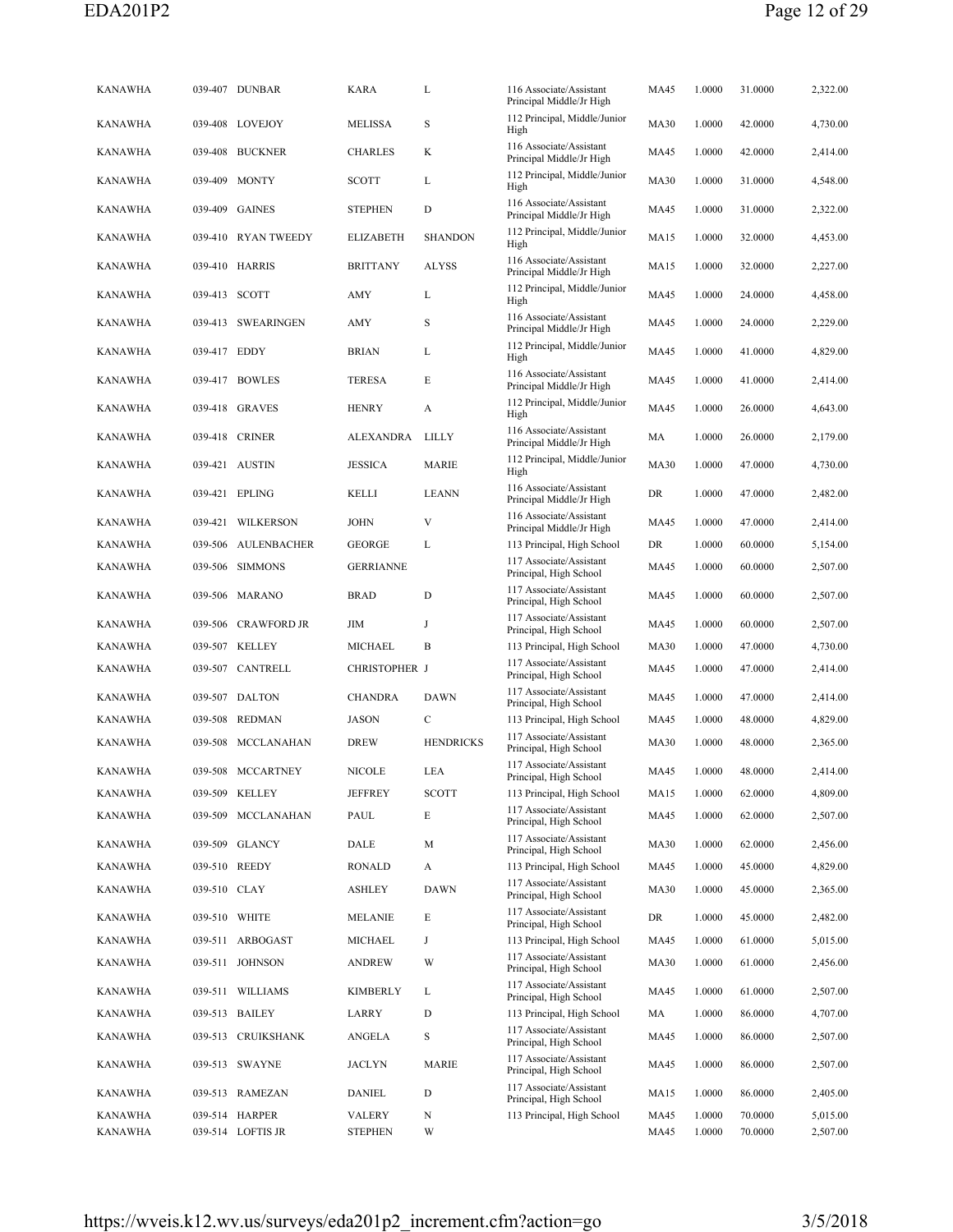| | | | | | | | | | |
|---|---|---|---|---|---|---|---|---|---|
| KANAWHA | 039-407 | DUNBAR | KARA | L | 116 Associate/Assistant Principal Middle/Jr High | MA45 | 1.0000 | 31.0000 | 2,322.00 |
| KANAWHA | 039-408 | LOVEJOY | MELISSA | S | 112 Principal, Middle/Junior High | MA30 | 1.0000 | 42.0000 | 4,730.00 |
| KANAWHA | 039-408 | BUCKNER | CHARLES | K | 116 Associate/Assistant Principal Middle/Jr High | MA45 | 1.0000 | 42.0000 | 2,414.00 |
| KANAWHA | 039-409 | MONTY | SCOTT | L | 112 Principal, Middle/Junior High | MA30 | 1.0000 | 31.0000 | 4,548.00 |
| KANAWHA | 039-409 | GAINES | STEPHEN | D | 116 Associate/Assistant Principal Middle/Jr High | MA45 | 1.0000 | 31.0000 | 2,322.00 |
| KANAWHA | 039-410 | RYAN TWEEDY | ELIZABETH | SHANDON | 112 Principal, Middle/Junior High | MA15 | 1.0000 | 32.0000 | 4,453.00 |
| KANAWHA | 039-410 | HARRIS | BRITTANY | ALYSS | 116 Associate/Assistant Principal Middle/Jr High | MA15 | 1.0000 | 32.0000 | 2,227.00 |
| KANAWHA | 039-413 | SCOTT | AMY | L | 112 Principal, Middle/Junior High | MA45 | 1.0000 | 24.0000 | 4,458.00 |
| KANAWHA | 039-413 | SWEARINGEN | AMY | S | 116 Associate/Assistant Principal Middle/Jr High | MA45 | 1.0000 | 24.0000 | 2,229.00 |
| KANAWHA | 039-417 | EDDY | BRIAN | L | 112 Principal, Middle/Junior High | MA45 | 1.0000 | 41.0000 | 4,829.00 |
| KANAWHA | 039-417 | BOWLES | TERESA | E | 116 Associate/Assistant Principal Middle/Jr High | MA45 | 1.0000 | 41.0000 | 2,414.00 |
| KANAWHA | 039-418 | GRAVES | HENRY | A | 112 Principal, Middle/Junior High | MA45 | 1.0000 | 26.0000 | 4,643.00 |
| KANAWHA | 039-418 | CRINER | ALEXANDRA | LILLY | 116 Associate/Assistant Principal Middle/Jr High | MA | 1.0000 | 26.0000 | 2,179.00 |
| KANAWHA | 039-421 | AUSTIN | JESSICA | MARIE | 112 Principal, Middle/Junior High | MA30 | 1.0000 | 47.0000 | 4,730.00 |
| KANAWHA | 039-421 | EPLING | KELLI | LEANN | 116 Associate/Assistant Principal Middle/Jr High | DR | 1.0000 | 47.0000 | 2,482.00 |
| KANAWHA | 039-421 | WILKERSON | JOHN | V | 116 Associate/Assistant Principal Middle/Jr High | MA45 | 1.0000 | 47.0000 | 2,414.00 |
| KANAWHA | 039-506 | AULENBACHER | GEORGE | L | 113 Principal, High School | DR | 1.0000 | 60.0000 | 5,154.00 |
| KANAWHA | 039-506 | SIMMONS | GERRIANNE | | 117 Associate/Assistant Principal, High School | MA45 | 1.0000 | 60.0000 | 2,507.00 |
| KANAWHA | 039-506 | MARANO | BRAD | D | 117 Associate/Assistant Principal, High School | MA45 | 1.0000 | 60.0000 | 2,507.00 |
| KANAWHA | 039-506 | CRAWFORD JR | JIM | J | 117 Associate/Assistant Principal, High School | MA45 | 1.0000 | 60.0000 | 2,507.00 |
| KANAWHA | 039-507 | KELLEY | MICHAEL | B | 113 Principal, High School | MA30 | 1.0000 | 47.0000 | 4,730.00 |
| KANAWHA | 039-507 | CANTRELL | CHRISTOPHER | J | 117 Associate/Assistant Principal, High School | MA45 | 1.0000 | 47.0000 | 2,414.00 |
| KANAWHA | 039-507 | DALTON | CHANDRA | DAWN | 117 Associate/Assistant Principal, High School | MA45 | 1.0000 | 47.0000 | 2,414.00 |
| KANAWHA | 039-508 | REDMAN | JASON | C | 113 Principal, High School | MA45 | 1.0000 | 48.0000 | 4,829.00 |
| KANAWHA | 039-508 | MCCLANAHAN | DREW | HENDRICKS | 117 Associate/Assistant Principal, High School | MA30 | 1.0000 | 48.0000 | 2,365.00 |
| KANAWHA | 039-508 | MCCARTNEY | NICOLE | LEA | 117 Associate/Assistant Principal, High School | MA45 | 1.0000 | 48.0000 | 2,414.00 |
| KANAWHA | 039-509 | KELLEY | JEFFREY | SCOTT | 113 Principal, High School | MA15 | 1.0000 | 62.0000 | 4,809.00 |
| KANAWHA | 039-509 | MCCLANAHAN | PAUL | E | 117 Associate/Assistant Principal, High School | MA45 | 1.0000 | 62.0000 | 2,507.00 |
| KANAWHA | 039-509 | GLANCY | DALE | M | 117 Associate/Assistant Principal, High School | MA30 | 1.0000 | 62.0000 | 2,456.00 |
| KANAWHA | 039-510 | REEDY | RONALD | A | 113 Principal, High School | MA45 | 1.0000 | 45.0000 | 4,829.00 |
| KANAWHA | 039-510 | CLAY | ASHLEY | DAWN | 117 Associate/Assistant Principal, High School | MA30 | 1.0000 | 45.0000 | 2,365.00 |
| KANAWHA | 039-510 | WHITE | MELANIE | E | 117 Associate/Assistant Principal, High School | DR | 1.0000 | 45.0000 | 2,482.00 |
| KANAWHA | 039-511 | ARBOGAST | MICHAEL | J | 113 Principal, High School | MA45 | 1.0000 | 61.0000 | 5,015.00 |
| KANAWHA | 039-511 | JOHNSON | ANDREW | W | 117 Associate/Assistant Principal, High School | MA30 | 1.0000 | 61.0000 | 2,456.00 |
| KANAWHA | 039-511 | WILLIAMS | KIMBERLY | L | 117 Associate/Assistant Principal, High School | MA45 | 1.0000 | 61.0000 | 2,507.00 |
| KANAWHA | 039-513 | BAILEY | LARRY | D | 113 Principal, High School | MA | 1.0000 | 86.0000 | 4,707.00 |
| KANAWHA | 039-513 | CRUIKSHANK | ANGELA | S | 117 Associate/Assistant Principal, High School | MA45 | 1.0000 | 86.0000 | 2,507.00 |
| KANAWHA | 039-513 | SWAYNE | JACLYN | MARIE | 117 Associate/Assistant Principal, High School | MA45 | 1.0000 | 86.0000 | 2,507.00 |
| KANAWHA | 039-513 | RAMEZAN | DANIEL | D | 117 Associate/Assistant Principal, High School | MA15 | 1.0000 | 86.0000 | 2,405.00 |
| KANAWHA | 039-514 | HARPER | VALERY | N | 113 Principal, High School | MA45 | 1.0000 | 70.0000 | 5,015.00 |
| KANAWHA | 039-514 | LOFTIS JR | STEPHEN | W | | MA45 | 1.0000 | 70.0000 | 2,507.00 |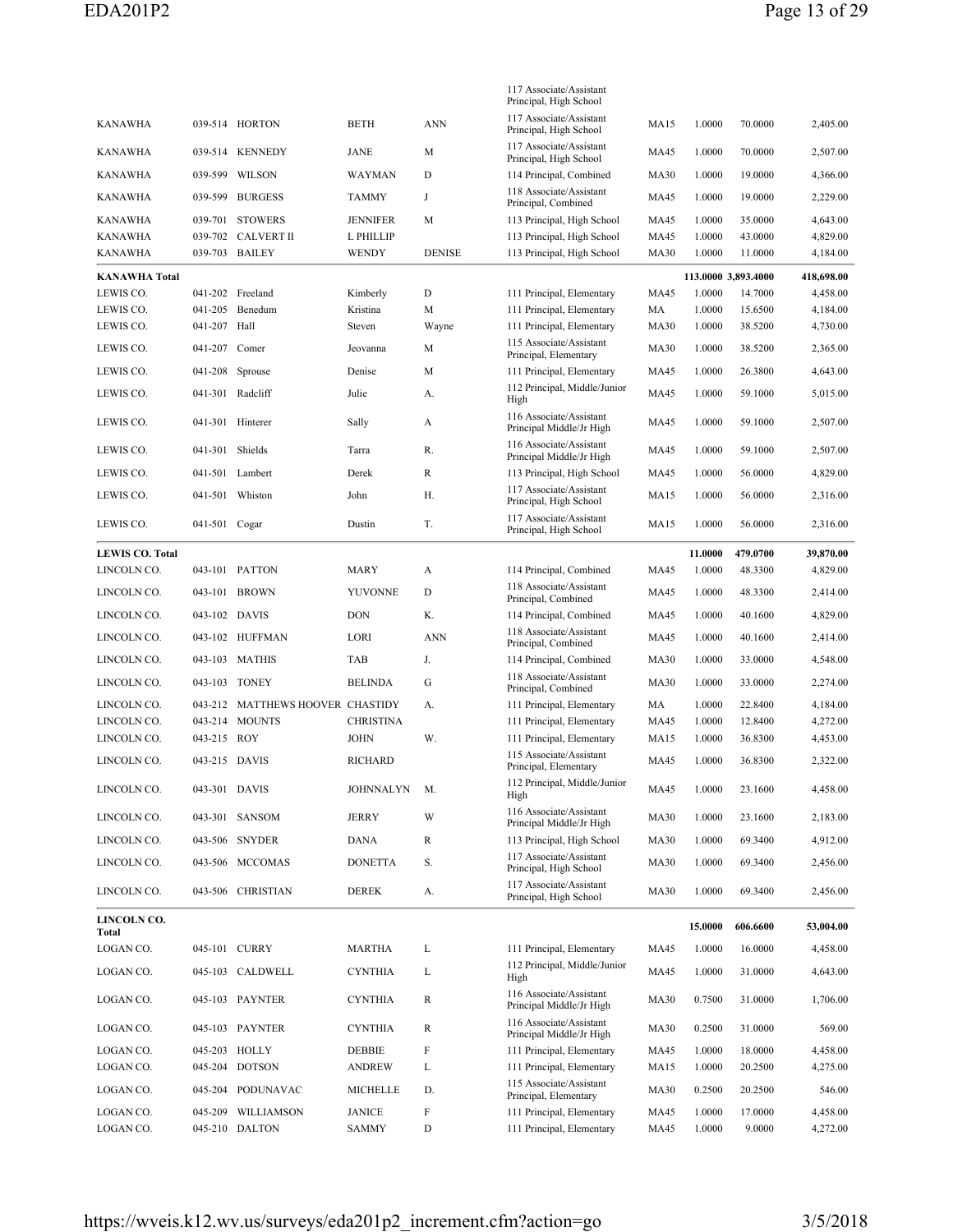| County | School | Last Name | First Name | Middle | Position | Degree | FTE | Value | Amount |
|---|---|---|---|---|---|---|---|---|---|
| | | | | | 117 Associate/Assistant Principal, High School | | | | |
| KANAWHA | 039-514 | HORTON | BETH | ANN | 117 Associate/Assistant Principal, High School | MA15 | 1.0000 | 70.0000 | 2,405.00 |
| KANAWHA | 039-514 | KENNEDY | JANE | M | 117 Associate/Assistant Principal, High School | MA45 | 1.0000 | 70.0000 | 2,507.00 |
| KANAWHA | 039-599 | WILSON | WAYMAN | D | 114 Principal, Combined | MA30 | 1.0000 | 19.0000 | 4,366.00 |
| KANAWHA | 039-599 | BURGESS | TAMMY | J | 118 Associate/Assistant Principal, Combined | MA45 | 1.0000 | 19.0000 | 2,229.00 |
| KANAWHA | 039-701 | STOWERS | JENNIFER | M | 113 Principal, High School | MA45 | 1.0000 | 35.0000 | 4,643.00 |
| KANAWHA | 039-702 | CALVERT II | L PHILLIP | | 113 Principal, High School | MA45 | 1.0000 | 43.0000 | 4,829.00 |
| KANAWHA | 039-703 | BAILEY | WENDY | DENISE | 113 Principal, High School | MA30 | 1.0000 | 11.0000 | 4,184.00 |
| **KANAWHA Total** | | | | | | | **113.0000** | **3,893.4000** | **418,698.00** |
| LEWIS CO. | 041-202 | Freeland | Kimberly | D | 111 Principal, Elementary | MA45 | 1.0000 | 14.7000 | 4,458.00 |
| LEWIS CO. | 041-205 | Benedum | Kristina | M | 111 Principal, Elementary | MA | 1.0000 | 15.6500 | 4,184.00 |
| LEWIS CO. | 041-207 | Hall | Steven | Wayne | 111 Principal, Elementary | MA30 | 1.0000 | 38.5200 | 4,730.00 |
| LEWIS CO. | 041-207 | Comer | Jeovanna | M | 115 Associate/Assistant Principal, Elementary | MA30 | 1.0000 | 38.5200 | 2,365.00 |
| LEWIS CO. | 041-208 | Sprouse | Denise | M | 111 Principal, Elementary | MA45 | 1.0000 | 26.3800 | 4,643.00 |
| LEWIS CO. | 041-301 | Radcliff | Julie | A. | 112 Principal, Middle/Junior High | MA45 | 1.0000 | 59.1000 | 5,015.00 |
| LEWIS CO. | 041-301 | Hinterer | Sally | A | 116 Associate/Assistant Principal Middle/Jr High | MA45 | 1.0000 | 59.1000 | 2,507.00 |
| LEWIS CO. | 041-301 | Shields | Tarra | R. | 116 Associate/Assistant Principal Middle/Jr High | MA45 | 1.0000 | 59.1000 | 2,507.00 |
| LEWIS CO. | 041-501 | Lambert | Derek | R | 113 Principal, High School | MA45 | 1.0000 | 56.0000 | 4,829.00 |
| LEWIS CO. | 041-501 | Whiston | John | H. | 117 Associate/Assistant Principal, High School | MA15 | 1.0000 | 56.0000 | 2,316.00 |
| LEWIS CO. | 041-501 | Cogar | Dustin | T. | 117 Associate/Assistant Principal, High School | MA15 | 1.0000 | 56.0000 | 2,316.00 |
| **LEWIS CO. Total** | | | | | | | **11.0000** | **479.0700** | **39,870.00** |
| LINCOLN CO. | 043-101 | PATTON | MARY | A | 114 Principal, Combined | MA45 | 1.0000 | 48.3300 | 4,829.00 |
| LINCOLN CO. | 043-101 | BROWN | YUVONNE | D | 118 Associate/Assistant Principal, Combined | MA45 | 1.0000 | 48.3300 | 2,414.00 |
| LINCOLN CO. | 043-102 | DAVIS | DON | K. | 114 Principal, Combined | MA45 | 1.0000 | 40.1600 | 4,829.00 |
| LINCOLN CO. | 043-102 | HUFFMAN | LORI | ANN | 118 Associate/Assistant Principal, Combined | MA45 | 1.0000 | 40.1600 | 2,414.00 |
| LINCOLN CO. | 043-103 | MATHIS | TAB | J. | 114 Principal, Combined | MA30 | 1.0000 | 33.0000 | 4,548.00 |
| LINCOLN CO. | 043-103 | TONEY | BELINDA | G | 118 Associate/Assistant Principal, Combined | MA30 | 1.0000 | 33.0000 | 2,274.00 |
| LINCOLN CO. | 043-212 | MATTHEWS HOOVER | CHASTIDY | A. | 111 Principal, Elementary | MA | 1.0000 | 22.8400 | 4,184.00 |
| LINCOLN CO. | 043-214 | MOUNTS | CHRISTINA | | 111 Principal, Elementary | MA45 | 1.0000 | 12.8400 | 4,272.00 |
| LINCOLN CO. | 043-215 | ROY | JOHN | W. | 111 Principal, Elementary | MA15 | 1.0000 | 36.8300 | 4,453.00 |
| LINCOLN CO. | 043-215 | DAVIS | RICHARD | | 115 Associate/Assistant Principal, Elementary | MA45 | 1.0000 | 36.8300 | 2,322.00 |
| LINCOLN CO. | 043-301 | DAVIS | JOHNNALYN | M. | 112 Principal, Middle/Junior High | MA45 | 1.0000 | 23.1600 | 4,458.00 |
| LINCOLN CO. | 043-301 | SANSOM | JERRY | W | 116 Associate/Assistant Principal Middle/Jr High | MA30 | 1.0000 | 23.1600 | 2,183.00 |
| LINCOLN CO. | 043-506 | SNYDER | DANA | R | 113 Principal, High School | MA30 | 1.0000 | 69.3400 | 4,912.00 |
| LINCOLN CO. | 043-506 | MCCOMAS | DONETTA | S. | 117 Associate/Assistant Principal, High School | MA30 | 1.0000 | 69.3400 | 2,456.00 |
| LINCOLN CO. | 043-506 | CHRISTIAN | DEREK | A. | 117 Associate/Assistant Principal, High School | MA30 | 1.0000 | 69.3400 | 2,456.00 |
| **LINCOLN CO. Total** | | | | | | | **15.0000** | **606.6600** | **53,004.00** |
| LOGAN CO. | 045-101 | CURRY | MARTHA | L | 111 Principal, Elementary | MA45 | 1.0000 | 16.0000 | 4,458.00 |
| LOGAN CO. | 045-103 | CALDWELL | CYNTHIA | L | 112 Principal, Middle/Junior High | MA45 | 1.0000 | 31.0000 | 4,643.00 |
| LOGAN CO. | 045-103 | PAYNTER | CYNTHIA | R | 116 Associate/Assistant Principal Middle/Jr High | MA30 | 0.7500 | 31.0000 | 1,706.00 |
| LOGAN CO. | 045-103 | PAYNTER | CYNTHIA | R | 116 Associate/Assistant Principal Middle/Jr High | MA30 | 0.2500 | 31.0000 | 569.00 |
| LOGAN CO. | 045-203 | HOLLY | DEBBIE | F | 111 Principal, Elementary | MA45 | 1.0000 | 18.0000 | 4,458.00 |
| LOGAN CO. | 045-204 | DOTSON | ANDREW | L | 111 Principal, Elementary | MA15 | 1.0000 | 20.2500 | 4,275.00 |
| LOGAN CO. | 045-204 | PODUNAVAC | MICHELLE | D. | 115 Associate/Assistant Principal, Elementary | MA30 | 0.2500 | 20.2500 | 546.00 |
| LOGAN CO. | 045-209 | WILLIAMSON | JANICE | F | 111 Principal, Elementary | MA45 | 1.0000 | 17.0000 | 4,458.00 |
| LOGAN CO. | 045-210 | DALTON | SAMMY | D | 111 Principal, Elementary | MA45 | 1.0000 | 9.0000 | 4,272.00 |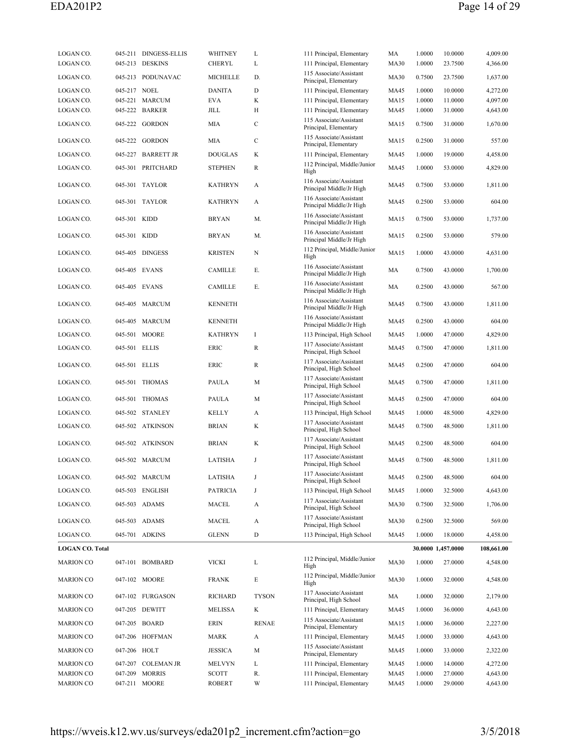| | | | | | | | | | |
|---|---|---|---|---|---|---|---|---|---|
| LOGAN CO. | 045-211 | DINGESS-ELLIS | WHITNEY | L | 111 Principal, Elementary | MA | 1.0000 | 10.0000 | 4,009.00 |
| LOGAN CO. | 045-213 | DESKINS | CHERYL | L | 111 Principal, Elementary | MA30 | 1.0000 | 23.7500 | 4,366.00 |
| LOGAN CO. | 045-213 | PODUNAVAC | MICHELLE | D. | 115 Associate/Assistant Principal, Elementary | MA30 | 0.7500 | 23.7500 | 1,637.00 |
| LOGAN CO. | 045-217 | NOEL | DANITA | D | 111 Principal, Elementary | MA45 | 1.0000 | 10.0000 | 4,272.00 |
| LOGAN CO. | 045-221 | MARCUM | EVA | K | 111 Principal, Elementary | MA15 | 1.0000 | 11.0000 | 4,097.00 |
| LOGAN CO. | 045-222 | BARKER | JILL | H | 111 Principal, Elementary | MA45 | 1.0000 | 31.0000 | 4,643.00 |
| LOGAN CO. | 045-222 | GORDON | MIA | C | 115 Associate/Assistant Principal, Elementary | MA15 | 0.7500 | 31.0000 | 1,670.00 |
| LOGAN CO. | 045-222 | GORDON | MIA | C | 115 Associate/Assistant Principal, Elementary | MA15 | 0.2500 | 31.0000 | 557.00 |
| LOGAN CO. | 045-227 | BARRETT JR | DOUGLAS | K | 111 Principal, Elementary | MA45 | 1.0000 | 19.0000 | 4,458.00 |
| LOGAN CO. | 045-301 | PRITCHARD | STEPHEN | R | 112 Principal, Middle/Junior High | MA45 | 1.0000 | 53.0000 | 4,829.00 |
| LOGAN CO. | 045-301 | TAYLOR | KATHRYN | A | 116 Associate/Assistant Principal Middle/Jr High | MA45 | 0.7500 | 53.0000 | 1,811.00 |
| LOGAN CO. | 045-301 | TAYLOR | KATHRYN | A | 116 Associate/Assistant Principal Middle/Jr High | MA45 | 0.2500 | 53.0000 | 604.00 |
| LOGAN CO. | 045-301 | KIDD | BRYAN | M. | 116 Associate/Assistant Principal Middle/Jr High | MA15 | 0.7500 | 53.0000 | 1,737.00 |
| LOGAN CO. | 045-301 | KIDD | BRYAN | M. | 116 Associate/Assistant Principal Middle/Jr High | MA15 | 0.2500 | 53.0000 | 579.00 |
| LOGAN CO. | 045-405 | DINGESS | KRISTEN | N | 112 Principal, Middle/Junior High | MA15 | 1.0000 | 43.0000 | 4,631.00 |
| LOGAN CO. | 045-405 | EVANS | CAMILLE | E. | 116 Associate/Assistant Principal Middle/Jr High | MA | 0.7500 | 43.0000 | 1,700.00 |
| LOGAN CO. | 045-405 | EVANS | CAMILLE | E. | 116 Associate/Assistant Principal Middle/Jr High | MA | 0.2500 | 43.0000 | 567.00 |
| LOGAN CO. | 045-405 | MARCUM | KENNETH | | 116 Associate/Assistant Principal Middle/Jr High | MA45 | 0.7500 | 43.0000 | 1,811.00 |
| LOGAN CO. | 045-405 | MARCUM | KENNETH | | 116 Associate/Assistant Principal Middle/Jr High | MA45 | 0.2500 | 43.0000 | 604.00 |
| LOGAN CO. | 045-501 | MOORE | KATHRYN | I | 113 Principal, High School | MA45 | 1.0000 | 47.0000 | 4,829.00 |
| LOGAN CO. | 045-501 | ELLIS | ERIC | R | 117 Associate/Assistant Principal, High School | MA45 | 0.7500 | 47.0000 | 1,811.00 |
| LOGAN CO. | 045-501 | ELLIS | ERIC | R | 117 Associate/Assistant Principal, High School | MA45 | 0.2500 | 47.0000 | 604.00 |
| LOGAN CO. | 045-501 | THOMAS | PAULA | M | 117 Associate/Assistant Principal, High School | MA45 | 0.7500 | 47.0000 | 1,811.00 |
| LOGAN CO. | 045-501 | THOMAS | PAULA | M | 117 Associate/Assistant Principal, High School | MA45 | 0.2500 | 47.0000 | 604.00 |
| LOGAN CO. | 045-502 | STANLEY | KELLY | A | 113 Principal, High School | MA45 | 1.0000 | 48.5000 | 4,829.00 |
| LOGAN CO. | 045-502 | ATKINSON | BRIAN | K | 117 Associate/Assistant Principal, High School | MA45 | 0.7500 | 48.5000 | 1,811.00 |
| LOGAN CO. | 045-502 | ATKINSON | BRIAN | K | 117 Associate/Assistant Principal, High School | MA45 | 0.2500 | 48.5000 | 604.00 |
| LOGAN CO. | 045-502 | MARCUM | LATISHA | J | 117 Associate/Assistant Principal, High School | MA45 | 0.7500 | 48.5000 | 1,811.00 |
| LOGAN CO. | 045-502 | MARCUM | LATISHA | J | 117 Associate/Assistant Principal, High School | MA45 | 0.2500 | 48.5000 | 604.00 |
| LOGAN CO. | 045-503 | ENGLISH | PATRICIA | J | 113 Principal, High School | MA45 | 1.0000 | 32.5000 | 4,643.00 |
| LOGAN CO. | 045-503 | ADAMS | MACEL | A | 117 Associate/Assistant Principal, High School | MA30 | 0.7500 | 32.5000 | 1,706.00 |
| LOGAN CO. | 045-503 | ADAMS | MACEL | A | 117 Associate/Assistant Principal, High School | MA30 | 0.2500 | 32.5000 | 569.00 |
| LOGAN CO. | 045-701 | ADKINS | GLENN | D | 113 Principal, High School | MA45 | 1.0000 | 18.0000 | 4,458.00 |
| **LOGAN CO. Total** | | | | | | | **30.0000** | **1,457.0000** | **108,661.00** |
| MARION CO | 047-101 | BOMBARD | VICKI | L | 112 Principal, Middle/Junior High | MA30 | 1.0000 | 27.0000 | 4,548.00 |
| MARION CO | 047-102 | MOORE | FRANK | E | 112 Principal, Middle/Junior High | MA30 | 1.0000 | 32.0000 | 4,548.00 |
| MARION CO | 047-102 | FURGASON | RICHARD | TYSON | 117 Associate/Assistant Principal, High School | MA | 1.0000 | 32.0000 | 2,179.00 |
| MARION CO | 047-205 | DEWITT | MELISSA | K | 111 Principal, Elementary | MA45 | 1.0000 | 36.0000 | 4,643.00 |
| MARION CO | 047-205 | BOARD | ERIN | RENAE | 115 Associate/Assistant Principal, Elementary | MA15 | 1.0000 | 36.0000 | 2,227.00 |
| MARION CO | 047-206 | HOFFMAN | MARK | A | 111 Principal, Elementary | MA45 | 1.0000 | 33.0000 | 4,643.00 |
| MARION CO | 047-206 | HOLT | JESSICA | M | 115 Associate/Assistant Principal, Elementary | MA45 | 1.0000 | 33.0000 | 2,322.00 |
| MARION CO | 047-207 | COLEMAN JR | MELVYN | L | 111 Principal, Elementary | MA45 | 1.0000 | 14.0000 | 4,272.00 |
| MARION CO | 047-209 | MORRIS | SCOTT | R. | 111 Principal, Elementary | MA45 | 1.0000 | 27.0000 | 4,643.00 |
| MARION CO | 047-211 | MOORE | ROBERT | W | 111 Principal, Elementary | MA45 | 1.0000 | 29.0000 | 4,643.00 |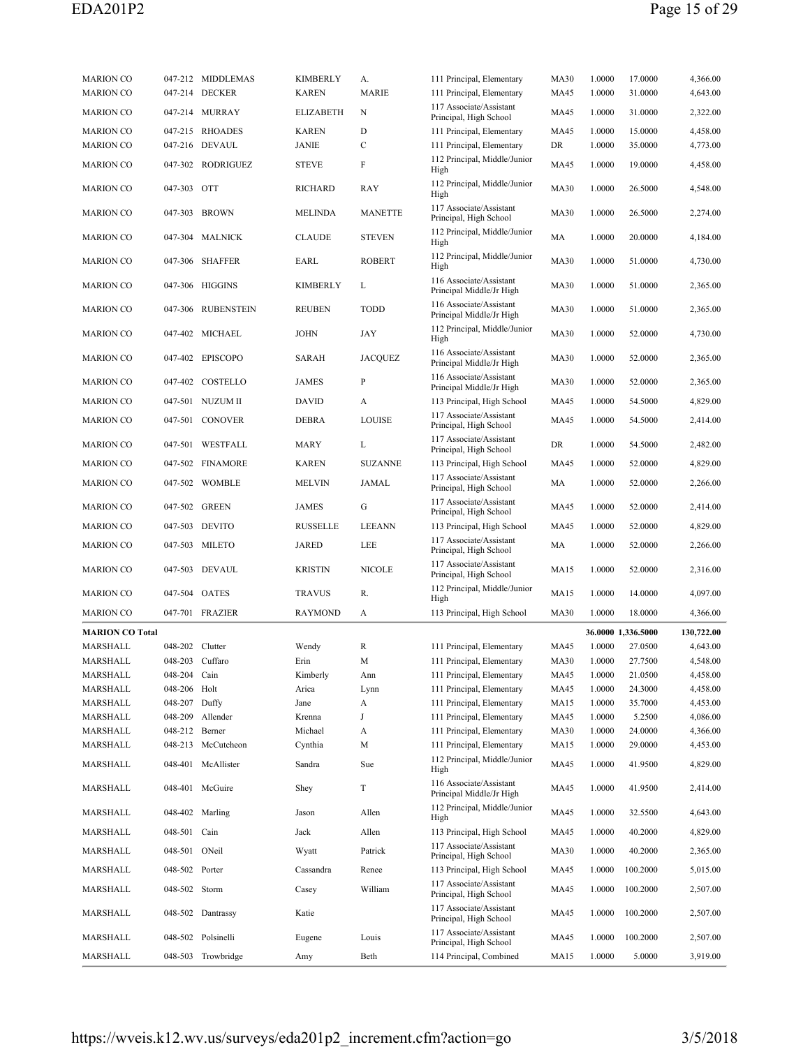| | | | | | | | | | |
|---|---|---|---|---|---|---|---|---|---|
| MARION CO | 047-212 | MIDDLEMAS | KIMBERLY | A. | 111 Principal, Elementary | MA30 | 1.0000 | 17.0000 | 4,366.00 |
| MARION CO | 047-214 | DECKER | KAREN | MARIE | 111 Principal, Elementary | MA45 | 1.0000 | 31.0000 | 4,643.00 |
| MARION CO | 047-214 | MURRAY | ELIZABETH | N | 117 Associate/Assistant Principal, High School | MA45 | 1.0000 | 31.0000 | 2,322.00 |
| MARION CO | 047-215 | RHOADES | KAREN | D | 111 Principal, Elementary | MA45 | 1.0000 | 15.0000 | 4,458.00 |
| MARION CO | 047-216 | DEVAUL | JANIE | C | 111 Principal, Elementary | DR | 1.0000 | 35.0000 | 4,773.00 |
| MARION CO | 047-302 | RODRIGUEZ | STEVE | F | 112 Principal, Middle/Junior High | MA45 | 1.0000 | 19.0000 | 4,458.00 |
| MARION CO | 047-303 | OTT | RICHARD | RAY | 112 Principal, Middle/Junior High | MA30 | 1.0000 | 26.5000 | 4,548.00 |
| MARION CO | 047-303 | BROWN | MELINDA | MANETTE | 117 Associate/Assistant Principal, High School | MA30 | 1.0000 | 26.5000 | 2,274.00 |
| MARION CO | 047-304 | MALNICK | CLAUDE | STEVEN | 112 Principal, Middle/Junior High | MA | 1.0000 | 20.0000 | 4,184.00 |
| MARION CO | 047-306 | SHAFFER | EARL | ROBERT | 112 Principal, Middle/Junior High | MA30 | 1.0000 | 51.0000 | 4,730.00 |
| MARION CO | 047-306 | HIGGINS | KIMBERLY | L | 116 Associate/Assistant Principal Middle/Jr High | MA30 | 1.0000 | 51.0000 | 2,365.00 |
| MARION CO | 047-306 | RUBENSTEIN | REUBEN | TODD | 116 Associate/Assistant Principal Middle/Jr High | MA30 | 1.0000 | 51.0000 | 2,365.00 |
| MARION CO | 047-402 | MICHAEL | JOHN | JAY | 112 Principal, Middle/Junior High | MA30 | 1.0000 | 52.0000 | 4,730.00 |
| MARION CO | 047-402 | EPISCOPO | SARAH | JACQUEZ | 116 Associate/Assistant Principal Middle/Jr High | MA30 | 1.0000 | 52.0000 | 2,365.00 |
| MARION CO | 047-402 | COSTELLO | JAMES | P | 116 Associate/Assistant Principal Middle/Jr High | MA30 | 1.0000 | 52.0000 | 2,365.00 |
| MARION CO | 047-501 | NUZUM II | DAVID | A | 113 Principal, High School | MA45 | 1.0000 | 54.5000 | 4,829.00 |
| MARION CO | 047-501 | CONOVER | DEBRA | LOUISE | 117 Associate/Assistant Principal, High School | MA45 | 1.0000 | 54.5000 | 2,414.00 |
| MARION CO | 047-501 | WESTFALL | MARY | L | 117 Associate/Assistant Principal, High School | DR | 1.0000 | 54.5000 | 2,482.00 |
| MARION CO | 047-502 | FINAMORE | KAREN | SUZANNE | 113 Principal, High School | MA45 | 1.0000 | 52.0000 | 4,829.00 |
| MARION CO | 047-502 | WOMBLE | MELVIN | JAMAL | 117 Associate/Assistant Principal, High School | MA | 1.0000 | 52.0000 | 2,266.00 |
| MARION CO | 047-502 | GREEN | JAMES | G | 117 Associate/Assistant Principal, High School | MA45 | 1.0000 | 52.0000 | 2,414.00 |
| MARION CO | 047-503 | DEVITO | RUSSELLE | LEEANN | 113 Principal, High School | MA45 | 1.0000 | 52.0000 | 4,829.00 |
| MARION CO | 047-503 | MILETO | JARED | LEE | 117 Associate/Assistant Principal, High School | MA | 1.0000 | 52.0000 | 2,266.00 |
| MARION CO | 047-503 | DEVAUL | KRISTIN | NICOLE | 117 Associate/Assistant Principal, High School | MA15 | 1.0000 | 52.0000 | 2,316.00 |
| MARION CO | 047-504 | OATES | TRAVUS | R. | 112 Principal, Middle/Junior High | MA15 | 1.0000 | 14.0000 | 4,097.00 |
| MARION CO | 047-701 | FRAZIER | RAYMOND | A | 113 Principal, High School | MA30 | 1.0000 | 18.0000 | 4,366.00 |
| **MARION CO Total** | | | | | | | **36.0000** | **1,336.5000** | **130,722.00** |
| MARSHALL | 048-202 | Clutter | Wendy | R | 111 Principal, Elementary | MA45 | 1.0000 | 27.0500 | 4,643.00 |
| MARSHALL | 048-203 | Cuffaro | Erin | M | 111 Principal, Elementary | MA30 | 1.0000 | 27.7500 | 4,548.00 |
| MARSHALL | 048-204 | Cain | Kimberly | Ann | 111 Principal, Elementary | MA45 | 1.0000 | 21.0500 | 4,458.00 |
| MARSHALL | 048-206 | Holt | Arica | Lynn | 111 Principal, Elementary | MA45 | 1.0000 | 24.3000 | 4,458.00 |
| MARSHALL | 048-207 | Duffy | Jane | A | 111 Principal, Elementary | MA15 | 1.0000 | 35.7000 | 4,453.00 |
| MARSHALL | 048-209 | Allender | Krenna | J | 111 Principal, Elementary | MA45 | 1.0000 | 5.2500 | 4,086.00 |
| MARSHALL | 048-212 | Berner | Michael | A | 111 Principal, Elementary | MA30 | 1.0000 | 24.0000 | 4,366.00 |
| MARSHALL | 048-213 | McCutcheon | Cynthia | M | 111 Principal, Elementary | MA15 | 1.0000 | 29.0000 | 4,453.00 |
| MARSHALL | 048-401 | McAllister | Sandra | Sue | 112 Principal, Middle/Junior High | MA45 | 1.0000 | 41.9500 | 4,829.00 |
| MARSHALL | 048-401 | McGuire | Shey | T | 116 Associate/Assistant Principal Middle/Jr High | MA45 | 1.0000 | 41.9500 | 2,414.00 |
| MARSHALL | 048-402 | Marling | Jason | Allen | 112 Principal, Middle/Junior High | MA45 | 1.0000 | 32.5500 | 4,643.00 |
| MARSHALL | 048-501 | Cain | Jack | Allen | 113 Principal, High School | MA45 | 1.0000 | 40.2000 | 4,829.00 |
| MARSHALL | 048-501 | ONeil | Wyatt | Patrick | 117 Associate/Assistant Principal, High School | MA30 | 1.0000 | 40.2000 | 2,365.00 |
| MARSHALL | 048-502 | Porter | Cassandra | Renee | 113 Principal, High School | MA45 | 1.0000 | 100.2000 | 5,015.00 |
| MARSHALL | 048-502 | Storm | Casey | William | 117 Associate/Assistant Principal, High School | MA45 | 1.0000 | 100.2000 | 2,507.00 |
| MARSHALL | 048-502 | Dantrassy | Katie | | 117 Associate/Assistant Principal, High School | MA45 | 1.0000 | 100.2000 | 2,507.00 |
| MARSHALL | 048-502 | Polsinelli | Eugene | Louis | 117 Associate/Assistant Principal, High School | MA45 | 1.0000 | 100.2000 | 2,507.00 |
| MARSHALL | 048-503 | Trowbridge | Amy | Beth | 114 Principal, Combined | MA15 | 1.0000 | 5.0000 | 3,919.00 |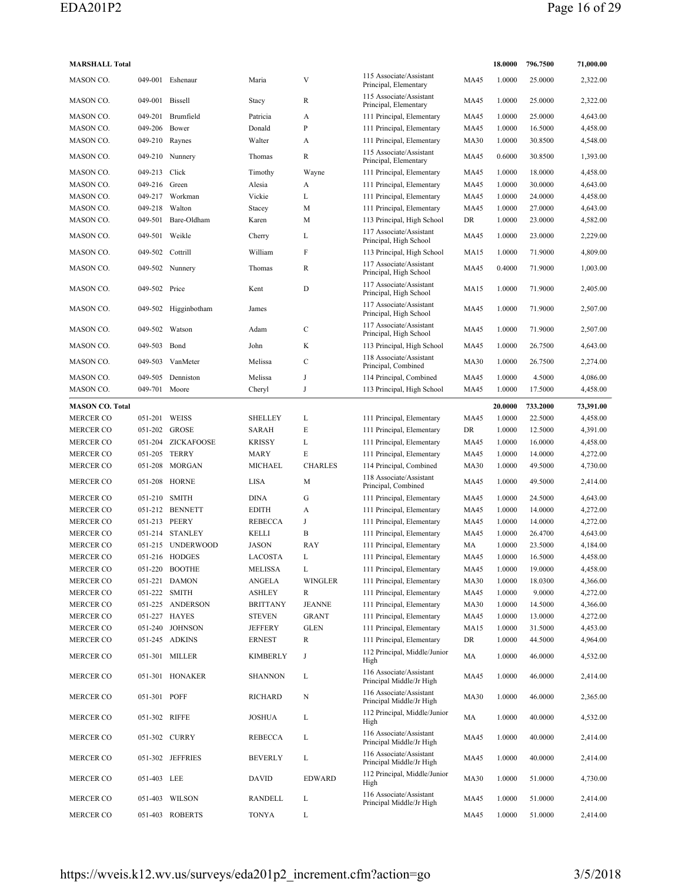| | | | | | | | | | |
|---|---|---|---|---|---|---|---|---|---|
| **MARSHALL Total** | | | | | | | **18.0000** | **796.7500** | **71,000.00** |
| MASON CO. | 049-001 | Eshenaur | Maria | V | 115 Associate/Assistant Principal, Elementary | MA45 | 1.0000 | 25.0000 | 2,322.00 |
| MASON CO. | 049-001 | Bissell | Stacy | R | 115 Associate/Assistant Principal, Elementary | MA45 | 1.0000 | 25.0000 | 2,322.00 |
| MASON CO. | 049-201 | Brumfield | Patricia | A | 111 Principal, Elementary | MA45 | 1.0000 | 25.0000 | 4,643.00 |
| MASON CO. | 049-206 | Bower | Donald | P | 111 Principal, Elementary | MA45 | 1.0000 | 16.5000 | 4,458.00 |
| MASON CO. | 049-210 | Raynes | Walter | A | 111 Principal, Elementary | MA30 | 1.0000 | 30.8500 | 4,548.00 |
| MASON CO. | 049-210 | Nunnery | Thomas | R | 115 Associate/Assistant Principal, Elementary | MA45 | 0.6000 | 30.8500 | 1,393.00 |
| MASON CO. | 049-213 | Click | Timothy | Wayne | 111 Principal, Elementary | MA45 | 1.0000 | 18.0000 | 4,458.00 |
| MASON CO. | 049-216 | Green | Alesia | A | 111 Principal, Elementary | MA45 | 1.0000 | 30.0000 | 4,643.00 |
| MASON CO. | 049-217 | Workman | Vickie | L | 111 Principal, Elementary | MA45 | 1.0000 | 24.0000 | 4,458.00 |
| MASON CO. | 049-218 | Walton | Stacey | M | 111 Principal, Elementary | MA45 | 1.0000 | 27.0000 | 4,643.00 |
| MASON CO. | 049-501 | Bare-Oldham | Karen | M | 113 Principal, High School | DR | 1.0000 | 23.0000 | 4,582.00 |
| MASON CO. | 049-501 | Weikle | Cherry | L | 117 Associate/Assistant Principal, High School | MA45 | 1.0000 | 23.0000 | 2,229.00 |
| MASON CO. | 049-502 | Cottrill | William | F | 113 Principal, High School | MA15 | 1.0000 | 71.9000 | 4,809.00 |
| MASON CO. | 049-502 | Nunnery | Thomas | R | 117 Associate/Assistant Principal, High School | MA45 | 0.4000 | 71.9000 | 1,003.00 |
| MASON CO. | 049-502 | Price | Kent | D | 117 Associate/Assistant Principal, High School | MA15 | 1.0000 | 71.9000 | 2,405.00 |
| MASON CO. | 049-502 | Higginbotham | James | | 117 Associate/Assistant Principal, High School | MA45 | 1.0000 | 71.9000 | 2,507.00 |
| MASON CO. | 049-502 | Watson | Adam | C | 117 Associate/Assistant Principal, High School | MA45 | 1.0000 | 71.9000 | 2,507.00 |
| MASON CO. | 049-503 | Bond | John | K | 113 Principal, High School | MA45 | 1.0000 | 26.7500 | 4,643.00 |
| MASON CO. | 049-503 | VanMeter | Melissa | C | 118 Associate/Assistant Principal, Combined | MA30 | 1.0000 | 26.7500 | 2,274.00 |
| MASON CO. | 049-505 | Denniston | Melissa | J | 114 Principal, Combined | MA45 | 1.0000 | 4.5000 | 4,086.00 |
| MASON CO. | 049-701 | Moore | Cheryl | J | 113 Principal, High School | MA45 | 1.0000 | 17.5000 | 4,458.00 |
| **MASON CO. Total** | | | | | | | **20.0000** | **733.2000** | **73,391.00** |
| MERCER CO | 051-201 | WEISS | SHELLEY | L | 111 Principal, Elementary | MA45 | 1.0000 | 22.5000 | 4,458.00 |
| MERCER CO | 051-202 | GROSE | SARAH | E | 111 Principal, Elementary | DR | 1.0000 | 12.5000 | 4,391.00 |
| MERCER CO | 051-204 | ZICKAFOOSE | KRISSY | L | 111 Principal, Elementary | MA45 | 1.0000 | 16.0000 | 4,458.00 |
| MERCER CO | 051-205 | TERRY | MARY | E | 111 Principal, Elementary | MA45 | 1.0000 | 14.0000 | 4,272.00 |
| MERCER CO | 051-208 | MORGAN | MICHAEL | CHARLES | 114 Principal, Combined | MA30 | 1.0000 | 49.5000 | 4,730.00 |
| MERCER CO | 051-208 | HORNE | LISA | M | 118 Associate/Assistant Principal, Combined | MA45 | 1.0000 | 49.5000 | 2,414.00 |
| MERCER CO | 051-210 | SMITH | DINA | G | 111 Principal, Elementary | MA45 | 1.0000 | 24.5000 | 4,643.00 |
| MERCER CO | 051-212 | BENNETT | EDITH | A | 111 Principal, Elementary | MA45 | 1.0000 | 14.0000 | 4,272.00 |
| MERCER CO | 051-213 | PEERY | REBECCA | J | 111 Principal, Elementary | MA45 | 1.0000 | 14.0000 | 4,272.00 |
| MERCER CO | 051-214 | STANLEY | KELLI | B | 111 Principal, Elementary | MA45 | 1.0000 | 26.4700 | 4,643.00 |
| MERCER CO | 051-215 | UNDERWOOD | JASON | RAY | 111 Principal, Elementary | MA | 1.0000 | 23.5000 | 4,184.00 |
| MERCER CO | 051-216 | HODGES | LACOSTA | L | 111 Principal, Elementary | MA45 | 1.0000 | 16.5000 | 4,458.00 |
| MERCER CO | 051-220 | BOOTHE | MELISSA | L | 111 Principal, Elementary | MA45 | 1.0000 | 19.0000 | 4,458.00 |
| MERCER CO | 051-221 | DAMON | ANGELA | WINGLER | 111 Principal, Elementary | MA30 | 1.0000 | 18.0300 | 4,366.00 |
| MERCER CO | 051-222 | SMITH | ASHLEY | R | 111 Principal, Elementary | MA45 | 1.0000 | 9.0000 | 4,272.00 |
| MERCER CO | 051-225 | ANDERSON | BRITTANY | JEANNE | 111 Principal, Elementary | MA30 | 1.0000 | 14.5000 | 4,366.00 |
| MERCER CO | 051-227 | HAYES | STEVEN | GRANT | 111 Principal, Elementary | MA45 | 1.0000 | 13.0000 | 4,272.00 |
| MERCER CO | 051-240 | JOHNSON | JEFFERY | GLEN | 111 Principal, Elementary | MA15 | 1.0000 | 31.5000 | 4,453.00 |
| MERCER CO | 051-245 | ADKINS | ERNEST | R | 111 Principal, Elementary | DR | 1.0000 | 44.5000 | 4,964.00 |
| MERCER CO | 051-301 | MILLER | KIMBERLY | J | 112 Principal, Middle/Junior High | MA | 1.0000 | 46.0000 | 4,532.00 |
| MERCER CO | 051-301 | HONAKER | SHANNON | L | 116 Associate/Assistant Principal Middle/Jr High | MA45 | 1.0000 | 46.0000 | 2,414.00 |
| MERCER CO | 051-301 | POFF | RICHARD | N | 116 Associate/Assistant Principal Middle/Jr High | MA30 | 1.0000 | 46.0000 | 2,365.00 |
| MERCER CO | 051-302 | RIFFE | JOSHUA | L | 112 Principal, Middle/Junior High | MA | 1.0000 | 40.0000 | 4,532.00 |
| MERCER CO | 051-302 | CURRY | REBECCA | L | 116 Associate/Assistant Principal Middle/Jr High | MA45 | 1.0000 | 40.0000 | 2,414.00 |
| MERCER CO | 051-302 | JEFFRIES | BEVERLY | L | 116 Associate/Assistant Principal Middle/Jr High | MA45 | 1.0000 | 40.0000 | 2,414.00 |
| MERCER CO | 051-403 | LEE | DAVID | EDWARD | 112 Principal, Middle/Junior High | MA30 | 1.0000 | 51.0000 | 4,730.00 |
| MERCER CO | 051-403 | WILSON | RANDELL | L | 116 Associate/Assistant Principal Middle/Jr High | MA45 | 1.0000 | 51.0000 | 2,414.00 |
| MERCER CO | 051-403 | ROBERTS | TONYA | L | | MA45 | 1.0000 | 51.0000 | 2,414.00 |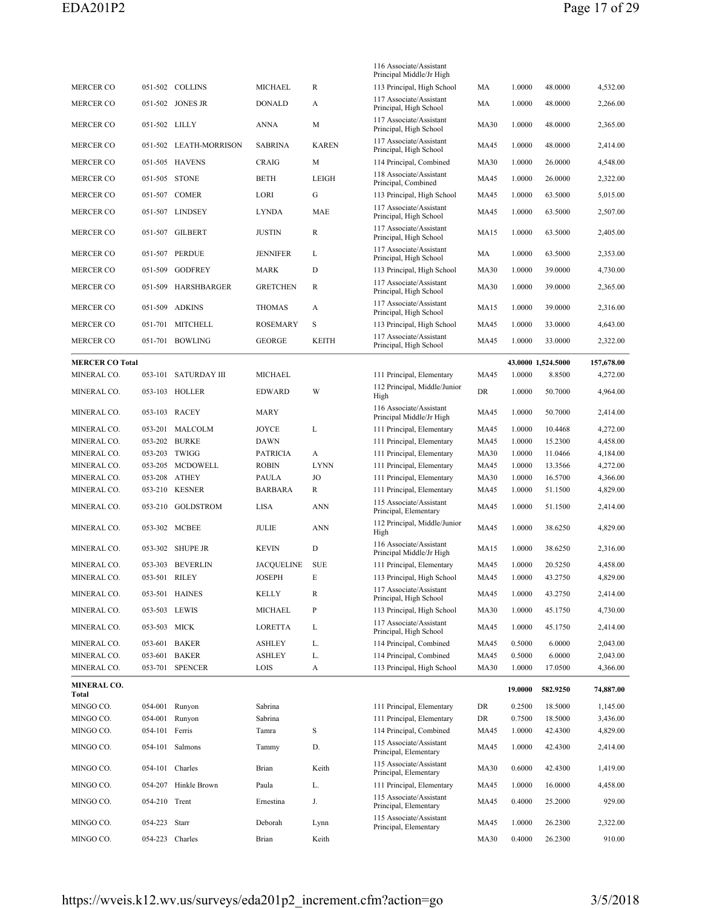| | | | | | | | | | |
|---|---|---|---|---|---|---|---|---|---|
| | | | | | 116 Associate/Assistant Principal Middle/Jr High | | | | |
| MERCER CO | 051-502 | COLLINS | MICHAEL | R | 113 Principal, High School | MA | 1.0000 | 48.0000 | 4,532.00 |
| MERCER CO | 051-502 | JONES JR | DONALD | A | 117 Associate/Assistant Principal, High School | MA | 1.0000 | 48.0000 | 2,266.00 |
| MERCER CO | 051-502 | LILLY | ANNA | M | 117 Associate/Assistant Principal, High School | MA30 | 1.0000 | 48.0000 | 2,365.00 |
| MERCER CO | 051-502 | LEATH-MORRISON | SABRINA | KAREN | 117 Associate/Assistant Principal, High School | MA45 | 1.0000 | 48.0000 | 2,414.00 |
| MERCER CO | 051-505 | HAVENS | CRAIG | M | 114 Principal, Combined | MA30 | 1.0000 | 26.0000 | 4,548.00 |
| MERCER CO | 051-505 | STONE | BETH | LEIGH | 118 Associate/Assistant Principal, Combined | MA45 | 1.0000 | 26.0000 | 2,322.00 |
| MERCER CO | 051-507 | COMER | LORI | G | 113 Principal, High School | MA45 | 1.0000 | 63.5000 | 5,015.00 |
| MERCER CO | 051-507 | LINDSEY | LYNDA | MAE | 117 Associate/Assistant Principal, High School | MA45 | 1.0000 | 63.5000 | 2,507.00 |
| MERCER CO | 051-507 | GILBERT | JUSTIN | R | 117 Associate/Assistant Principal, High School | MA15 | 1.0000 | 63.5000 | 2,405.00 |
| MERCER CO | 051-507 | PERDUE | JENNIFER | L | 117 Associate/Assistant Principal, High School | MA | 1.0000 | 63.5000 | 2,353.00 |
| MERCER CO | 051-509 | GODFREY | MARK | D | 113 Principal, High School | MA30 | 1.0000 | 39.0000 | 4,730.00 |
| MERCER CO | 051-509 | HARSHBARGER | GRETCHEN | R | 117 Associate/Assistant Principal, High School | MA30 | 1.0000 | 39.0000 | 2,365.00 |
| MERCER CO | 051-509 | ADKINS | THOMAS | A | 117 Associate/Assistant Principal, High School | MA15 | 1.0000 | 39.0000 | 2,316.00 |
| MERCER CO | 051-701 | MITCHELL | ROSEMARY | S | 113 Principal, High School | MA45 | 1.0000 | 33.0000 | 4,643.00 |
| MERCER CO | 051-701 | BOWLING | GEORGE | KEITH | 117 Associate/Assistant Principal, High School | MA45 | 1.0000 | 33.0000 | 2,322.00 |
| **MERCER CO Total** | | | | | | | **43.0000** | **1,524.5000** | **157,678.00** |
| MINERAL CO. | 053-101 | SATURDAY III | MICHAEL | | 111 Principal, Elementary | MA45 | 1.0000 | 8.8500 | 4,272.00 |
| MINERAL CO. | 053-103 | HOLLER | EDWARD | W | 112 Principal, Middle/Junior High | DR | 1.0000 | 50.7000 | 4,964.00 |
| MINERAL CO. | 053-103 | RACEY | MARY | | 116 Associate/Assistant Principal Middle/Jr High | MA45 | 1.0000 | 50.7000 | 2,414.00 |
| MINERAL CO. | 053-201 | MALCOLM | JOYCE | L | 111 Principal, Elementary | MA45 | 1.0000 | 10.4468 | 4,272.00 |
| MINERAL CO. | 053-202 | BURKE | DAWN | | 111 Principal, Elementary | MA45 | 1.0000 | 15.2300 | 4,458.00 |
| MINERAL CO. | 053-203 | TWIGG | PATRICIA | A | 111 Principal, Elementary | MA30 | 1.0000 | 11.0466 | 4,184.00 |
| MINERAL CO. | 053-205 | MCDOWELL | ROBIN | LYNN | 111 Principal, Elementary | MA45 | 1.0000 | 13.3566 | 4,272.00 |
| MINERAL CO. | 053-208 | ATHEY | PAULA | JO | 111 Principal, Elementary | MA30 | 1.0000 | 16.5700 | 4,366.00 |
| MINERAL CO. | 053-210 | KESNER | BARBARA | R | 111 Principal, Elementary | MA45 | 1.0000 | 51.1500 | 4,829.00 |
| MINERAL CO. | 053-210 | GOLDSTROM | LISA | ANN | 115 Associate/Assistant Principal, Elementary | MA45 | 1.0000 | 51.1500 | 2,414.00 |
| MINERAL CO. | 053-302 | MCBEE | JULIE | ANN | 112 Principal, Middle/Junior High | MA45 | 1.0000 | 38.6250 | 4,829.00 |
| MINERAL CO. | 053-302 | SHUPE JR | KEVIN | D | 116 Associate/Assistant Principal Middle/Jr High | MA15 | 1.0000 | 38.6250 | 2,316.00 |
| MINERAL CO. | 053-303 | BEVERLIN | JACQUELINE | SUE | 111 Principal, Elementary | MA45 | 1.0000 | 20.5250 | 4,458.00 |
| MINERAL CO. | 053-501 | RILEY | JOSEPH | E | 113 Principal, High School | MA45 | 1.0000 | 43.2750 | 4,829.00 |
| MINERAL CO. | 053-501 | HAINES | KELLY | R | 117 Associate/Assistant Principal, High School | MA45 | 1.0000 | 43.2750 | 2,414.00 |
| MINERAL CO. | 053-503 | LEWIS | MICHAEL | P | 113 Principal, High School | MA30 | 1.0000 | 45.1750 | 4,730.00 |
| MINERAL CO. | 053-503 | MICK | LORETTA | L | 117 Associate/Assistant Principal, High School | MA45 | 1.0000 | 45.1750 | 2,414.00 |
| MINERAL CO. | 053-601 | BAKER | ASHLEY | L. | 114 Principal, Combined | MA45 | 0.5000 | 6.0000 | 2,043.00 |
| MINERAL CO. | 053-601 | BAKER | ASHLEY | L. | 114 Principal, Combined | MA45 | 0.5000 | 6.0000 | 2,043.00 |
| MINERAL CO. | 053-701 | SPENCER | LOIS | A | 113 Principal, High School | MA30 | 1.0000 | 17.0500 | 4,366.00 |
| **MINERAL CO. Total** | | | | | | | **19.0000** | **582.9250** | **74,887.00** |
| MINGO CO. | 054-001 | Runyon | Sabrina | | 111 Principal, Elementary | DR | 0.2500 | 18.5000 | 1,145.00 |
| MINGO CO. | 054-001 | Runyon | Sabrina | | 111 Principal, Elementary | DR | 0.7500 | 18.5000 | 3,436.00 |
| MINGO CO. | 054-101 | Ferris | Tamra | S | 114 Principal, Combined | MA45 | 1.0000 | 42.4300 | 4,829.00 |
| MINGO CO. | 054-101 | Salmons | Tammy | D. | 115 Associate/Assistant Principal, Elementary | MA45 | 1.0000 | 42.4300 | 2,414.00 |
| MINGO CO. | 054-101 | Charles | Brian | Keith | 115 Associate/Assistant Principal, Elementary | MA30 | 0.6000 | 42.4300 | 1,419.00 |
| MINGO CO. | 054-207 | Hinkle Brown | Paula | L. | 111 Principal, Elementary | MA45 | 1.0000 | 16.0000 | 4,458.00 |
| MINGO CO. | 054-210 | Trent | Ernestina | J. | 115 Associate/Assistant Principal, Elementary | MA45 | 0.4000 | 25.2000 | 929.00 |
| MINGO CO. | 054-223 | Starr | Deborah | Lynn | 115 Associate/Assistant Principal, Elementary | MA45 | 1.0000 | 26.2300 | 2,322.00 |
| MINGO CO. | 054-223 | Charles | Brian | Keith | | MA30 | 0.4000 | 26.2300 | 910.00 |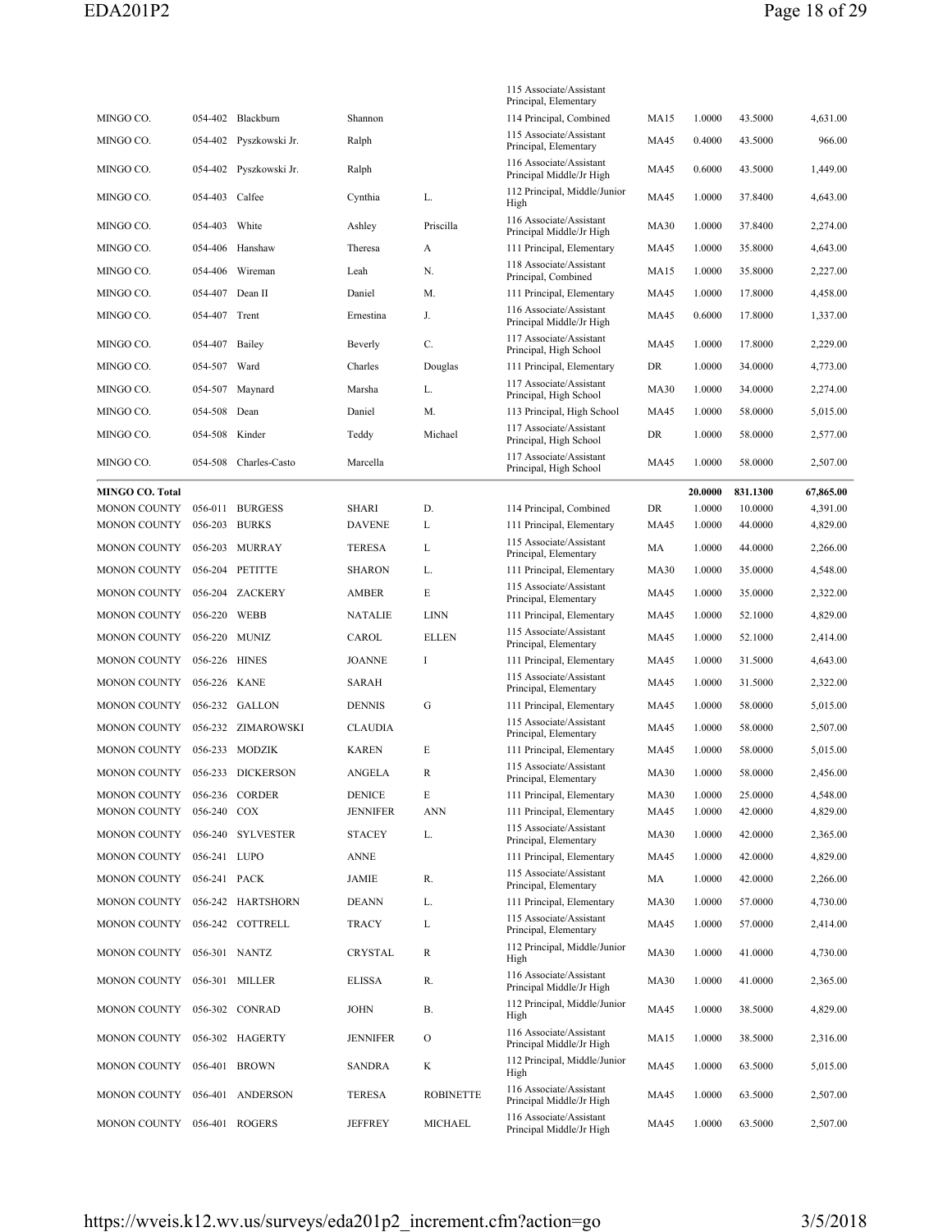| | | | | | 115 Associate/Assistant Principal, Elementary | | | | |
|---|---|---|---|---|---|---|---|---|---|
| MINGO CO. | 054-402 | Blackburn | Shannon | | 114 Principal, Combined | MA15 | 1.0000 | 43.5000 | 4,631.00 |
| MINGO CO. | 054-402 | Pyszkowski Jr. | Ralph | | 115 Associate/Assistant Principal, Elementary | MA45 | 0.4000 | 43.5000 | 966.00 |
| MINGO CO. | 054-402 | Pyszkowski Jr. | Ralph | | 116 Associate/Assistant Principal Middle/Jr High | MA45 | 0.6000 | 43.5000 | 1,449.00 |
| MINGO CO. | 054-403 | Calfee | Cynthia | L. | 112 Principal, Middle/Junior High | MA45 | 1.0000 | 37.8400 | 4,643.00 |
| MINGO CO. | 054-403 | White | Ashley | Priscilla | 116 Associate/Assistant Principal Middle/Jr High | MA30 | 1.0000 | 37.8400 | 2,274.00 |
| MINGO CO. | 054-406 | Hanshaw | Theresa | A | 111 Principal, Elementary | MA45 | 1.0000 | 35.8000 | 4,643.00 |
| MINGO CO. | 054-406 | Wireman | Leah | N. | 118 Associate/Assistant Principal, Combined | MA15 | 1.0000 | 35.8000 | 2,227.00 |
| MINGO CO. | 054-407 | Dean II | Daniel | M. | 111 Principal, Elementary | MA45 | 1.0000 | 17.8000 | 4,458.00 |
| MINGO CO. | 054-407 | Trent | Ernestina | J. | 116 Associate/Assistant Principal Middle/Jr High | MA45 | 0.6000 | 17.8000 | 1,337.00 |
| MINGO CO. | 054-407 | Bailey | Beverly | C. | 117 Associate/Assistant Principal, High School | MA45 | 1.0000 | 17.8000 | 2,229.00 |
| MINGO CO. | 054-507 | Ward | Charles | Douglas | 111 Principal, Elementary | DR | 1.0000 | 34.0000 | 4,773.00 |
| MINGO CO. | 054-507 | Maynard | Marsha | L. | 117 Associate/Assistant Principal, High School | MA30 | 1.0000 | 34.0000 | 2,274.00 |
| MINGO CO. | 054-508 | Dean | Daniel | M. | 113 Principal, High School | MA45 | 1.0000 | 58.0000 | 5,015.00 |
| MINGO CO. | 054-508 | Kinder | Teddy | Michael | 117 Associate/Assistant Principal, High School | DR | 1.0000 | 58.0000 | 2,577.00 |
| MINGO CO. | 054-508 | Charles-Casto | Marcella | | 117 Associate/Assistant Principal, High School | MA45 | 1.0000 | 58.0000 | 2,507.00 |
| **MINGO CO. Total** | | | | | | | **20.0000** | **831.1300** | **67,865.00** |
| MONON COUNTY | 056-011 | BURGESS | SHARI | D. | 114 Principal, Combined | DR | 1.0000 | 10.0000 | 4,391.00 |
| MONON COUNTY | 056-203 | BURKS | DAVENE | L | 111 Principal, Elementary | MA45 | 1.0000 | 44.0000 | 4,829.00 |
| MONON COUNTY | 056-203 | MURRAY | TERESA | L | 115 Associate/Assistant Principal, Elementary | MA | 1.0000 | 44.0000 | 2,266.00 |
| MONON COUNTY | 056-204 | PETITTE | SHARON | L. | 111 Principal, Elementary | MA30 | 1.0000 | 35.0000 | 4,548.00 |
| MONON COUNTY | 056-204 | ZACKERY | AMBER | E | 115 Associate/Assistant Principal, Elementary | MA45 | 1.0000 | 35.0000 | 2,322.00 |
| MONON COUNTY | 056-220 | WEBB | NATALIE | LINN | 111 Principal, Elementary | MA45 | 1.0000 | 52.1000 | 4,829.00 |
| MONON COUNTY | 056-220 | MUNIZ | CAROL | ELLEN | 115 Associate/Assistant Principal, Elementary | MA45 | 1.0000 | 52.1000 | 2,414.00 |
| MONON COUNTY | 056-226 | HINES | JOANNE | I | 111 Principal, Elementary | MA45 | 1.0000 | 31.5000 | 4,643.00 |
| MONON COUNTY | 056-226 | KANE | SARAH | | 115 Associate/Assistant Principal, Elementary | MA45 | 1.0000 | 31.5000 | 2,322.00 |
| MONON COUNTY | 056-232 | GALLON | DENNIS | G | 111 Principal, Elementary | MA45 | 1.0000 | 58.0000 | 5,015.00 |
| MONON COUNTY | 056-232 | ZIMAROWSKI | CLAUDIA | | 115 Associate/Assistant Principal, Elementary | MA45 | 1.0000 | 58.0000 | 2,507.00 |
| MONON COUNTY | 056-233 | MODZIK | KAREN | E | 111 Principal, Elementary | MA45 | 1.0000 | 58.0000 | 5,015.00 |
| MONON COUNTY | 056-233 | DICKERSON | ANGELA | R | 115 Associate/Assistant Principal, Elementary | MA30 | 1.0000 | 58.0000 | 2,456.00 |
| MONON COUNTY | 056-236 | CORDER | DENICE | E | 111 Principal, Elementary | MA30 | 1.0000 | 25.0000 | 4,548.00 |
| MONON COUNTY | 056-240 | COX | JENNIFER | ANN | 111 Principal, Elementary | MA45 | 1.0000 | 42.0000 | 4,829.00 |
| MONON COUNTY | 056-240 | SYLVESTER | STACEY | L. | 115 Associate/Assistant Principal, Elementary | MA30 | 1.0000 | 42.0000 | 2,365.00 |
| MONON COUNTY | 056-241 | LUPO | ANNE | | 111 Principal, Elementary | MA45 | 1.0000 | 42.0000 | 4,829.00 |
| MONON COUNTY | 056-241 | PACK | JAMIE | R. | 115 Associate/Assistant Principal, Elementary | MA | 1.0000 | 42.0000 | 2,266.00 |
| MONON COUNTY | 056-242 | HARTSHORN | DEANN | L. | 111 Principal, Elementary | MA30 | 1.0000 | 57.0000 | 4,730.00 |
| MONON COUNTY | 056-242 | COTTRELL | TRACY | L | 115 Associate/Assistant Principal, Elementary | MA45 | 1.0000 | 57.0000 | 2,414.00 |
| MONON COUNTY | 056-301 | NANTZ | CRYSTAL | R | 112 Principal, Middle/Junior High | MA30 | 1.0000 | 41.0000 | 4,730.00 |
| MONON COUNTY | 056-301 | MILLER | ELISSA | R. | 116 Associate/Assistant Principal Middle/Jr High | MA30 | 1.0000 | 41.0000 | 2,365.00 |
| MONON COUNTY | 056-302 | CONRAD | JOHN | B. | 112 Principal, Middle/Junior High | MA45 | 1.0000 | 38.5000 | 4,829.00 |
| MONON COUNTY | 056-302 | HAGERTY | JENNIFER | O | 116 Associate/Assistant Principal Middle/Jr High | MA15 | 1.0000 | 38.5000 | 2,316.00 |
| MONON COUNTY | 056-401 | BROWN | SANDRA | K | 112 Principal, Middle/Junior High | MA45 | 1.0000 | 63.5000 | 5,015.00 |
| MONON COUNTY | 056-401 | ANDERSON | TERESA | ROBINETTE | 116 Associate/Assistant Principal Middle/Jr High | MA45 | 1.0000 | 63.5000 | 2,507.00 |
| MONON COUNTY | 056-401 | ROGERS | JEFFREY | MICHAEL | 116 Associate/Assistant Principal Middle/Jr High | MA45 | 1.0000 | 63.5000 | 2,507.00 |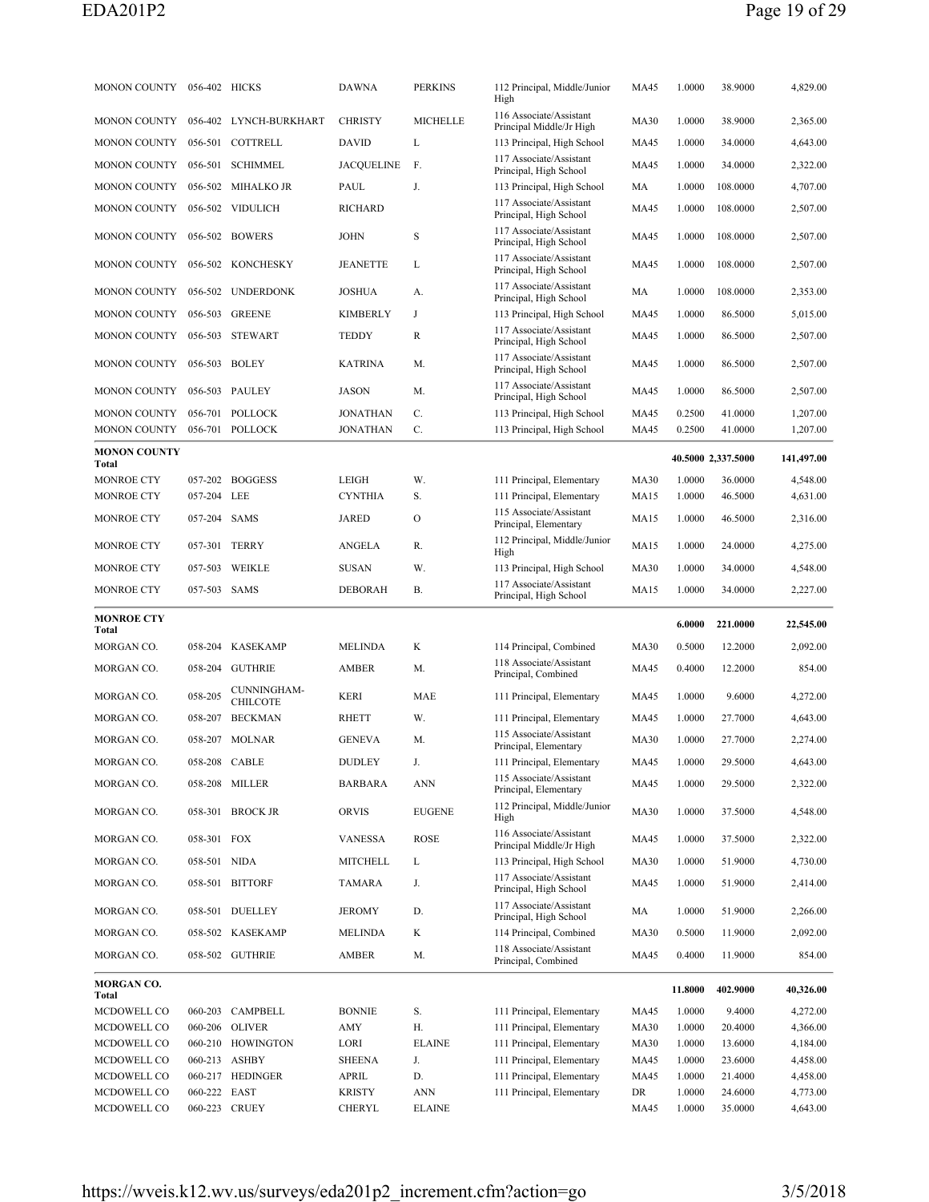| | | | | | | | | | |
|---|---|---|---|---|---|---|---|---|---|
| MONON COUNTY | 056-402 | HICKS | DAWNA | PERKINS | 112 Principal, Middle/Junior High | MA45 | 1.0000 | 38.9000 | 4,829.00 |
| MONON COUNTY | 056-402 | LYNCH-BURKHART | CHRISTY | MICHELLE | 116 Associate/Assistant Principal Middle/Jr High | MA30 | 1.0000 | 38.9000 | 2,365.00 |
| MONON COUNTY | 056-501 | COTTRELL | DAVID | L | 113 Principal, High School | MA45 | 1.0000 | 34.0000 | 4,643.00 |
| MONON COUNTY | 056-501 | SCHIMMEL | JACQUELINE | F. | 117 Associate/Assistant Principal, High School | MA45 | 1.0000 | 34.0000 | 2,322.00 |
| MONON COUNTY | 056-502 | MIHALKO JR | PAUL | J. | 113 Principal, High School | MA | 1.0000 | 108.0000 | 4,707.00 |
| MONON COUNTY | 056-502 | VIDULICH | RICHARD | | 117 Associate/Assistant Principal, High School | MA45 | 1.0000 | 108.0000 | 2,507.00 |
| MONON COUNTY | 056-502 | BOWERS | JOHN | S | 117 Associate/Assistant Principal, High School | MA45 | 1.0000 | 108.0000 | 2,507.00 |
| MONON COUNTY | 056-502 | KONCHESKY | JEANETTE | L | 117 Associate/Assistant Principal, High School | MA45 | 1.0000 | 108.0000 | 2,507.00 |
| MONON COUNTY | 056-502 | UNDERDONK | JOSHUA | A. | 117 Associate/Assistant Principal, High School | MA | 1.0000 | 108.0000 | 2,353.00 |
| MONON COUNTY | 056-503 | GREENE | KIMBERLY | J | 113 Principal, High School | MA45 | 1.0000 | 86.5000 | 5,015.00 |
| MONON COUNTY | 056-503 | STEWART | TEDDY | R | 117 Associate/Assistant Principal, High School | MA45 | 1.0000 | 86.5000 | 2,507.00 |
| MONON COUNTY | 056-503 | BOLEY | KATRINA | M. | 117 Associate/Assistant Principal, High School | MA45 | 1.0000 | 86.5000 | 2,507.00 |
| MONON COUNTY | 056-503 | PAULEY | JASON | M. | 117 Associate/Assistant Principal, High School | MA45 | 1.0000 | 86.5000 | 2,507.00 |
| MONON COUNTY | 056-701 | POLLOCK | JONATHAN | C. | 113 Principal, High School | MA45 | 0.2500 | 41.0000 | 1,207.00 |
| MONON COUNTY | 056-701 | POLLOCK | JONATHAN | C. | 113 Principal, High School | MA45 | 0.2500 | 41.0000 | 1,207.00 |
| **MONON COUNTY Total** | | | | | | | **40.5000** | **2,337.5000** | **141,497.00** |
| MONROE CTY | 057-202 | BOGGESS | LEIGH | W. | 111 Principal, Elementary | MA30 | 1.0000 | 36.0000 | 4,548.00 |
| MONROE CTY | 057-204 | LEE | CYNTHIA | S. | 111 Principal, Elementary | MA15 | 1.0000 | 46.5000 | 4,631.00 |
| MONROE CTY | 057-204 | SAMS | JARED | O | 115 Associate/Assistant Principal, Elementary | MA15 | 1.0000 | 46.5000 | 2,316.00 |
| MONROE CTY | 057-301 | TERRY | ANGELA | R. | 112 Principal, Middle/Junior High | MA15 | 1.0000 | 24.0000 | 4,275.00 |
| MONROE CTY | 057-503 | WEIKLE | SUSAN | W. | 113 Principal, High School | MA30 | 1.0000 | 34.0000 | 4,548.00 |
| MONROE CTY | 057-503 | SAMS | DEBORAH | B. | 117 Associate/Assistant Principal, High School | MA15 | 1.0000 | 34.0000 | 2,227.00 |
| **MONROE CTY Total** | | | | | | | **6.0000** | **221.0000** | **22,545.00** |
| MORGAN CO. | 058-204 | KASEKAMP | MELINDA | K | 114 Principal, Combined | MA30 | 0.5000 | 12.2000 | 2,092.00 |
| MORGAN CO. | 058-204 | GUTHRIE | AMBER | M. | 118 Associate/Assistant Principal, Combined | MA45 | 0.4000 | 12.2000 | 854.00 |
| MORGAN CO. | 058-205 | CUNNINGHAM-CHILCOTE | KERI | MAE | 111 Principal, Elementary | MA45 | 1.0000 | 9.6000 | 4,272.00 |
| MORGAN CO. | 058-207 | BECKMAN | RHETT | W. | 111 Principal, Elementary | MA45 | 1.0000 | 27.7000 | 4,643.00 |
| MORGAN CO. | 058-207 | MOLNAR | GENEVA | M. | 115 Associate/Assistant Principal, Elementary | MA30 | 1.0000 | 27.7000 | 2,274.00 |
| MORGAN CO. | 058-208 | CABLE | DUDLEY | J. | 111 Principal, Elementary | MA45 | 1.0000 | 29.5000 | 4,643.00 |
| MORGAN CO. | 058-208 | MILLER | BARBARA | ANN | 115 Associate/Assistant Principal, Elementary | MA45 | 1.0000 | 29.5000 | 2,322.00 |
| MORGAN CO. | 058-301 | BROCK JR | ORVIS | EUGENE | 112 Principal, Middle/Junior High | MA30 | 1.0000 | 37.5000 | 4,548.00 |
| MORGAN CO. | 058-301 | FOX | VANESSA | ROSE | 116 Associate/Assistant Principal Middle/Jr High | MA45 | 1.0000 | 37.5000 | 2,322.00 |
| MORGAN CO. | 058-501 | NIDA | MITCHELL | L | 113 Principal, High School | MA30 | 1.0000 | 51.9000 | 4,730.00 |
| MORGAN CO. | 058-501 | BITTORF | TAMARA | J. | 117 Associate/Assistant Principal, High School | MA45 | 1.0000 | 51.9000 | 2,414.00 |
| MORGAN CO. | 058-501 | DUELLEY | JEROMY | D. | 117 Associate/Assistant Principal, High School | MA | 1.0000 | 51.9000 | 2,266.00 |
| MORGAN CO. | 058-502 | KASEKAMP | MELINDA | K | 114 Principal, Combined | MA30 | 0.5000 | 11.9000 | 2,092.00 |
| MORGAN CO. | 058-502 | GUTHRIE | AMBER | M. | 118 Associate/Assistant Principal, Combined | MA45 | 0.4000 | 11.9000 | 854.00 |
| **MORGAN CO. Total** | | | | | | | **11.8000** | **402.9000** | **40,326.00** |
| MCDOWELL CO | 060-203 | CAMPBELL | BONNIE | S. | 111 Principal, Elementary | MA45 | 1.0000 | 9.4000 | 4,272.00 |
| MCDOWELL CO | 060-206 | OLIVER | AMY | H. | 111 Principal, Elementary | MA30 | 1.0000 | 20.4000 | 4,366.00 |
| MCDOWELL CO | 060-210 | HOWINGTON | LORI | ELAINE | 111 Principal, Elementary | MA30 | 1.0000 | 13.6000 | 4,184.00 |
| MCDOWELL CO | 060-213 | ASHBY | SHEENA | J. | 111 Principal, Elementary | MA45 | 1.0000 | 23.6000 | 4,458.00 |
| MCDOWELL CO | 060-217 | HEDINGER | APRIL | D. | 111 Principal, Elementary | MA45 | 1.0000 | 21.4000 | 4,458.00 |
| MCDOWELL CO | 060-222 | EAST | KRISTY | ANN | 111 Principal, Elementary | DR | 1.0000 | 24.6000 | 4,773.00 |
| MCDOWELL CO | 060-223 | CRUEY | CHERYL | ELAINE | | MA45 | 1.0000 | 35.0000 | 4,643.00 |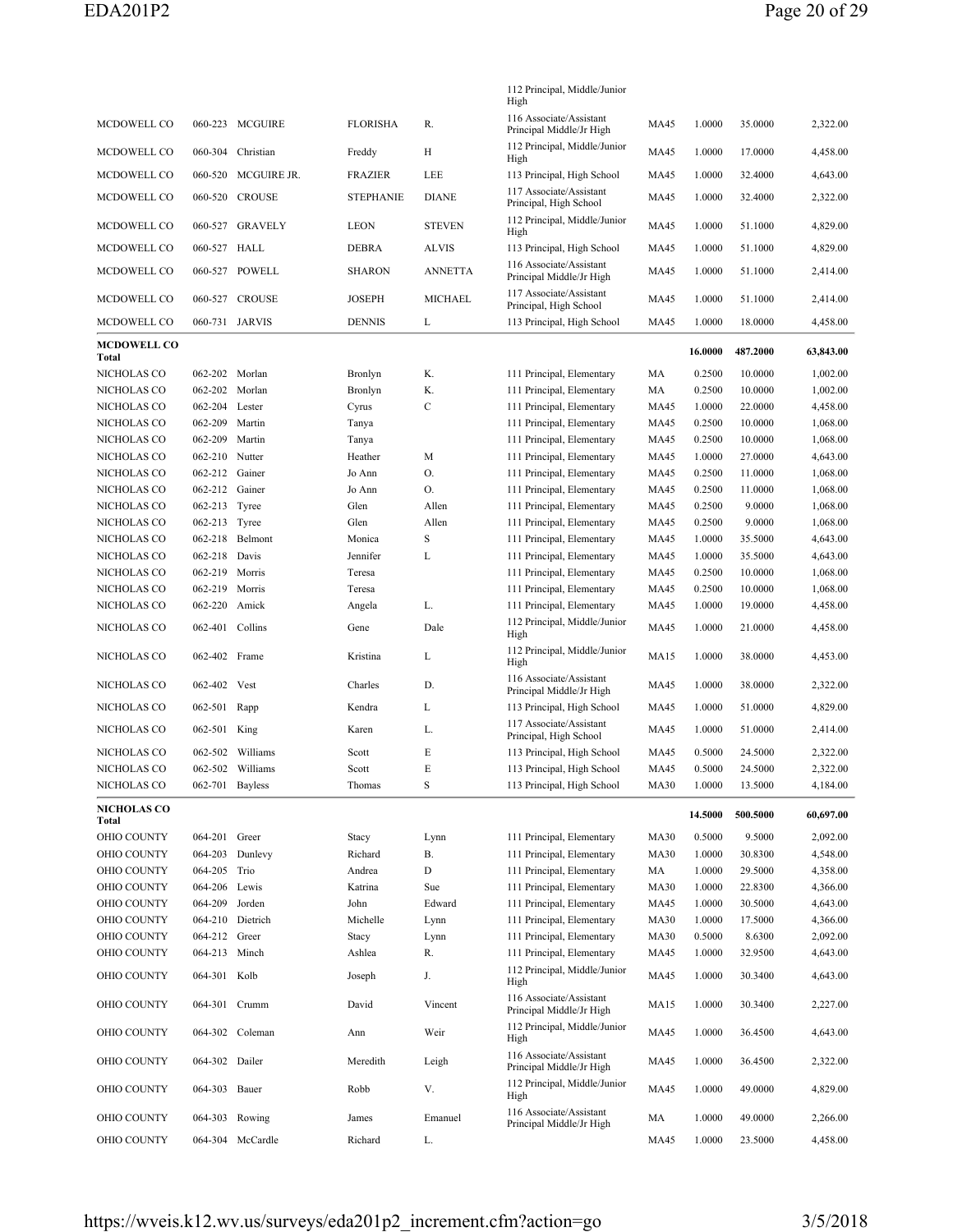| | | | | | | | | | |
|---|---|---|---|---|---|---|---|---|---|
| | | | | | 112 Principal, Middle/Junior High | | | | |
| MCDOWELL CO | 060-223 | MCGUIRE | FLORISHA | R. | 116 Associate/Assistant Principal Middle/Jr High | MA45 | 1.0000 | 35.0000 | 2,322.00 |
| MCDOWELL CO | 060-304 | Christian | Freddy | H | 112 Principal, Middle/Junior High | MA45 | 1.0000 | 17.0000 | 4,458.00 |
| MCDOWELL CO | 060-520 | MCGUIRE JR. | FRAZIER | LEE | 113 Principal, High School | MA45 | 1.0000 | 32.4000 | 4,643.00 |
| MCDOWELL CO | 060-520 | CROUSE | STEPHANIE | DIANE | 117 Associate/Assistant Principal, High School | MA45 | 1.0000 | 32.4000 | 2,322.00 |
| MCDOWELL CO | 060-527 | GRAVELY | LEON | STEVEN | 112 Principal, Middle/Junior High | MA45 | 1.0000 | 51.1000 | 4,829.00 |
| MCDOWELL CO | 060-527 | HALL | DEBRA | ALVIS | 113 Principal, High School | MA45 | 1.0000 | 51.1000 | 4,829.00 |
| MCDOWELL CO | 060-527 | POWELL | SHARON | ANNETTA | 116 Associate/Assistant Principal Middle/Jr High | MA45 | 1.0000 | 51.1000 | 2,414.00 |
| MCDOWELL CO | 060-527 | CROUSE | JOSEPH | MICHAEL | 117 Associate/Assistant Principal, High School | MA45 | 1.0000 | 51.1000 | 2,414.00 |
| MCDOWELL CO | 060-731 | JARVIS | DENNIS | L | 113 Principal, High School | MA45 | 1.0000 | 18.0000 | 4,458.00 |
| **MCDOWELL CO Total** | | | | | | | **16.0000** | **487.2000** | **63,843.00** |
| NICHOLAS CO | 062-202 | Morlan | Bronlyn | K. | 111 Principal, Elementary | MA | 0.2500 | 10.0000 | 1,002.00 |
| NICHOLAS CO | 062-202 | Morlan | Bronlyn | K. | 111 Principal, Elementary | MA | 0.2500 | 10.0000 | 1,002.00 |
| NICHOLAS CO | 062-204 | Lester | Cyrus | C | 111 Principal, Elementary | MA45 | 1.0000 | 22.0000 | 4,458.00 |
| NICHOLAS CO | 062-209 | Martin | Tanya | | 111 Principal, Elementary | MA45 | 0.2500 | 10.0000 | 1,068.00 |
| NICHOLAS CO | 062-209 | Martin | Tanya | | 111 Principal, Elementary | MA45 | 0.2500 | 10.0000 | 1,068.00 |
| NICHOLAS CO | 062-210 | Nutter | Heather | M | 111 Principal, Elementary | MA45 | 1.0000 | 27.0000 | 4,643.00 |
| NICHOLAS CO | 062-212 | Gainer | Jo Ann | O. | 111 Principal, Elementary | MA45 | 0.2500 | 11.0000 | 1,068.00 |
| NICHOLAS CO | 062-212 | Gainer | Jo Ann | O. | 111 Principal, Elementary | MA45 | 0.2500 | 11.0000 | 1,068.00 |
| NICHOLAS CO | 062-213 | Tyree | Glen | Allen | 111 Principal, Elementary | MA45 | 0.2500 | 9.0000 | 1,068.00 |
| NICHOLAS CO | 062-213 | Tyree | Glen | Allen | 111 Principal, Elementary | MA45 | 0.2500 | 9.0000 | 1,068.00 |
| NICHOLAS CO | 062-218 | Belmont | Monica | S | 111 Principal, Elementary | MA45 | 1.0000 | 35.5000 | 4,643.00 |
| NICHOLAS CO | 062-218 | Davis | Jennifer | L | 111 Principal, Elementary | MA45 | 1.0000 | 35.5000 | 4,643.00 |
| NICHOLAS CO | 062-219 | Morris | Teresa | | 111 Principal, Elementary | MA45 | 0.2500 | 10.0000 | 1,068.00 |
| NICHOLAS CO | 062-219 | Morris | Teresa | | 111 Principal, Elementary | MA45 | 0.2500 | 10.0000 | 1,068.00 |
| NICHOLAS CO | 062-220 | Amick | Angela | L. | 111 Principal, Elementary | MA45 | 1.0000 | 19.0000 | 4,458.00 |
| NICHOLAS CO | 062-401 | Collins | Gene | Dale | 112 Principal, Middle/Junior High | MA45 | 1.0000 | 21.0000 | 4,458.00 |
| NICHOLAS CO | 062-402 | Frame | Kristina | L | 112 Principal, Middle/Junior High | MA15 | 1.0000 | 38.0000 | 4,453.00 |
| NICHOLAS CO | 062-402 | Vest | Charles | D. | 116 Associate/Assistant Principal Middle/Jr High | MA45 | 1.0000 | 38.0000 | 2,322.00 |
| NICHOLAS CO | 062-501 | Rapp | Kendra | L | 113 Principal, High School | MA45 | 1.0000 | 51.0000 | 4,829.00 |
| NICHOLAS CO | 062-501 | King | Karen | L. | 117 Associate/Assistant Principal, High School | MA45 | 1.0000 | 51.0000 | 2,414.00 |
| NICHOLAS CO | 062-502 | Williams | Scott | E | 113 Principal, High School | MA45 | 0.5000 | 24.5000 | 2,322.00 |
| NICHOLAS CO | 062-502 | Williams | Scott | E | 113 Principal, High School | MA45 | 0.5000 | 24.5000 | 2,322.00 |
| NICHOLAS CO | 062-701 | Bayless | Thomas | S | 113 Principal, High School | MA30 | 1.0000 | 13.5000 | 4,184.00 |
| **NICHOLAS CO Total** | | | | | | | **14.5000** | **500.5000** | **60,697.00** |
| OHIO COUNTY | 064-201 | Greer | Stacy | Lynn | 111 Principal, Elementary | MA30 | 0.5000 | 9.5000 | 2,092.00 |
| OHIO COUNTY | 064-203 | Dunlevy | Richard | B. | 111 Principal, Elementary | MA30 | 1.0000 | 30.8300 | 4,548.00 |
| OHIO COUNTY | 064-205 | Trio | Andrea | D | 111 Principal, Elementary | MA | 1.0000 | 29.5000 | 4,358.00 |
| OHIO COUNTY | 064-206 | Lewis | Katrina | Sue | 111 Principal, Elementary | MA30 | 1.0000 | 22.8300 | 4,366.00 |
| OHIO COUNTY | 064-209 | Jorden | John | Edward | 111 Principal, Elementary | MA45 | 1.0000 | 30.5000 | 4,643.00 |
| OHIO COUNTY | 064-210 | Dietrich | Michelle | Lynn | 111 Principal, Elementary | MA30 | 1.0000 | 17.5000 | 4,366.00 |
| OHIO COUNTY | 064-212 | Greer | Stacy | Lynn | 111 Principal, Elementary | MA30 | 0.5000 | 8.6300 | 2,092.00 |
| OHIO COUNTY | 064-213 | Minch | Ashlea | R. | 111 Principal, Elementary | MA45 | 1.0000 | 32.9500 | 4,643.00 |
| OHIO COUNTY | 064-301 | Kolb | Joseph | J. | 112 Principal, Middle/Junior High | MA45 | 1.0000 | 30.3400 | 4,643.00 |
| OHIO COUNTY | 064-301 | Crumm | David | Vincent | 116 Associate/Assistant Principal Middle/Jr High | MA15 | 1.0000 | 30.3400 | 2,227.00 |
| OHIO COUNTY | 064-302 | Coleman | Ann | Weir | 112 Principal, Middle/Junior High | MA45 | 1.0000 | 36.4500 | 4,643.00 |
| OHIO COUNTY | 064-302 | Dailer | Meredith | Leigh | 116 Associate/Assistant Principal Middle/Jr High | MA45 | 1.0000 | 36.4500 | 2,322.00 |
| OHIO COUNTY | 064-303 | Bauer | Robb | V. | 112 Principal, Middle/Junior High | MA45 | 1.0000 | 49.0000 | 4,829.00 |
| OHIO COUNTY | 064-303 | Rowing | James | Emanuel | 116 Associate/Assistant Principal Middle/Jr High | MA | 1.0000 | 49.0000 | 2,266.00 |
| OHIO COUNTY | 064-304 | McCardle | Richard | L. | | MA45 | 1.0000 | 23.5000 | 4,458.00 |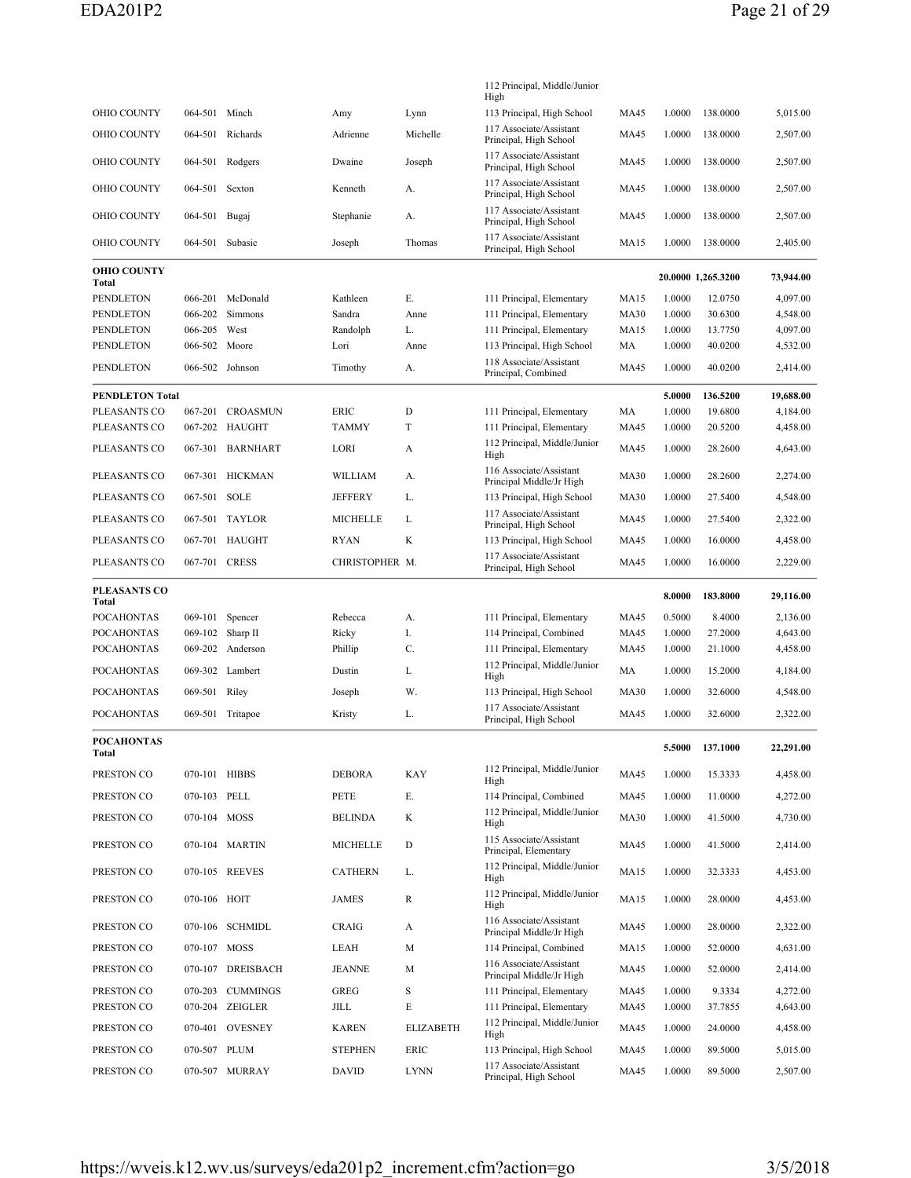| | | | | | | | | | |
|---|---|---|---|---|---|---|---|---|---|
| | | | | | 112 Principal, Middle/Junior High | | | | |
| OHIO COUNTY | 064-501 | Minch | Amy | Lynn | 113 Principal, High School | MA45 | 1.0000 | 138.0000 | 5,015.00 |
| OHIO COUNTY | 064-501 | Richards | Adrienne | Michelle | 117 Associate/Assistant Principal, High School | MA45 | 1.0000 | 138.0000 | 2,507.00 |
| OHIO COUNTY | 064-501 | Rodgers | Dwaine | Joseph | 117 Associate/Assistant Principal, High School | MA45 | 1.0000 | 138.0000 | 2,507.00 |
| OHIO COUNTY | 064-501 | Sexton | Kenneth | A. | 117 Associate/Assistant Principal, High School | MA45 | 1.0000 | 138.0000 | 2,507.00 |
| OHIO COUNTY | 064-501 | Bugaj | Stephanie | A. | 117 Associate/Assistant Principal, High School | MA45 | 1.0000 | 138.0000 | 2,507.00 |
| OHIO COUNTY | 064-501 | Subasic | Joseph | Thomas | 117 Associate/Assistant Principal, High School | MA15 | 1.0000 | 138.0000 | 2,405.00 |
| **OHIO COUNTY Total** | | | | | | | **20.0000** | **1,265.3200** | **73,944.00** |
| PENDLETON | 066-201 | McDonald | Kathleen | E. | 111 Principal, Elementary | MA15 | 1.0000 | 12.0750 | 4,097.00 |
| PENDLETON | 066-202 | Simmons | Sandra | Anne | 111 Principal, Elementary | MA30 | 1.0000 | 30.6300 | 4,548.00 |
| PENDLETON | 066-205 | West | Randolph | L. | 111 Principal, Elementary | MA15 | 1.0000 | 13.7750 | 4,097.00 |
| PENDLETON | 066-502 | Moore | Lori | Anne | 113 Principal, High School | MA | 1.0000 | 40.0200 | 4,532.00 |
| PENDLETON | 066-502 | Johnson | Timothy | A. | 118 Associate/Assistant Principal, Combined | MA45 | 1.0000 | 40.0200 | 2,414.00 |
| **PENDLETON Total** | | | | | | | **5.0000** | **136.5200** | **19,688.00** |
| PLEASANTS CO | 067-201 | CROASMUN | ERIC | D | 111 Principal, Elementary | MA | 1.0000 | 19.6800 | 4,184.00 |
| PLEASANTS CO | 067-202 | HAUGHT | TAMMY | T | 111 Principal, Elementary | MA45 | 1.0000 | 20.5200 | 4,458.00 |
| PLEASANTS CO | 067-301 | BARNHART | LORI | A | 112 Principal, Middle/Junior High | MA45 | 1.0000 | 28.2600 | 4,643.00 |
| PLEASANTS CO | 067-301 | HICKMAN | WILLIAM | A. | 116 Associate/Assistant Principal Middle/Jr High | MA30 | 1.0000 | 28.2600 | 2,274.00 |
| PLEASANTS CO | 067-501 | SOLE | JEFFERY | L. | 113 Principal, High School | MA30 | 1.0000 | 27.5400 | 4,548.00 |
| PLEASANTS CO | 067-501 | TAYLOR | MICHELLE | L | 117 Associate/Assistant Principal, High School | MA45 | 1.0000 | 27.5400 | 2,322.00 |
| PLEASANTS CO | 067-701 | HAUGHT | RYAN | K | 113 Principal, High School | MA45 | 1.0000 | 16.0000 | 4,458.00 |
| PLEASANTS CO | 067-701 | CRESS | CHRISTOPHER | M. | 117 Associate/Assistant Principal, High School | MA45 | 1.0000 | 16.0000 | 2,229.00 |
| **PLEASANTS CO Total** | | | | | | | **8.0000** | **183.8000** | **29,116.00** |
| POCAHONTAS | 069-101 | Spencer | Rebecca | A. | 111 Principal, Elementary | MA45 | 0.5000 | 8.4000 | 2,136.00 |
| POCAHONTAS | 069-102 | Sharp II | Ricky | I. | 114 Principal, Combined | MA45 | 1.0000 | 27.2000 | 4,643.00 |
| POCAHONTAS | 069-202 | Anderson | Phillip | C. | 111 Principal, Elementary | MA45 | 1.0000 | 21.1000 | 4,458.00 |
| POCAHONTAS | 069-302 | Lambert | Dustin | L | 112 Principal, Middle/Junior High | MA | 1.0000 | 15.2000 | 4,184.00 |
| POCAHONTAS | 069-501 | Riley | Joseph | W. | 113 Principal, High School | MA30 | 1.0000 | 32.6000 | 4,548.00 |
| POCAHONTAS | 069-501 | Tritapoe | Kristy | L. | 117 Associate/Assistant Principal, High School | MA45 | 1.0000 | 32.6000 | 2,322.00 |
| **POCAHONTAS Total** | | | | | | | **5.5000** | **137.1000** | **22,291.00** |
| PRESTON CO | 070-101 | HIBBS | DEBORA | KAY | 112 Principal, Middle/Junior High | MA45 | 1.0000 | 15.3333 | 4,458.00 |
| PRESTON CO | 070-103 | PELL | PETE | E. | 114 Principal, Combined | MA45 | 1.0000 | 11.0000 | 4,272.00 |
| PRESTON CO | 070-104 | MOSS | BELINDA | K | 112 Principal, Middle/Junior High | MA30 | 1.0000 | 41.5000 | 4,730.00 |
| PRESTON CO | 070-104 | MARTIN | MICHELLE | D | 115 Associate/Assistant Principal, Elementary | MA45 | 1.0000 | 41.5000 | 2,414.00 |
| PRESTON CO | 070-105 | REEVES | CATHERN | L. | 112 Principal, Middle/Junior High | MA15 | 1.0000 | 32.3333 | 4,453.00 |
| PRESTON CO | 070-106 | HOIT | JAMES | R | 112 Principal, Middle/Junior High | MA15 | 1.0000 | 28.0000 | 4,453.00 |
| PRESTON CO | 070-106 | SCHMIDL | CRAIG | A | 116 Associate/Assistant Principal Middle/Jr High | MA45 | 1.0000 | 28.0000 | 2,322.00 |
| PRESTON CO | 070-107 | MOSS | LEAH | M | 114 Principal, Combined | MA15 | 1.0000 | 52.0000 | 4,631.00 |
| PRESTON CO | 070-107 | DREISBACH | JEANNE | M | 116 Associate/Assistant Principal Middle/Jr High | MA45 | 1.0000 | 52.0000 | 2,414.00 |
| PRESTON CO | 070-203 | CUMMINGS | GREG | S | 111 Principal, Elementary | MA45 | 1.0000 | 9.3334 | 4,272.00 |
| PRESTON CO | 070-204 | ZEIGLER | JILL | E | 111 Principal, Elementary | MA45 | 1.0000 | 37.7855 | 4,643.00 |
| PRESTON CO | 070-401 | OVESNEY | KAREN | ELIZABETH | 112 Principal, Middle/Junior High | MA45 | 1.0000 | 24.0000 | 4,458.00 |
| PRESTON CO | 070-507 | PLUM | STEPHEN | ERIC | 113 Principal, High School | MA45 | 1.0000 | 89.5000 | 5,015.00 |
| PRESTON CO | 070-507 | MURRAY | DAVID | LYNN | 117 Associate/Assistant Principal, High School | MA45 | 1.0000 | 89.5000 | 2,507.00 |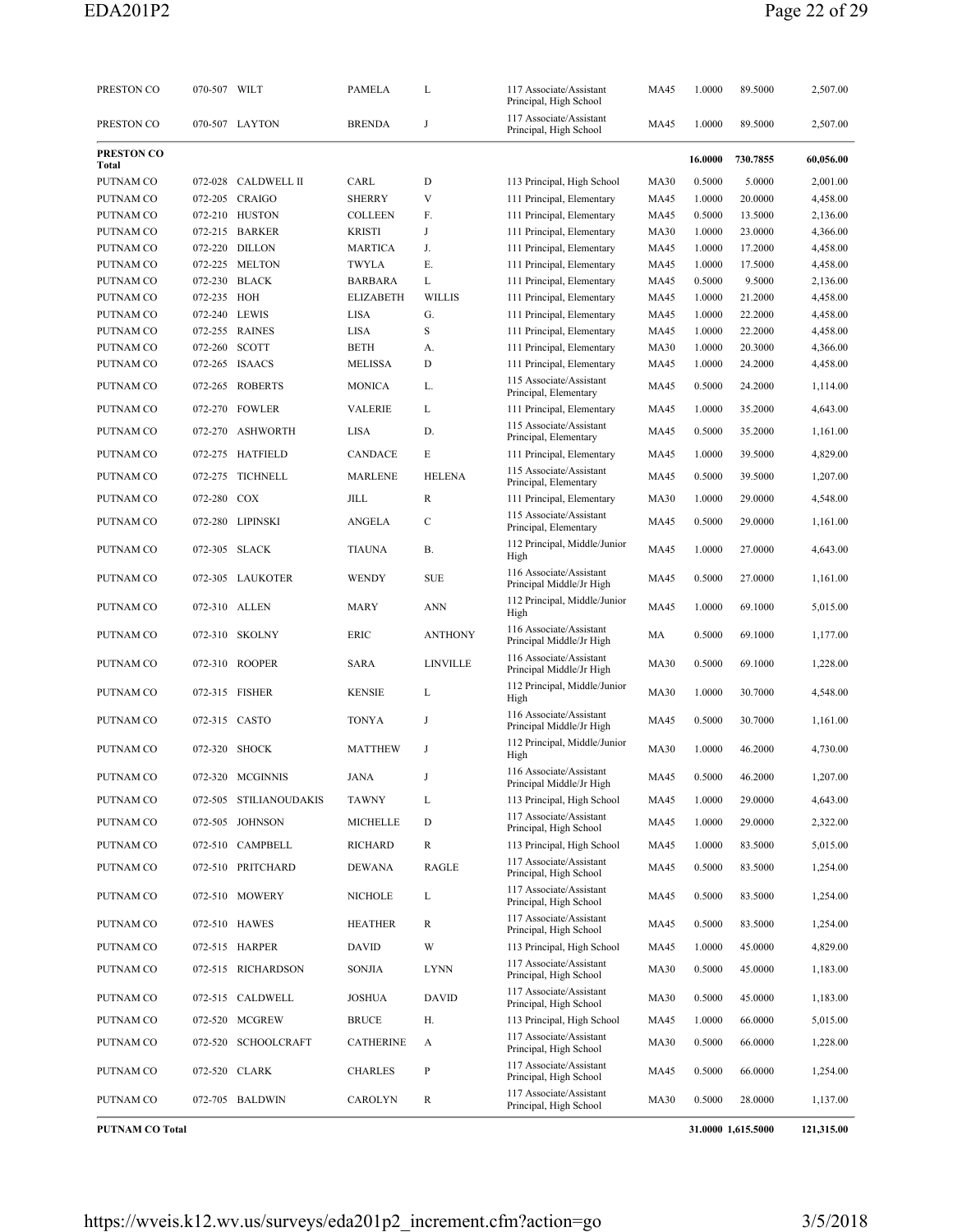| | | | | | | | | | |
|---|---|---|---|---|---|---|---|---|---|
| PRESTON CO | 070-507 | WILT | PAMELA | L | 117 Associate/Assistant Principal, High School | MA45 | 1.0000 | 89.5000 | 2,507.00 |
| PRESTON CO | 070-507 | LAYTON | BRENDA | J | 117 Associate/Assistant Principal, High School | MA45 | 1.0000 | 89.5000 | 2,507.00 |
| **PRESTON CO Total** | | | | | | | **16.0000** | **730.7855** | **60,056.00** |
| PUTNAM CO | 072-028 | CALDWELL II | CARL | D | 113 Principal, High School | MA30 | 0.5000 | 5.0000 | 2,001.00 |
| PUTNAM CO | 072-205 | CRAIGO | SHERRY | V | 111 Principal, Elementary | MA45 | 1.0000 | 20.0000 | 4,458.00 |
| PUTNAM CO | 072-210 | HUSTON | COLLEEN | F. | 111 Principal, Elementary | MA45 | 0.5000 | 13.5000 | 2,136.00 |
| PUTNAM CO | 072-215 | BARKER | KRISTI | J | 111 Principal, Elementary | MA30 | 1.0000 | 23.0000 | 4,366.00 |
| PUTNAM CO | 072-220 | DILLON | MARTICA | J. | 111 Principal, Elementary | MA45 | 1.0000 | 17.2000 | 4,458.00 |
| PUTNAM CO | 072-225 | MELTON | TWYLA | E. | 111 Principal, Elementary | MA45 | 1.0000 | 17.5000 | 4,458.00 |
| PUTNAM CO | 072-230 | BLACK | BARBARA | L | 111 Principal, Elementary | MA45 | 0.5000 | 9.5000 | 2,136.00 |
| PUTNAM CO | 072-235 | HOH | ELIZABETH | WILLIS | 111 Principal, Elementary | MA45 | 1.0000 | 21.2000 | 4,458.00 |
| PUTNAM CO | 072-240 | LEWIS | LISA | G. | 111 Principal, Elementary | MA45 | 1.0000 | 22.2000 | 4,458.00 |
| PUTNAM CO | 072-255 | RAINES | LISA | S | 111 Principal, Elementary | MA45 | 1.0000 | 22.2000 | 4,458.00 |
| PUTNAM CO | 072-260 | SCOTT | BETH | A. | 111 Principal, Elementary | MA30 | 1.0000 | 20.3000 | 4,366.00 |
| PUTNAM CO | 072-265 | ISAACS | MELISSA | D | 111 Principal, Elementary | MA45 | 1.0000 | 24.2000 | 4,458.00 |
| PUTNAM CO | 072-265 | ROBERTS | MONICA | L. | 115 Associate/Assistant Principal, Elementary | MA45 | 0.5000 | 24.2000 | 1,114.00 |
| PUTNAM CO | 072-270 | FOWLER | VALERIE | L | 111 Principal, Elementary | MA45 | 1.0000 | 35.2000 | 4,643.00 |
| PUTNAM CO | 072-270 | ASHWORTH | LISA | D. | 115 Associate/Assistant Principal, Elementary | MA45 | 0.5000 | 35.2000 | 1,161.00 |
| PUTNAM CO | 072-275 | HATFIELD | CANDACE | E | 111 Principal, Elementary | MA45 | 1.0000 | 39.5000 | 4,829.00 |
| PUTNAM CO | 072-275 | TICHNELL | MARLENE | HELENA | 115 Associate/Assistant Principal, Elementary | MA45 | 0.5000 | 39.5000 | 1,207.00 |
| PUTNAM CO | 072-280 | COX | JILL | R | 111 Principal, Elementary | MA30 | 1.0000 | 29.0000 | 4,548.00 |
| PUTNAM CO | 072-280 | LIPINSKI | ANGELA | C | 115 Associate/Assistant Principal, Elementary | MA45 | 0.5000 | 29.0000 | 1,161.00 |
| PUTNAM CO | 072-305 | SLACK | TIAUNA | B. | 112 Principal, Middle/Junior High | MA45 | 1.0000 | 27.0000 | 4,643.00 |
| PUTNAM CO | 072-305 | LAUKOTER | WENDY | SUE | 116 Associate/Assistant Principal Middle/Jr High | MA45 | 0.5000 | 27.0000 | 1,161.00 |
| PUTNAM CO | 072-310 | ALLEN | MARY | ANN | 112 Principal, Middle/Junior High | MA45 | 1.0000 | 69.1000 | 5,015.00 |
| PUTNAM CO | 072-310 | SKOLNY | ERIC | ANTHONY | 116 Associate/Assistant Principal Middle/Jr High | MA | 0.5000 | 69.1000 | 1,177.00 |
| PUTNAM CO | 072-310 | ROOPER | SARA | LINVILLE | 116 Associate/Assistant Principal Middle/Jr High | MA30 | 0.5000 | 69.1000 | 1,228.00 |
| PUTNAM CO | 072-315 | FISHER | KENSIE | L | 112 Principal, Middle/Junior High | MA30 | 1.0000 | 30.7000 | 4,548.00 |
| PUTNAM CO | 072-315 | CASTO | TONYA | J | 116 Associate/Assistant Principal Middle/Jr High | MA45 | 0.5000 | 30.7000 | 1,161.00 |
| PUTNAM CO | 072-320 | SHOCK | MATTHEW | J | 112 Principal, Middle/Junior High | MA30 | 1.0000 | 46.2000 | 4,730.00 |
| PUTNAM CO | 072-320 | MCGINNIS | JANA | J | 116 Associate/Assistant Principal Middle/Jr High | MA45 | 0.5000 | 46.2000 | 1,207.00 |
| PUTNAM CO | 072-505 | STILIANOUDAKIS | TAWNY | L | 113 Principal, High School | MA45 | 1.0000 | 29.0000 | 4,643.00 |
| PUTNAM CO | 072-505 | JOHNSON | MICHELLE | D | 117 Associate/Assistant Principal, High School | MA45 | 1.0000 | 29.0000 | 2,322.00 |
| PUTNAM CO | 072-510 | CAMPBELL | RICHARD | R | 113 Principal, High School | MA45 | 1.0000 | 83.5000 | 5,015.00 |
| PUTNAM CO | 072-510 | PRITCHARD | DEWANA | RAGLE | 117 Associate/Assistant Principal, High School | MA45 | 0.5000 | 83.5000 | 1,254.00 |
| PUTNAM CO | 072-510 | MOWERY | NICHOLE | L | 117 Associate/Assistant Principal, High School | MA45 | 0.5000 | 83.5000 | 1,254.00 |
| PUTNAM CO | 072-510 | HAWES | HEATHER | R | 117 Associate/Assistant Principal, High School | MA45 | 0.5000 | 83.5000 | 1,254.00 |
| PUTNAM CO | 072-515 | HARPER | DAVID | W | 113 Principal, High School | MA45 | 1.0000 | 45.0000 | 4,829.00 |
| PUTNAM CO | 072-515 | RICHARDSON | SONJIA | LYNN | 117 Associate/Assistant Principal, High School | MA30 | 0.5000 | 45.0000 | 1,183.00 |
| PUTNAM CO | 072-515 | CALDWELL | JOSHUA | DAVID | 117 Associate/Assistant Principal, High School | MA30 | 0.5000 | 45.0000 | 1,183.00 |
| PUTNAM CO | 072-520 | MCGREW | BRUCE | H. | 113 Principal, High School | MA45 | 1.0000 | 66.0000 | 5,015.00 |
| PUTNAM CO | 072-520 | SCHOOLCRAFT | CATHERINE | A | 117 Associate/Assistant Principal, High School | MA30 | 0.5000 | 66.0000 | 1,228.00 |
| PUTNAM CO | 072-520 | CLARK | CHARLES | P | 117 Associate/Assistant Principal, High School | MA45 | 0.5000 | 66.0000 | 1,254.00 |
| PUTNAM CO | 072-705 | BALDWIN | CAROLYN | R | 117 Associate/Assistant Principal, High School | MA30 | 0.5000 | 28.0000 | 1,137.00 |
| **PUTNAM CO Total** | | | | | | | **31.0000** | **1,615.5000** | **121,315.00** |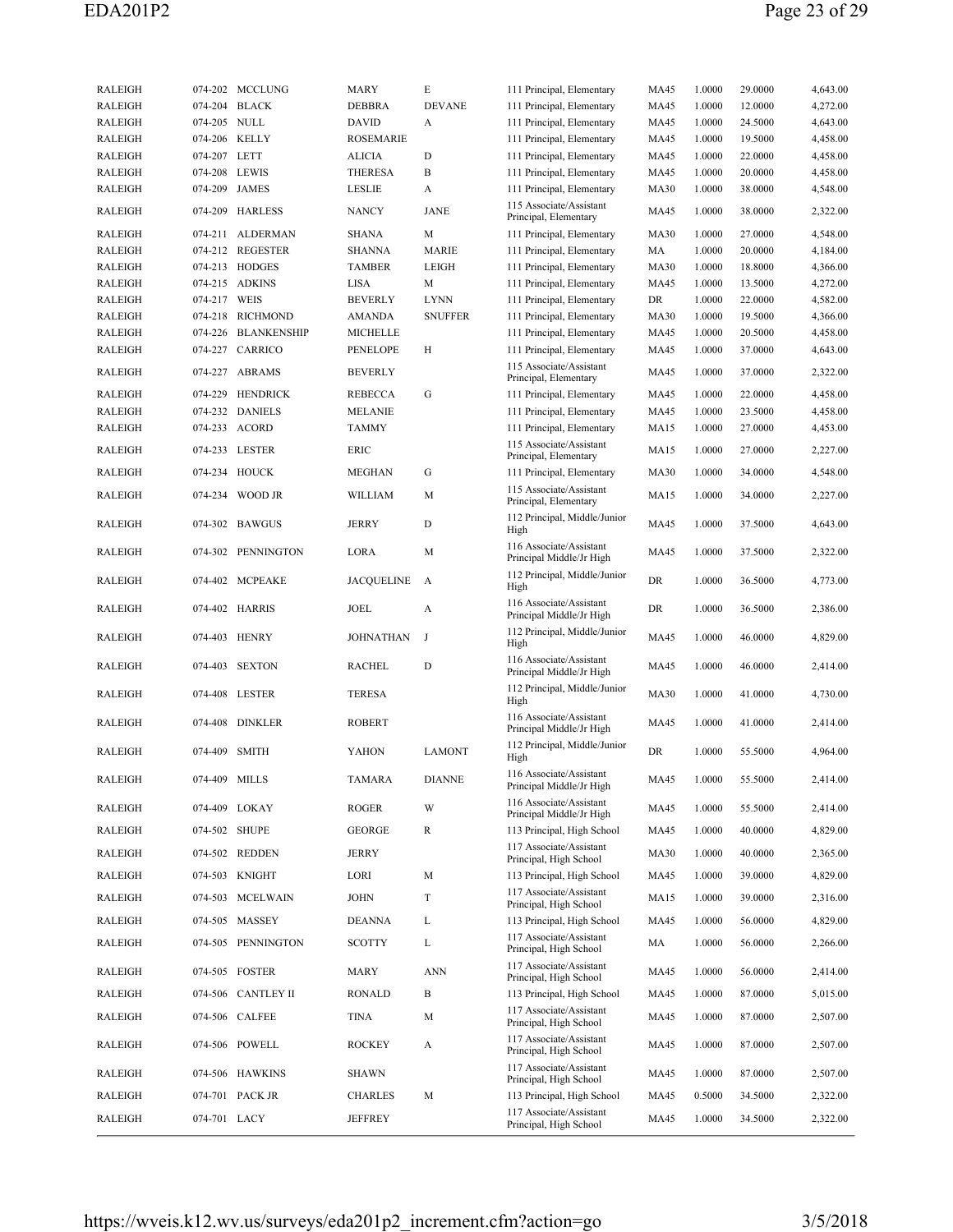| | | | | | | | | | |
|---|---|---|---|---|---|---|---|---|---|
| RALEIGH | 074-202 | MCCLUNG | MARY | E | 111 Principal, Elementary | MA45 | 1.0000 | 29.0000 | 4,643.00 |
| RALEIGH | 074-204 | BLACK | DEBBRA | DEVANE | 111 Principal, Elementary | MA45 | 1.0000 | 12.0000 | 4,272.00 |
| RALEIGH | 074-205 | NULL | DAVID | A | 111 Principal, Elementary | MA45 | 1.0000 | 24.5000 | 4,643.00 |
| RALEIGH | 074-206 | KELLY | ROSEMARIE | | 111 Principal, Elementary | MA45 | 1.0000 | 19.5000 | 4,458.00 |
| RALEIGH | 074-207 | LETT | ALICIA | D | 111 Principal, Elementary | MA45 | 1.0000 | 22.0000 | 4,458.00 |
| RALEIGH | 074-208 | LEWIS | THERESA | B | 111 Principal, Elementary | MA45 | 1.0000 | 20.0000 | 4,458.00 |
| RALEIGH | 074-209 | JAMES | LESLIE | A | 111 Principal, Elementary | MA30 | 1.0000 | 38.0000 | 4,548.00 |
| RALEIGH | 074-209 | HARLESS | NANCY | JANE | 115 Associate/Assistant Principal, Elementary | MA45 | 1.0000 | 38.0000 | 2,322.00 |
| RALEIGH | 074-211 | ALDERMAN | SHANA | M | 111 Principal, Elementary | MA30 | 1.0000 | 27.0000 | 4,548.00 |
| RALEIGH | 074-212 | REGESTER | SHANNA | MARIE | 111 Principal, Elementary | MA | 1.0000 | 20.0000 | 4,184.00 |
| RALEIGH | 074-213 | HODGES | TAMBER | LEIGH | 111 Principal, Elementary | MA30 | 1.0000 | 18.8000 | 4,366.00 |
| RALEIGH | 074-215 | ADKINS | LISA | M | 111 Principal, Elementary | MA45 | 1.0000 | 13.5000 | 4,272.00 |
| RALEIGH | 074-217 | WEIS | BEVERLY | LYNN | 111 Principal, Elementary | DR | 1.0000 | 22.0000 | 4,582.00 |
| RALEIGH | 074-218 | RICHMOND | AMANDA | SNUFFER | 111 Principal, Elementary | MA30 | 1.0000 | 19.5000 | 4,366.00 |
| RALEIGH | 074-226 | BLANKENSHIP | MICHELLE | | 111 Principal, Elementary | MA45 | 1.0000 | 20.5000 | 4,458.00 |
| RALEIGH | 074-227 | CARRICO | PENELOPE | H | 111 Principal, Elementary | MA45 | 1.0000 | 37.0000 | 4,643.00 |
| RALEIGH | 074-227 | ABRAMS | BEVERLY | | 115 Associate/Assistant Principal, Elementary | MA45 | 1.0000 | 37.0000 | 2,322.00 |
| RALEIGH | 074-229 | HENDRICK | REBECCA | G | 111 Principal, Elementary | MA45 | 1.0000 | 22.0000 | 4,458.00 |
| RALEIGH | 074-232 | DANIELS | MELANIE | | 111 Principal, Elementary | MA45 | 1.0000 | 23.5000 | 4,458.00 |
| RALEIGH | 074-233 | ACORD | TAMMY | | 111 Principal, Elementary | MA15 | 1.0000 | 27.0000 | 4,453.00 |
| RALEIGH | 074-233 | LESTER | ERIC | | 115 Associate/Assistant Principal, Elementary | MA15 | 1.0000 | 27.0000 | 2,227.00 |
| RALEIGH | 074-234 | HOUCK | MEGHAN | G | 111 Principal, Elementary | MA30 | 1.0000 | 34.0000 | 4,548.00 |
| RALEIGH | 074-234 | WOOD JR | WILLIAM | M | 115 Associate/Assistant Principal, Elementary | MA15 | 1.0000 | 34.0000 | 2,227.00 |
| RALEIGH | 074-302 | BAWGUS | JERRY | D | 112 Principal, Middle/Junior High | MA45 | 1.0000 | 37.5000 | 4,643.00 |
| RALEIGH | 074-302 | PENNINGTON | LORA | M | 116 Associate/Assistant Principal Middle/Jr High | MA45 | 1.0000 | 37.5000 | 2,322.00 |
| RALEIGH | 074-402 | MCPEAKE | JACQUELINE | A | 112 Principal, Middle/Junior High | DR | 1.0000 | 36.5000 | 4,773.00 |
| RALEIGH | 074-402 | HARRIS | JOEL | A | 116 Associate/Assistant Principal Middle/Jr High | DR | 1.0000 | 36.5000 | 2,386.00 |
| RALEIGH | 074-403 | HENRY | JOHNATHAN | J | 112 Principal, Middle/Junior High | MA45 | 1.0000 | 46.0000 | 4,829.00 |
| RALEIGH | 074-403 | SEXTON | RACHEL | D | 116 Associate/Assistant Principal Middle/Jr High | MA45 | 1.0000 | 46.0000 | 2,414.00 |
| RALEIGH | 074-408 | LESTER | TERESA | | 112 Principal, Middle/Junior High | MA30 | 1.0000 | 41.0000 | 4,730.00 |
| RALEIGH | 074-408 | DINKLER | ROBERT | | 116 Associate/Assistant Principal Middle/Jr High | MA45 | 1.0000 | 41.0000 | 2,414.00 |
| RALEIGH | 074-409 | SMITH | YAHON | LAMONT | 112 Principal, Middle/Junior High | DR | 1.0000 | 55.5000 | 4,964.00 |
| RALEIGH | 074-409 | MILLS | TAMARA | DIANNE | 116 Associate/Assistant Principal Middle/Jr High | MA45 | 1.0000 | 55.5000 | 2,414.00 |
| RALEIGH | 074-409 | LOKAY | ROGER | W | 116 Associate/Assistant Principal Middle/Jr High | MA45 | 1.0000 | 55.5000 | 2,414.00 |
| RALEIGH | 074-502 | SHUPE | GEORGE | R | 113 Principal, High School | MA45 | 1.0000 | 40.0000 | 4,829.00 |
| RALEIGH | 074-502 | REDDEN | JERRY | | 117 Associate/Assistant Principal, High School | MA30 | 1.0000 | 40.0000 | 2,365.00 |
| RALEIGH | 074-503 | KNIGHT | LORI | M | 113 Principal, High School | MA45 | 1.0000 | 39.0000 | 4,829.00 |
| RALEIGH | 074-503 | MCELWAIN | JOHN | T | 117 Associate/Assistant Principal, High School | MA15 | 1.0000 | 39.0000 | 2,316.00 |
| RALEIGH | 074-505 | MASSEY | DEANNA | L | 113 Principal, High School | MA45 | 1.0000 | 56.0000 | 4,829.00 |
| RALEIGH | 074-505 | PENNINGTON | SCOTTY | L | 117 Associate/Assistant Principal, High School | MA | 1.0000 | 56.0000 | 2,266.00 |
| RALEIGH | 074-505 | FOSTER | MARY | ANN | 117 Associate/Assistant Principal, High School | MA45 | 1.0000 | 56.0000 | 2,414.00 |
| RALEIGH | 074-506 | CANTLEY II | RONALD | B | 113 Principal, High School | MA45 | 1.0000 | 87.0000 | 5,015.00 |
| RALEIGH | 074-506 | CALFEE | TINA | M | 117 Associate/Assistant Principal, High School | MA45 | 1.0000 | 87.0000 | 2,507.00 |
| RALEIGH | 074-506 | POWELL | ROCKEY | A | 117 Associate/Assistant Principal, High School | MA45 | 1.0000 | 87.0000 | 2,507.00 |
| RALEIGH | 074-506 | HAWKINS | SHAWN | | 117 Associate/Assistant Principal, High School | MA45 | 1.0000 | 87.0000 | 2,507.00 |
| RALEIGH | 074-701 | PACK JR | CHARLES | M | 113 Principal, High School | MA45 | 0.5000 | 34.5000 | 2,322.00 |
| RALEIGH | 074-701 | LACY | JEFFREY | | 117 Associate/Assistant Principal, High School | MA45 | 1.0000 | 34.5000 | 2,322.00 |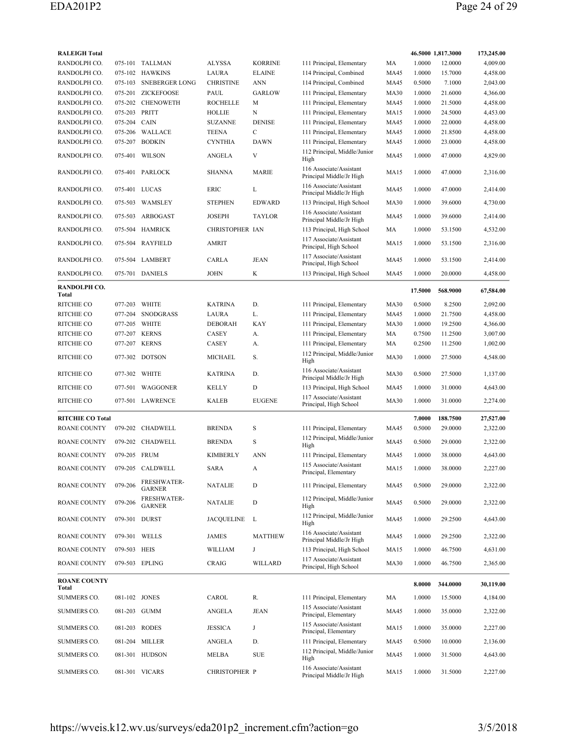| | | | | | | | | | |
|---|---|---|---|---|---|---|---|---|---|
| **RALEIGH Total** | | | | | | | **46.5000** | **1,817.3000** | **173,245.00** |
| RANDOLPH CO. | 075-101 | TALLMAN | ALYSSA | KORRINE | 111 Principal, Elementary | MA | 1.0000 | 12.0000 | 4,009.00 |
| RANDOLPH CO. | 075-102 | HAWKINS | LAURA | ELAINE | 114 Principal, Combined | MA45 | 1.0000 | 15.7000 | 4,458.00 |
| RANDOLPH CO. | 075-103 | SNEBERGER LONG | CHRISTINE | ANN | 114 Principal, Combined | MA45 | 0.5000 | 7.1000 | 2,043.00 |
| RANDOLPH CO. | 075-201 | ZICKEFOOSE | PAUL | GARLOW | 111 Principal, Elementary | MA30 | 1.0000 | 21.6000 | 4,366.00 |
| RANDOLPH CO. | 075-202 | CHENOWETH | ROCHELLE | M | 111 Principal, Elementary | MA45 | 1.0000 | 21.5000 | 4,458.00 |
| RANDOLPH CO. | 075-203 | PRITT | HOLLIE | N | 111 Principal, Elementary | MA15 | 1.0000 | 24.5000 | 4,453.00 |
| RANDOLPH CO. | 075-204 | CAIN | SUZANNE | DENISE | 111 Principal, Elementary | MA45 | 1.0000 | 22.0000 | 4,458.00 |
| RANDOLPH CO. | 075-206 | WALLACE | TEENA | C | 111 Principal, Elementary | MA45 | 1.0000 | 21.8500 | 4,458.00 |
| RANDOLPH CO. | 075-207 | BODKIN | CYNTHIA | DAWN | 111 Principal, Elementary | MA45 | 1.0000 | 23.0000 | 4,458.00 |
| RANDOLPH CO. | 075-401 | WILSON | ANGELA | V | 112 Principal, Middle/Junior High | MA45 | 1.0000 | 47.0000 | 4,829.00 |
| RANDOLPH CO. | 075-401 | PARLOCK | SHANNA | MARIE | 116 Associate/Assistant Principal Middle/Jr High | MA15 | 1.0000 | 47.0000 | 2,316.00 |
| RANDOLPH CO. | 075-401 | LUCAS | ERIC | L | 116 Associate/Assistant Principal Middle/Jr High | MA45 | 1.0000 | 47.0000 | 2,414.00 |
| RANDOLPH CO. | 075-503 | WAMSLEY | STEPHEN | EDWARD | 113 Principal, High School | MA30 | 1.0000 | 39.6000 | 4,730.00 |
| RANDOLPH CO. | 075-503 | ARBOGAST | JOSEPH | TAYLOR | 116 Associate/Assistant Principal Middle/Jr High | MA45 | 1.0000 | 39.6000 | 2,414.00 |
| RANDOLPH CO. | 075-504 | HAMRICK | CHRISTOPHER | IAN | 113 Principal, High School | MA | 1.0000 | 53.1500 | 4,532.00 |
| RANDOLPH CO. | 075-504 | RAYFIELD | AMRIT | | 117 Associate/Assistant Principal, High School | MA15 | 1.0000 | 53.1500 | 2,316.00 |
| RANDOLPH CO. | 075-504 | LAMBERT | CARLA | JEAN | 117 Associate/Assistant Principal, High School | MA45 | 1.0000 | 53.1500 | 2,414.00 |
| RANDOLPH CO. | 075-701 | DANIELS | JOHN | K | 113 Principal, High School | MA45 | 1.0000 | 20.0000 | 4,458.00 |
| **RANDOLPH CO. Total** | | | | | | | **17.5000** | **568.9000** | **67,584.00** |
| RITCHIE CO | 077-203 | WHITE | KATRINA | D. | 111 Principal, Elementary | MA30 | 0.5000 | 8.2500 | 2,092.00 |
| RITCHIE CO | 077-204 | SNODGRASS | LAURA | L. | 111 Principal, Elementary | MA45 | 1.0000 | 21.7500 | 4,458.00 |
| RITCHIE CO | 077-205 | WHITE | DEBORAH | KAY | 111 Principal, Elementary | MA30 | 1.0000 | 19.2500 | 4,366.00 |
| RITCHIE CO | 077-207 | KERNS | CASEY | A. | 111 Principal, Elementary | MA | 0.7500 | 11.2500 | 3,007.00 |
| RITCHIE CO | 077-207 | KERNS | CASEY | A. | 111 Principal, Elementary | MA | 0.2500 | 11.2500 | 1,002.00 |
| RITCHIE CO | 077-302 | DOTSON | MICHAEL | S. | 112 Principal, Middle/Junior High | MA30 | 1.0000 | 27.5000 | 4,548.00 |
| RITCHIE CO | 077-302 | WHITE | KATRINA | D. | 116 Associate/Assistant Principal Middle/Jr High | MA30 | 0.5000 | 27.5000 | 1,137.00 |
| RITCHIE CO | 077-501 | WAGGONER | KELLY | D | 113 Principal, High School | MA45 | 1.0000 | 31.0000 | 4,643.00 |
| RITCHIE CO | 077-501 | LAWRENCE | KALEB | EUGENE | 117 Associate/Assistant Principal, High School | MA30 | 1.0000 | 31.0000 | 2,274.00 |
| **RITCHIE CO Total** | | | | | | | **7.0000** | **188.7500** | **27,527.00** |
| ROANE COUNTY | 079-202 | CHADWELL | BRENDA | S | 111 Principal, Elementary | MA45 | 0.5000 | 29.0000 | 2,322.00 |
| ROANE COUNTY | 079-202 | CHADWELL | BRENDA | S | 112 Principal, Middle/Junior High | MA45 | 0.5000 | 29.0000 | 2,322.00 |
| ROANE COUNTY | 079-205 | FRUM | KIMBERLY | ANN | 111 Principal, Elementary | MA45 | 1.0000 | 38.0000 | 4,643.00 |
| ROANE COUNTY | 079-205 | CALDWELL | SARA | A | 115 Associate/Assistant Principal, Elementary | MA15 | 1.0000 | 38.0000 | 2,227.00 |
| ROANE COUNTY | 079-206 | FRESHWATER-GARNER | NATALIE | D | 111 Principal, Elementary | MA45 | 0.5000 | 29.0000 | 2,322.00 |
| ROANE COUNTY | 079-206 | FRESHWATER-GARNER | NATALIE | D | 112 Principal, Middle/Junior High | MA45 | 0.5000 | 29.0000 | 2,322.00 |
| ROANE COUNTY | 079-301 | DURST | JACQUELINE | L | 112 Principal, Middle/Junior High | MA45 | 1.0000 | 29.2500 | 4,643.00 |
| ROANE COUNTY | 079-301 | WELLS | JAMES | MATTHEW | 116 Associate/Assistant Principal Middle/Jr High | MA45 | 1.0000 | 29.2500 | 2,322.00 |
| ROANE COUNTY | 079-503 | HEIS | WILLIAM | J | 113 Principal, High School | MA15 | 1.0000 | 46.7500 | 4,631.00 |
| ROANE COUNTY | 079-503 | EPLING | CRAIG | WILLARD | 117 Associate/Assistant Principal, High School | MA30 | 1.0000 | 46.7500 | 2,365.00 |
| **ROANE COUNTY Total** | | | | | | | **8.0000** | **344.0000** | **30,119.00** |
| SUMMERS CO. | 081-102 | JONES | CAROL | R. | 111 Principal, Elementary | MA | 1.0000 | 15.5000 | 4,184.00 |
| SUMMERS CO. | 081-203 | GUMM | ANGELA | JEAN | 115 Associate/Assistant Principal, Elementary | MA45 | 1.0000 | 35.0000 | 2,322.00 |
| SUMMERS CO. | 081-203 | RODES | JESSICA | J | 115 Associate/Assistant Principal, Elementary | MA15 | 1.0000 | 35.0000 | 2,227.00 |
| SUMMERS CO. | 081-204 | MILLER | ANGELA | D. | 111 Principal, Elementary | MA45 | 0.5000 | 10.0000 | 2,136.00 |
| SUMMERS CO. | 081-301 | HUDSON | MELBA | SUE | 112 Principal, Middle/Junior High | MA45 | 1.0000 | 31.5000 | 4,643.00 |
| SUMMERS CO. | 081-301 | VICARS | CHRISTOPHER | P | 116 Associate/Assistant Principal Middle/Jr High | MA15 | 1.0000 | 31.5000 | 2,227.00 |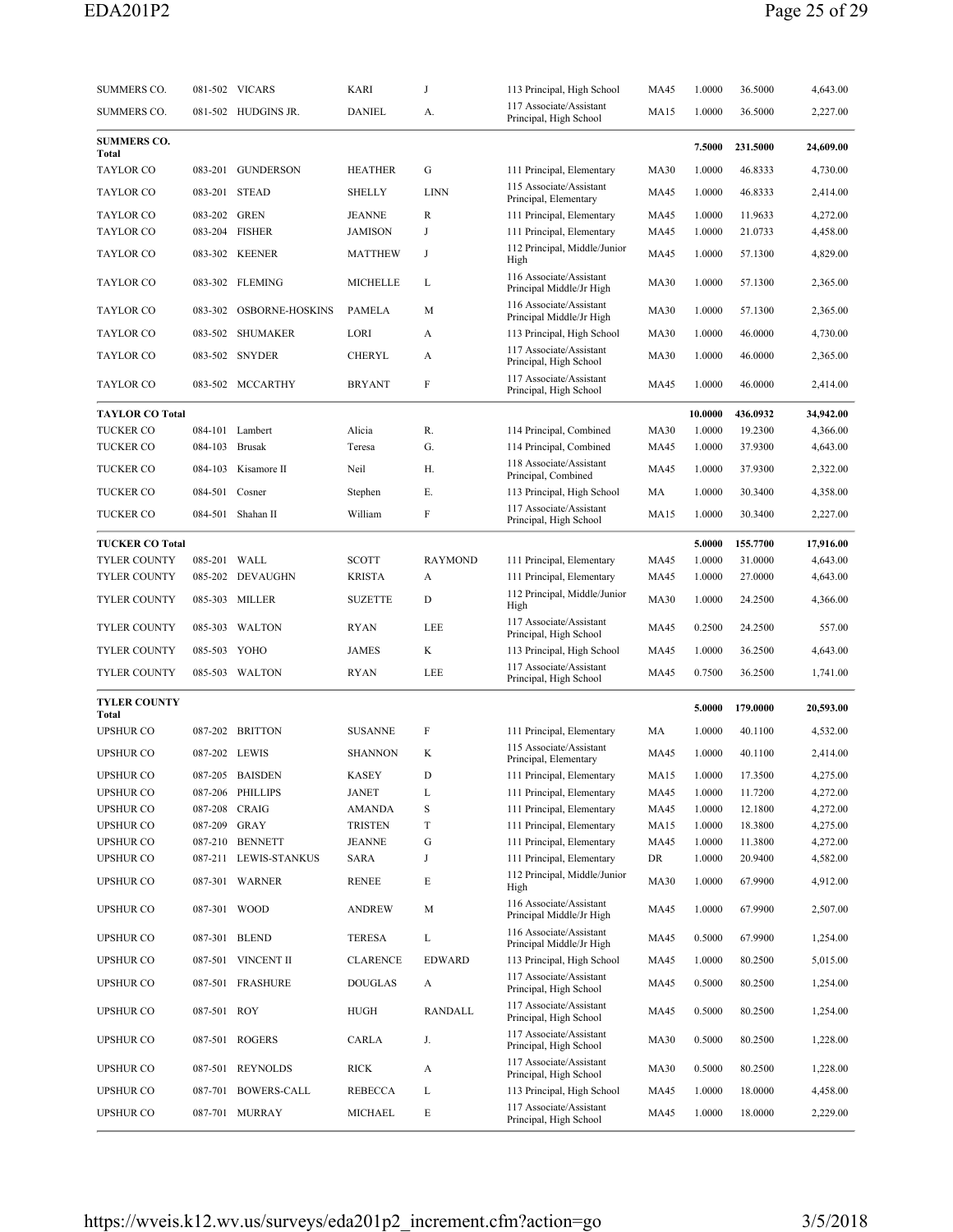| | | | | | | | | | |
|---|---|---|---|---|---|---|---|---|---|
| SUMMERS CO. | 081-502 | VICARS | KARI | J | 113 Principal, High School | MA45 | 1.0000 | 36.5000 | 4,643.00 |
| SUMMERS CO. | 081-502 | HUDGINS JR. | DANIEL | A. | 117 Associate/Assistant Principal, High School | MA15 | 1.0000 | 36.5000 | 2,227.00 |
| **SUMMERS CO. Total** | | | | | | | **7.5000** | **231.5000** | **24,609.00** |
| TAYLOR CO | 083-201 | GUNDERSON | HEATHER | G | 111 Principal, Elementary | MA30 | 1.0000 | 46.8333 | 4,730.00 |
| TAYLOR CO | 083-201 | STEAD | SHELLY | LINN | 115 Associate/Assistant Principal, Elementary | MA45 | 1.0000 | 46.8333 | 2,414.00 |
| TAYLOR CO | 083-202 | GREN | JEANNE | R | 111 Principal, Elementary | MA45 | 1.0000 | 11.9633 | 4,272.00 |
| TAYLOR CO | 083-204 | FISHER | JAMISON | J | 111 Principal, Elementary | MA45 | 1.0000 | 21.0733 | 4,458.00 |
| TAYLOR CO | 083-302 | KEENER | MATTHEW | J | 112 Principal, Middle/Junior High | MA45 | 1.0000 | 57.1300 | 4,829.00 |
| TAYLOR CO | 083-302 | FLEMING | MICHELLE | L | 116 Associate/Assistant Principal Middle/Jr High | MA30 | 1.0000 | 57.1300 | 2,365.00 |
| TAYLOR CO | 083-302 | OSBORNE-HOSKINS | PAMELA | M | 116 Associate/Assistant Principal Middle/Jr High | MA30 | 1.0000 | 57.1300 | 2,365.00 |
| TAYLOR CO | 083-502 | SHUMAKER | LORI | A | 113 Principal, High School | MA30 | 1.0000 | 46.0000 | 4,730.00 |
| TAYLOR CO | 083-502 | SNYDER | CHERYL | A | 117 Associate/Assistant Principal, High School | MA30 | 1.0000 | 46.0000 | 2,365.00 |
| TAYLOR CO | 083-502 | MCCARTHY | BRYANT | F | 117 Associate/Assistant Principal, High School | MA45 | 1.0000 | 46.0000 | 2,414.00 |
| **TAYLOR CO Total** | | | | | | | **10.0000** | **436.0932** | **34,942.00** |
| TUCKER CO | 084-101 | Lambert | Alicia | R. | 114 Principal, Combined | MA30 | 1.0000 | 19.2300 | 4,366.00 |
| TUCKER CO | 084-103 | Brusak | Teresa | G. | 114 Principal, Combined | MA45 | 1.0000 | 37.9300 | 4,643.00 |
| TUCKER CO | 084-103 | Kisamore II | Neil | H. | 118 Associate/Assistant Principal, Combined | MA45 | 1.0000 | 37.9300 | 2,322.00 |
| TUCKER CO | 084-501 | Cosner | Stephen | E. | 113 Principal, High School | MA | 1.0000 | 30.3400 | 4,358.00 |
| TUCKER CO | 084-501 | Shahan II | William | F | 117 Associate/Assistant Principal, High School | MA15 | 1.0000 | 30.3400 | 2,227.00 |
| **TUCKER CO Total** | | | | | | | **5.0000** | **155.7700** | **17,916.00** |
| TYLER COUNTY | 085-201 | WALL | SCOTT | RAYMOND | 111 Principal, Elementary | MA45 | 1.0000 | 31.0000 | 4,643.00 |
| TYLER COUNTY | 085-202 | DEVAUGHN | KRISTA | A | 111 Principal, Elementary | MA45 | 1.0000 | 27.0000 | 4,643.00 |
| TYLER COUNTY | 085-303 | MILLER | SUZETTE | D | 112 Principal, Middle/Junior High | MA30 | 1.0000 | 24.2500 | 4,366.00 |
| TYLER COUNTY | 085-303 | WALTON | RYAN | LEE | 117 Associate/Assistant Principal, High School | MA45 | 0.2500 | 24.2500 | 557.00 |
| TYLER COUNTY | 085-503 | YOHO | JAMES | K | 113 Principal, High School | MA45 | 1.0000 | 36.2500 | 4,643.00 |
| TYLER COUNTY | 085-503 | WALTON | RYAN | LEE | 117 Associate/Assistant Principal, High School | MA45 | 0.7500 | 36.2500 | 1,741.00 |
| **TYLER COUNTY Total** | | | | | | | **5.0000** | **179.0000** | **20,593.00** |
| UPSHUR CO | 087-202 | BRITTON | SUSANNE | F | 111 Principal, Elementary | MA | 1.0000 | 40.1100 | 4,532.00 |
| UPSHUR CO | 087-202 | LEWIS | SHANNON | K | 115 Associate/Assistant Principal, Elementary | MA45 | 1.0000 | 40.1100 | 2,414.00 |
| UPSHUR CO | 087-205 | BAISDEN | KASEY | D | 111 Principal, Elementary | MA15 | 1.0000 | 17.3500 | 4,275.00 |
| UPSHUR CO | 087-206 | PHILLIPS | JANET | L | 111 Principal, Elementary | MA45 | 1.0000 | 11.7200 | 4,272.00 |
| UPSHUR CO | 087-208 | CRAIG | AMANDA | S | 111 Principal, Elementary | MA45 | 1.0000 | 12.1800 | 4,272.00 |
| UPSHUR CO | 087-209 | GRAY | TRISTEN | T | 111 Principal, Elementary | MA15 | 1.0000 | 18.3800 | 4,275.00 |
| UPSHUR CO | 087-210 | BENNETT | JEANNE | G | 111 Principal, Elementary | MA45 | 1.0000 | 11.3800 | 4,272.00 |
| UPSHUR CO | 087-211 | LEWIS-STANKUS | SARA | J | 111 Principal, Elementary | DR | 1.0000 | 20.9400 | 4,582.00 |
| UPSHUR CO | 087-301 | WARNER | RENEE | E | 112 Principal, Middle/Junior High | MA30 | 1.0000 | 67.9900 | 4,912.00 |
| UPSHUR CO | 087-301 | WOOD | ANDREW | M | 116 Associate/Assistant Principal Middle/Jr High | MA45 | 1.0000 | 67.9900 | 2,507.00 |
| UPSHUR CO | 087-301 | BLEND | TERESA | L | 116 Associate/Assistant Principal Middle/Jr High | MA45 | 0.5000 | 67.9900 | 1,254.00 |
| UPSHUR CO | 087-501 | VINCENT II | CLARENCE | EDWARD | 113 Principal, High School | MA45 | 1.0000 | 80.2500 | 5,015.00 |
| UPSHUR CO | 087-501 | FRASHURE | DOUGLAS | A | 117 Associate/Assistant Principal, High School | MA45 | 0.5000 | 80.2500 | 1,254.00 |
| UPSHUR CO | 087-501 | ROY | HUGH | RANDALL | 117 Associate/Assistant Principal, High School | MA45 | 0.5000 | 80.2500 | 1,254.00 |
| UPSHUR CO | 087-501 | ROGERS | CARLA | J. | 117 Associate/Assistant Principal, High School | MA30 | 0.5000 | 80.2500 | 1,228.00 |
| UPSHUR CO | 087-501 | REYNOLDS | RICK | A | 117 Associate/Assistant Principal, High School | MA30 | 0.5000 | 80.2500 | 1,228.00 |
| UPSHUR CO | 087-701 | BOWERS-CALL | REBECCA | L | 113 Principal, High School | MA45 | 1.0000 | 18.0000 | 4,458.00 |
| UPSHUR CO | 087-701 | MURRAY | MICHAEL | E | 117 Associate/Assistant Principal, High School | MA45 | 1.0000 | 18.0000 | 2,229.00 |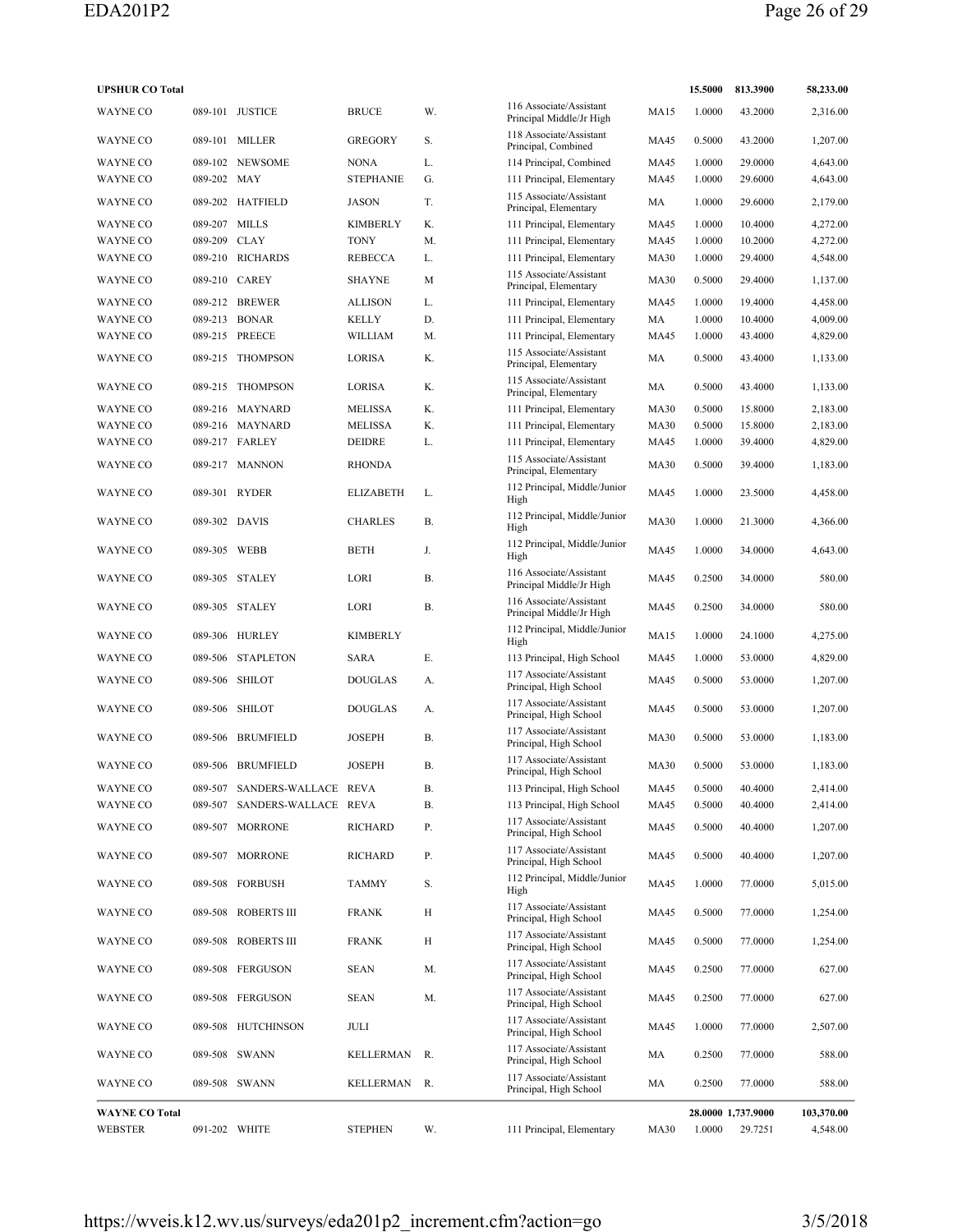| | | | | | | | | | |
|---|---|---|---|---|---|---|---|---|---|
| **UPSHUR CO Total** | | | | | | | **15.5000** | **813.3900** | **58,233.00** |
| WAYNE CO | 089-101 | JUSTICE | BRUCE | W. | 116 Associate/Assistant Principal Middle/Jr High | MA15 | 1.0000 | 43.2000 | 2,316.00 |
| WAYNE CO | 089-101 | MILLER | GREGORY | S. | 118 Associate/Assistant Principal, Combined | MA45 | 0.5000 | 43.2000 | 1,207.00 |
| WAYNE CO | 089-102 | NEWSOME | NONA | L. | 114 Principal, Combined | MA45 | 1.0000 | 29.0000 | 4,643.00 |
| WAYNE CO | 089-202 | MAY | STEPHANIE | G. | 111 Principal, Elementary | MA45 | 1.0000 | 29.6000 | 4,643.00 |
| WAYNE CO | 089-202 | HATFIELD | JASON | T. | 115 Associate/Assistant Principal, Elementary | MA | 1.0000 | 29.6000 | 2,179.00 |
| WAYNE CO | 089-207 | MILLS | KIMBERLY | K. | 111 Principal, Elementary | MA45 | 1.0000 | 10.4000 | 4,272.00 |
| WAYNE CO | 089-209 | CLAY | TONY | M. | 111 Principal, Elementary | MA45 | 1.0000 | 10.2000 | 4,272.00 |
| WAYNE CO | 089-210 | RICHARDS | REBECCA | L. | 111 Principal, Elementary | MA30 | 1.0000 | 29.4000 | 4,548.00 |
| WAYNE CO | 089-210 | CAREY | SHAYNE | M | 115 Associate/Assistant Principal, Elementary | MA30 | 0.5000 | 29.4000 | 1,137.00 |
| WAYNE CO | 089-212 | BREWER | ALLISON | L. | 111 Principal, Elementary | MA45 | 1.0000 | 19.4000 | 4,458.00 |
| WAYNE CO | 089-213 | BONAR | KELLY | D. | 111 Principal, Elementary | MA | 1.0000 | 10.4000 | 4,009.00 |
| WAYNE CO | 089-215 | PREECE | WILLIAM | M. | 111 Principal, Elementary | MA45 | 1.0000 | 43.4000 | 4,829.00 |
| WAYNE CO | 089-215 | THOMPSON | LORISA | K. | 115 Associate/Assistant Principal, Elementary | MA | 0.5000 | 43.4000 | 1,133.00 |
| WAYNE CO | 089-215 | THOMPSON | LORISA | K. | 115 Associate/Assistant Principal, Elementary | MA | 0.5000 | 43.4000 | 1,133.00 |
| WAYNE CO | 089-216 | MAYNARD | MELISSA | K. | 111 Principal, Elementary | MA30 | 0.5000 | 15.8000 | 2,183.00 |
| WAYNE CO | 089-216 | MAYNARD | MELISSA | K. | 111 Principal, Elementary | MA30 | 0.5000 | 15.8000 | 2,183.00 |
| WAYNE CO | 089-217 | FARLEY | DEIDRE | L. | 111 Principal, Elementary | MA45 | 1.0000 | 39.4000 | 4,829.00 |
| WAYNE CO | 089-217 | MANNON | RHONDA | | 115 Associate/Assistant Principal, Elementary | MA30 | 0.5000 | 39.4000 | 1,183.00 |
| WAYNE CO | 089-301 | RYDER | ELIZABETH | L. | 112 Principal, Middle/Junior High | MA45 | 1.0000 | 23.5000 | 4,458.00 |
| WAYNE CO | 089-302 | DAVIS | CHARLES | B. | 112 Principal, Middle/Junior High | MA30 | 1.0000 | 21.3000 | 4,366.00 |
| WAYNE CO | 089-305 | WEBB | BETH | J. | 112 Principal, Middle/Junior High | MA45 | 1.0000 | 34.0000 | 4,643.00 |
| WAYNE CO | 089-305 | STALEY | LORI | B. | 116 Associate/Assistant Principal Middle/Jr High | MA45 | 0.2500 | 34.0000 | 580.00 |
| WAYNE CO | 089-305 | STALEY | LORI | B. | 116 Associate/Assistant Principal Middle/Jr High | MA45 | 0.2500 | 34.0000 | 580.00 |
| WAYNE CO | 089-306 | HURLEY | KIMBERLY | | 112 Principal, Middle/Junior High | MA15 | 1.0000 | 24.1000 | 4,275.00 |
| WAYNE CO | 089-506 | STAPLETON | SARA | E. | 113 Principal, High School | MA45 | 1.0000 | 53.0000 | 4,829.00 |
| WAYNE CO | 089-506 | SHILOT | DOUGLAS | A. | 117 Associate/Assistant Principal, High School | MA45 | 0.5000 | 53.0000 | 1,207.00 |
| WAYNE CO | 089-506 | SHILOT | DOUGLAS | A. | 117 Associate/Assistant Principal, High School | MA45 | 0.5000 | 53.0000 | 1,207.00 |
| WAYNE CO | 089-506 | BRUMFIELD | JOSEPH | B. | 117 Associate/Assistant Principal, High School | MA30 | 0.5000 | 53.0000 | 1,183.00 |
| WAYNE CO | 089-506 | BRUMFIELD | JOSEPH | B. | 117 Associate/Assistant Principal, High School | MA30 | 0.5000 | 53.0000 | 1,183.00 |
| WAYNE CO | 089-507 | SANDERS-WALLACE | REVA | B. | 113 Principal, High School | MA45 | 0.5000 | 40.4000 | 2,414.00 |
| WAYNE CO | 089-507 | SANDERS-WALLACE | REVA | B. | 113 Principal, High School | MA45 | 0.5000 | 40.4000 | 2,414.00 |
| WAYNE CO | 089-507 | MORRONE | RICHARD | P. | 117 Associate/Assistant Principal, High School | MA45 | 0.5000 | 40.4000 | 1,207.00 |
| WAYNE CO | 089-507 | MORRONE | RICHARD | P. | 117 Associate/Assistant Principal, High School | MA45 | 0.5000 | 40.4000 | 1,207.00 |
| WAYNE CO | 089-508 | FORBUSH | TAMMY | S. | 112 Principal, Middle/Junior High | MA45 | 1.0000 | 77.0000 | 5,015.00 |
| WAYNE CO | 089-508 | ROBERTS III | FRANK | H | 117 Associate/Assistant Principal, High School | MA45 | 0.5000 | 77.0000 | 1,254.00 |
| WAYNE CO | 089-508 | ROBERTS III | FRANK | H | 117 Associate/Assistant Principal, High School | MA45 | 0.5000 | 77.0000 | 1,254.00 |
| WAYNE CO | 089-508 | FERGUSON | SEAN | M. | 117 Associate/Assistant Principal, High School | MA45 | 0.2500 | 77.0000 | 627.00 |
| WAYNE CO | 089-508 | FERGUSON | SEAN | M. | 117 Associate/Assistant Principal, High School | MA45 | 0.2500 | 77.0000 | 627.00 |
| WAYNE CO | 089-508 | HUTCHINSON | JULI | | 117 Associate/Assistant Principal, High School | MA45 | 1.0000 | 77.0000 | 2,507.00 |
| WAYNE CO | 089-508 | SWANN | KELLERMAN | R. | 117 Associate/Assistant Principal, High School | MA | 0.2500 | 77.0000 | 588.00 |
| WAYNE CO | 089-508 | SWANN | KELLERMAN | R. | 117 Associate/Assistant Principal, High School | MA | 0.2500 | 77.0000 | 588.00 |
| **WAYNE CO Total** | | | | | | | **28.0000** | **1,737.9000** | **103,370.00** |
| WEBSTER | 091-202 | WHITE | STEPHEN | W. | 111 Principal, Elementary | MA30 | 1.0000 | 29.7251 | 4,548.00 |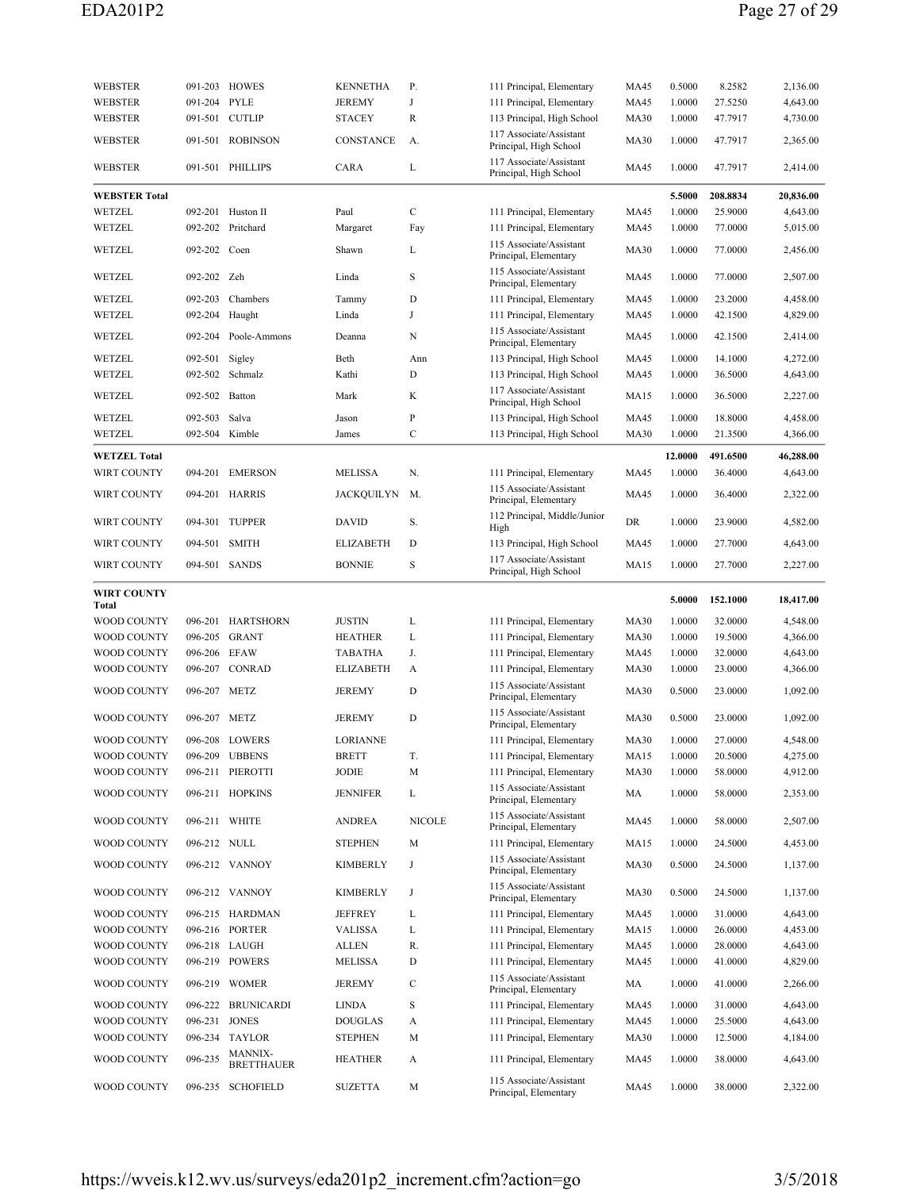| | | | | | | | | | |
|---|---|---|---|---|---|---|---|---|---|
| WEBSTER | 091-203 | HOWES | KENNETHA | P. | 111 Principal, Elementary | MA45 | 0.5000 | 8.2582 | 2,136.00 |
| WEBSTER | 091-204 | PYLE | JEREMY | J | 111 Principal, Elementary | MA45 | 1.0000 | 27.5250 | 4,643.00 |
| WEBSTER | 091-501 | CUTLIP | STACEY | R | 113 Principal, High School | MA30 | 1.0000 | 47.7917 | 4,730.00 |
| WEBSTER | 091-501 | ROBINSON | CONSTANCE | A. | 117 Associate/Assistant Principal, High School | MA30 | 1.0000 | 47.7917 | 2,365.00 |
| WEBSTER | 091-501 | PHILLIPS | CARA | L | 117 Associate/Assistant Principal, High School | MA45 | 1.0000 | 47.7917 | 2,414.00 |
| **WEBSTER Total** | | | | | | | **5.5000** | **208.8834** | **20,836.00** |
| WETZEL | 092-201 | Huston II | Paul | C | 111 Principal, Elementary | MA45 | 1.0000 | 25.9000 | 4,643.00 |
| WETZEL | 092-202 | Pritchard | Margaret | Fay | 111 Principal, Elementary | MA45 | 1.0000 | 77.0000 | 5,015.00 |
| WETZEL | 092-202 | Coen | Shawn | L | 115 Associate/Assistant Principal, Elementary | MA30 | 1.0000 | 77.0000 | 2,456.00 |
| WETZEL | 092-202 | Zeh | Linda | S | 115 Associate/Assistant Principal, Elementary | MA45 | 1.0000 | 77.0000 | 2,507.00 |
| WETZEL | 092-203 | Chambers | Tammy | D | 111 Principal, Elementary | MA45 | 1.0000 | 23.2000 | 4,458.00 |
| WETZEL | 092-204 | Haught | Linda | J | 111 Principal, Elementary | MA45 | 1.0000 | 42.1500 | 4,829.00 |
| WETZEL | 092-204 | Poole-Ammons | Deanna | N | 115 Associate/Assistant Principal, Elementary | MA45 | 1.0000 | 42.1500 | 2,414.00 |
| WETZEL | 092-501 | Sigley | Beth | Ann | 113 Principal, High School | MA45 | 1.0000 | 14.1000 | 4,272.00 |
| WETZEL | 092-502 | Schmalz | Kathi | D | 113 Principal, High School | MA45 | 1.0000 | 36.5000 | 4,643.00 |
| WETZEL | 092-502 | Batton | Mark | K | 117 Associate/Assistant Principal, High School | MA15 | 1.0000 | 36.5000 | 2,227.00 |
| WETZEL | 092-503 | Salva | Jason | P | 113 Principal, High School | MA45 | 1.0000 | 18.8000 | 4,458.00 |
| WETZEL | 092-504 | Kimble | James | C | 113 Principal, High School | MA30 | 1.0000 | 21.3500 | 4,366.00 |
| **WETZEL Total** | | | | | | | **12.0000** | **491.6500** | **46,288.00** |
| WIRT COUNTY | 094-201 | EMERSON | MELISSA | N. | 111 Principal, Elementary | MA45 | 1.0000 | 36.4000 | 4,643.00 |
| WIRT COUNTY | 094-201 | HARRIS | JACKQUILYN | M. | 115 Associate/Assistant Principal, Elementary | MA45 | 1.0000 | 36.4000 | 2,322.00 |
| WIRT COUNTY | 094-301 | TUPPER | DAVID | S. | 112 Principal, Middle/Junior High | DR | 1.0000 | 23.9000 | 4,582.00 |
| WIRT COUNTY | 094-501 | SMITH | ELIZABETH | D | 113 Principal, High School | MA45 | 1.0000 | 27.7000 | 4,643.00 |
| WIRT COUNTY | 094-501 | SANDS | BONNIE | S | 117 Associate/Assistant Principal, High School | MA15 | 1.0000 | 27.7000 | 2,227.00 |
| **WIRT COUNTY Total** | | | | | | | **5.0000** | **152.1000** | **18,417.00** |
| WOOD COUNTY | 096-201 | HARTSHORN | JUSTIN | L | 111 Principal, Elementary | MA30 | 1.0000 | 32.0000 | 4,548.00 |
| WOOD COUNTY | 096-205 | GRANT | HEATHER | L | 111 Principal, Elementary | MA30 | 1.0000 | 19.5000 | 4,366.00 |
| WOOD COUNTY | 096-206 | EFAW | TABATHA | J. | 111 Principal, Elementary | MA45 | 1.0000 | 32.0000 | 4,643.00 |
| WOOD COUNTY | 096-207 | CONRAD | ELIZABETH | A | 111 Principal, Elementary | MA30 | 1.0000 | 23.0000 | 4,366.00 |
| WOOD COUNTY | 096-207 | METZ | JEREMY | D | 115 Associate/Assistant Principal, Elementary | MA30 | 0.5000 | 23.0000 | 1,092.00 |
| WOOD COUNTY | 096-207 | METZ | JEREMY | D | 115 Associate/Assistant Principal, Elementary | MA30 | 0.5000 | 23.0000 | 1,092.00 |
| WOOD COUNTY | 096-208 | LOWERS | LORIANNE | | 111 Principal, Elementary | MA30 | 1.0000 | 27.0000 | 4,548.00 |
| WOOD COUNTY | 096-209 | UBBENS | BRETT | T. | 111 Principal, Elementary | MA15 | 1.0000 | 20.5000 | 4,275.00 |
| WOOD COUNTY | 096-211 | PIEROTTI | JODIE | M | 111 Principal, Elementary | MA30 | 1.0000 | 58.0000 | 4,912.00 |
| WOOD COUNTY | 096-211 | HOPKINS | JENNIFER | L | 115 Associate/Assistant Principal, Elementary | MA | 1.0000 | 58.0000 | 2,353.00 |
| WOOD COUNTY | 096-211 | WHITE | ANDREA | NICOLE | 115 Associate/Assistant Principal, Elementary | MA45 | 1.0000 | 58.0000 | 2,507.00 |
| WOOD COUNTY | 096-212 | NULL | STEPHEN | M | 111 Principal, Elementary | MA15 | 1.0000 | 24.5000 | 4,453.00 |
| WOOD COUNTY | 096-212 | VANNOY | KIMBERLY | J | 115 Associate/Assistant Principal, Elementary | MA30 | 0.5000 | 24.5000 | 1,137.00 |
| WOOD COUNTY | 096-212 | VANNOY | KIMBERLY | J | 115 Associate/Assistant Principal, Elementary | MA30 | 0.5000 | 24.5000 | 1,137.00 |
| WOOD COUNTY | 096-215 | HARDMAN | JEFFREY | L | 111 Principal, Elementary | MA45 | 1.0000 | 31.0000 | 4,643.00 |
| WOOD COUNTY | 096-216 | PORTER | VALISSA | L | 111 Principal, Elementary | MA15 | 1.0000 | 26.0000 | 4,453.00 |
| WOOD COUNTY | 096-218 | LAUGH | ALLEN | R. | 111 Principal, Elementary | MA45 | 1.0000 | 28.0000 | 4,643.00 |
| WOOD COUNTY | 096-219 | POWERS | MELISSA | D | 111 Principal, Elementary | MA45 | 1.0000 | 41.0000 | 4,829.00 |
| WOOD COUNTY | 096-219 | WOMER | JEREMY | C | 115 Associate/Assistant Principal, Elementary | MA | 1.0000 | 41.0000 | 2,266.00 |
| WOOD COUNTY | 096-222 | BRUNICARDI | LINDA | S | 111 Principal, Elementary | MA45 | 1.0000 | 31.0000 | 4,643.00 |
| WOOD COUNTY | 096-231 | JONES | DOUGLAS | A | 111 Principal, Elementary | MA45 | 1.0000 | 25.5000 | 4,643.00 |
| WOOD COUNTY | 096-234 | TAYLOR | STEPHEN | M | 111 Principal, Elementary | MA30 | 1.0000 | 12.5000 | 4,184.00 |
| WOOD COUNTY | 096-235 | MANNIX-BRETTHAUER | HEATHER | A | 111 Principal, Elementary | MA45 | 1.0000 | 38.0000 | 4,643.00 |
| WOOD COUNTY | 096-235 | SCHOFIELD | SUZETTA | M | 115 Associate/Assistant Principal, Elementary | MA45 | 1.0000 | 38.0000 | 2,322.00 |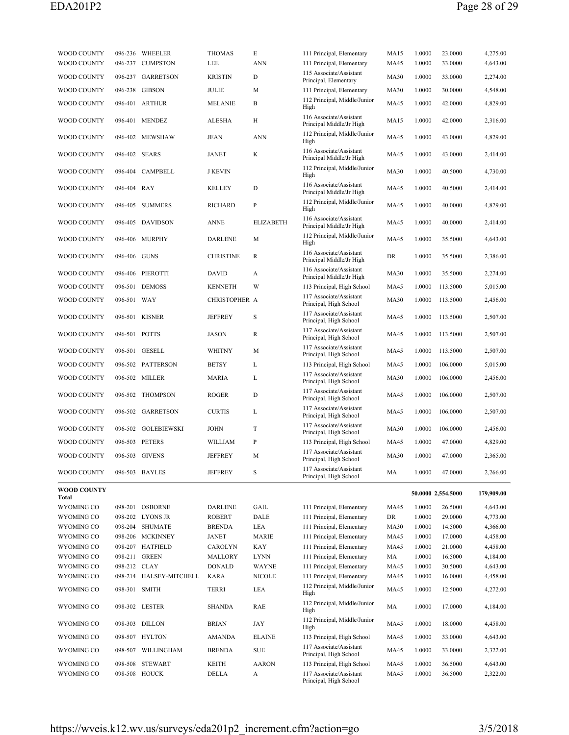| | | | | | | | | | |
|---|---|---|---|---|---|---|---|---|---|
| WOOD COUNTY | 096-236 | WHEELER | THOMAS | E | 111 Principal, Elementary | MA15 | 1.0000 | 23.0000 | 4,275.00 |
| WOOD COUNTY | 096-237 | CUMPSTON | LEE | ANN | 111 Principal, Elementary | MA45 | 1.0000 | 33.0000 | 4,643.00 |
| WOOD COUNTY | 096-237 | GARRETSON | KRISTIN | D | 115 Associate/Assistant Principal, Elementary | MA30 | 1.0000 | 33.0000 | 2,274.00 |
| WOOD COUNTY | 096-238 | GIBSON | JULIE | M | 111 Principal, Elementary | MA30 | 1.0000 | 30.0000 | 4,548.00 |
| WOOD COUNTY | 096-401 | ARTHUR | MELANIE | B | 112 Principal, Middle/Junior High | MA45 | 1.0000 | 42.0000 | 4,829.00 |
| WOOD COUNTY | 096-401 | MENDEZ | ALESHA | H | 116 Associate/Assistant Principal Middle/Jr High | MA15 | 1.0000 | 42.0000 | 2,316.00 |
| WOOD COUNTY | 096-402 | MEWSHAW | JEAN | ANN | 112 Principal, Middle/Junior High | MA45 | 1.0000 | 43.0000 | 4,829.00 |
| WOOD COUNTY | 096-402 | SEARS | JANET | K | 116 Associate/Assistant Principal Middle/Jr High | MA45 | 1.0000 | 43.0000 | 2,414.00 |
| WOOD COUNTY | 096-404 | CAMPBELL | J KEVIN | | 112 Principal, Middle/Junior High | MA30 | 1.0000 | 40.5000 | 4,730.00 |
| WOOD COUNTY | 096-404 | RAY | KELLEY | D | 116 Associate/Assistant Principal Middle/Jr High | MA45 | 1.0000 | 40.5000 | 2,414.00 |
| WOOD COUNTY | 096-405 | SUMMERS | RICHARD | P | 112 Principal, Middle/Junior High | MA45 | 1.0000 | 40.0000 | 4,829.00 |
| WOOD COUNTY | 096-405 | DAVIDSON | ANNE | ELIZABETH | 116 Associate/Assistant Principal Middle/Jr High | MA45 | 1.0000 | 40.0000 | 2,414.00 |
| WOOD COUNTY | 096-406 | MURPHY | DARLENE | M | 112 Principal, Middle/Junior High | MA45 | 1.0000 | 35.5000 | 4,643.00 |
| WOOD COUNTY | 096-406 | GUNS | CHRISTINE | R | 116 Associate/Assistant Principal Middle/Jr High | DR | 1.0000 | 35.5000 | 2,386.00 |
| WOOD COUNTY | 096-406 | PIEROTTI | DAVID | A | 116 Associate/Assistant Principal Middle/Jr High | MA30 | 1.0000 | 35.5000 | 2,274.00 |
| WOOD COUNTY | 096-501 | DEMOSS | KENNETH | W | 113 Principal, High School | MA45 | 1.0000 | 113.5000 | 5,015.00 |
| WOOD COUNTY | 096-501 | WAY | CHRISTOPHER | A | 117 Associate/Assistant Principal, High School | MA30 | 1.0000 | 113.5000 | 2,456.00 |
| WOOD COUNTY | 096-501 | KISNER | JEFFREY | S | 117 Associate/Assistant Principal, High School | MA45 | 1.0000 | 113.5000 | 2,507.00 |
| WOOD COUNTY | 096-501 | POTTS | JASON | R | 117 Associate/Assistant Principal, High School | MA45 | 1.0000 | 113.5000 | 2,507.00 |
| WOOD COUNTY | 096-501 | GESELL | WHITNY | M | 117 Associate/Assistant Principal, High School | MA45 | 1.0000 | 113.5000 | 2,507.00 |
| WOOD COUNTY | 096-502 | PATTERSON | BETSY | L | 113 Principal, High School | MA45 | 1.0000 | 106.0000 | 5,015.00 |
| WOOD COUNTY | 096-502 | MILLER | MARIA | L | 117 Associate/Assistant Principal, High School | MA30 | 1.0000 | 106.0000 | 2,456.00 |
| WOOD COUNTY | 096-502 | THOMPSON | ROGER | D | 117 Associate/Assistant Principal, High School | MA45 | 1.0000 | 106.0000 | 2,507.00 |
| WOOD COUNTY | 096-502 | GARRETSON | CURTIS | L | 117 Associate/Assistant Principal, High School | MA45 | 1.0000 | 106.0000 | 2,507.00 |
| WOOD COUNTY | 096-502 | GOLEBIEWSKI | JOHN | T | 117 Associate/Assistant Principal, High School | MA30 | 1.0000 | 106.0000 | 2,456.00 |
| WOOD COUNTY | 096-503 | PETERS | WILLIAM | P | 113 Principal, High School | MA45 | 1.0000 | 47.0000 | 4,829.00 |
| WOOD COUNTY | 096-503 | GIVENS | JEFFREY | M | 117 Associate/Assistant Principal, High School | MA30 | 1.0000 | 47.0000 | 2,365.00 |
| WOOD COUNTY | 096-503 | BAYLES | JEFFREY | S | 117 Associate/Assistant Principal, High School | MA | 1.0000 | 47.0000 | 2,266.00 |
| **WOOD COUNTY Total** | | | | | | | **50.0000** | **2,554.5000** | **179,909.00** |
| WYOMING CO | 098-201 | OSBORNE | DARLENE | GAIL | 111 Principal, Elementary | MA45 | 1.0000 | 26.5000 | 4,643.00 |
| WYOMING CO | 098-202 | LYONS JR | ROBERT | DALE | 111 Principal, Elementary | DR | 1.0000 | 29.0000 | 4,773.00 |
| WYOMING CO | 098-204 | SHUMATE | BRENDA | LEA | 111 Principal, Elementary | MA30 | 1.0000 | 14.5000 | 4,366.00 |
| WYOMING CO | 098-206 | MCKINNEY | JANET | MARIE | 111 Principal, Elementary | MA45 | 1.0000 | 17.0000 | 4,458.00 |
| WYOMING CO | 098-207 | HATFIELD | CAROLYN | KAY | 111 Principal, Elementary | MA45 | 1.0000 | 21.0000 | 4,458.00 |
| WYOMING CO | 098-211 | GREEN | MALLORY | LYNN | 111 Principal, Elementary | MA | 1.0000 | 16.5000 | 4,184.00 |
| WYOMING CO | 098-212 | CLAY | DONALD | WAYNE | 111 Principal, Elementary | MA45 | 1.0000 | 30.5000 | 4,643.00 |
| WYOMING CO | 098-214 | HALSEY-MITCHELL | KARA | NICOLE | 111 Principal, Elementary | MA45 | 1.0000 | 16.0000 | 4,458.00 |
| WYOMING CO | 098-301 | SMITH | TERRI | LEA | 112 Principal, Middle/Junior High | MA45 | 1.0000 | 12.5000 | 4,272.00 |
| WYOMING CO | 098-302 | LESTER | SHANDA | RAE | 112 Principal, Middle/Junior High | MA | 1.0000 | 17.0000 | 4,184.00 |
| WYOMING CO | 098-303 | DILLON | BRIAN | JAY | 112 Principal, Middle/Junior High | MA45 | 1.0000 | 18.0000 | 4,458.00 |
| WYOMING CO | 098-507 | HYLTON | AMANDA | ELAINE | 113 Principal, High School | MA45 | 1.0000 | 33.0000 | 4,643.00 |
| WYOMING CO | 098-507 | WILLINGHAM | BRENDA | SUE | 117 Associate/Assistant Principal, High School | MA45 | 1.0000 | 33.0000 | 2,322.00 |
| WYOMING CO | 098-508 | STEWART | KEITH | AARON | 113 Principal, High School | MA45 | 1.0000 | 36.5000 | 4,643.00 |
| WYOMING CO | 098-508 | HOUCK | DELLA | A | 117 Associate/Assistant Principal, High School | MA45 | 1.0000 | 36.5000 | 2,322.00 |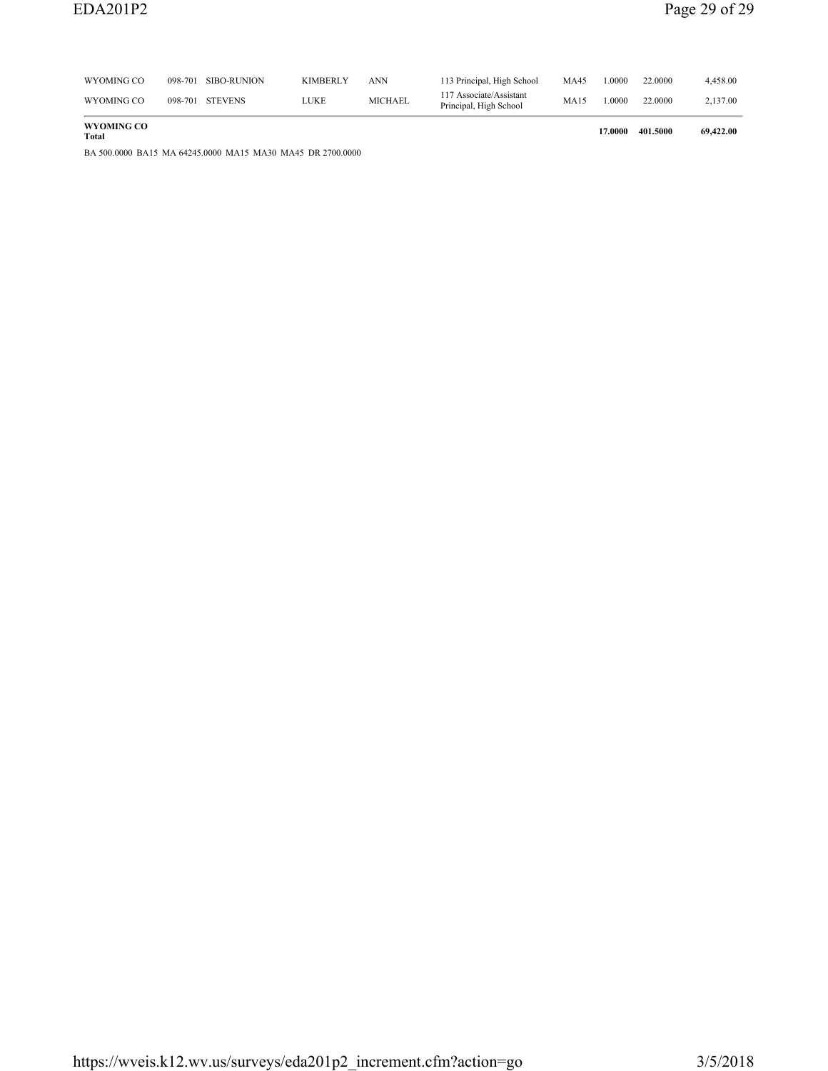| | | | | | | | | | |
|---|---|---|---|---|---|---|---|---|---|
| WYOMING CO | 098-701 | SIBO-RUNION | KIMBERLY | ANN | 113 Principal, High School | MA45 | 1.0000 | 22.0000 | 4,458.00 |
| WYOMING CO | 098-701 | STEVENS | LUKE | MICHAEL | 117 Associate/Assistant Principal, High School | MA15 | 1.0000 | 22.0000 | 2,137.00 |
| **WYOMING CO Total** | | | | | | | **17.0000** | **401.5000** | **69,422.00** |

BA 500.0000 BA15 MA 64245.0000 MA15 MA30 MA45 DR 2700.0000